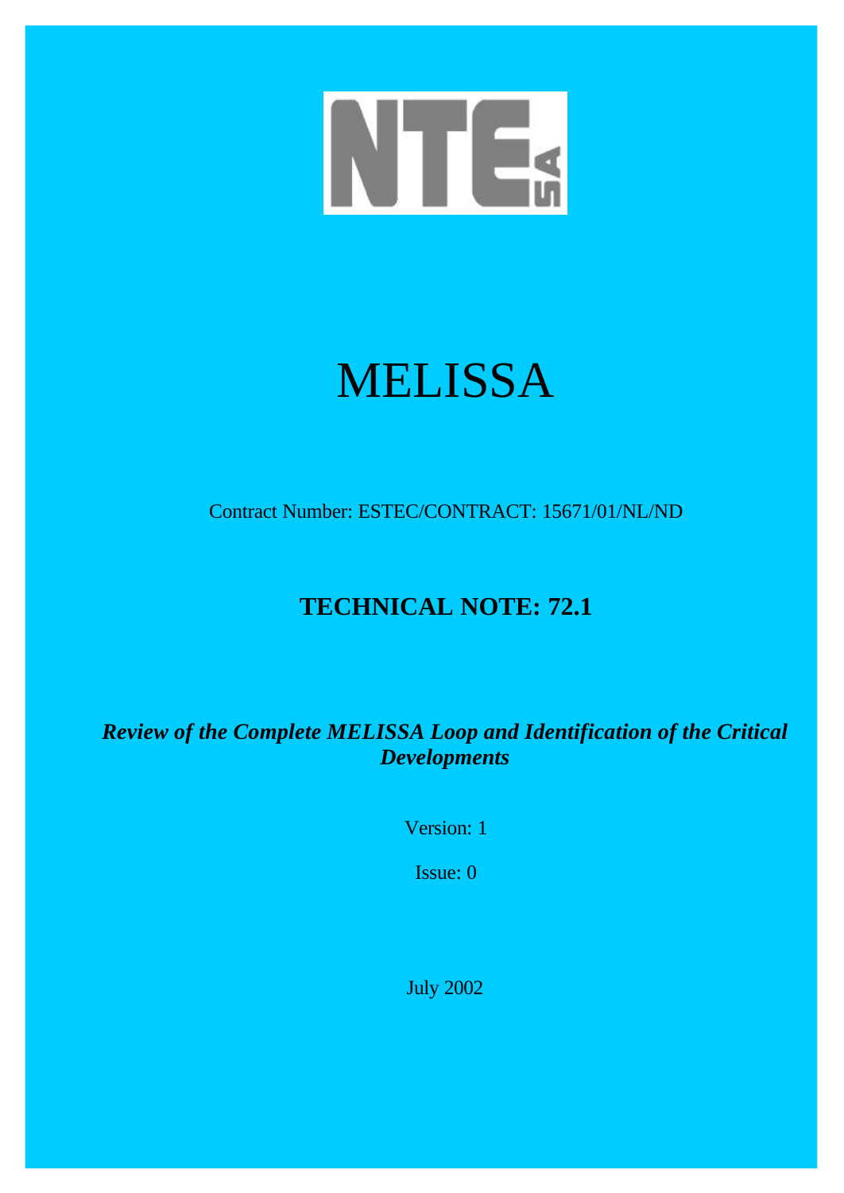NTE SA

# MELISSA

Contract Number: ESTEC/CONTRACT: 15671/01/NL/ND

## TECHNICAL NOTE: 72.1

***Review of the Complete MELISSA Loop and Identification of the Critical Developments***

Version: 1

Issue: 0

July 2002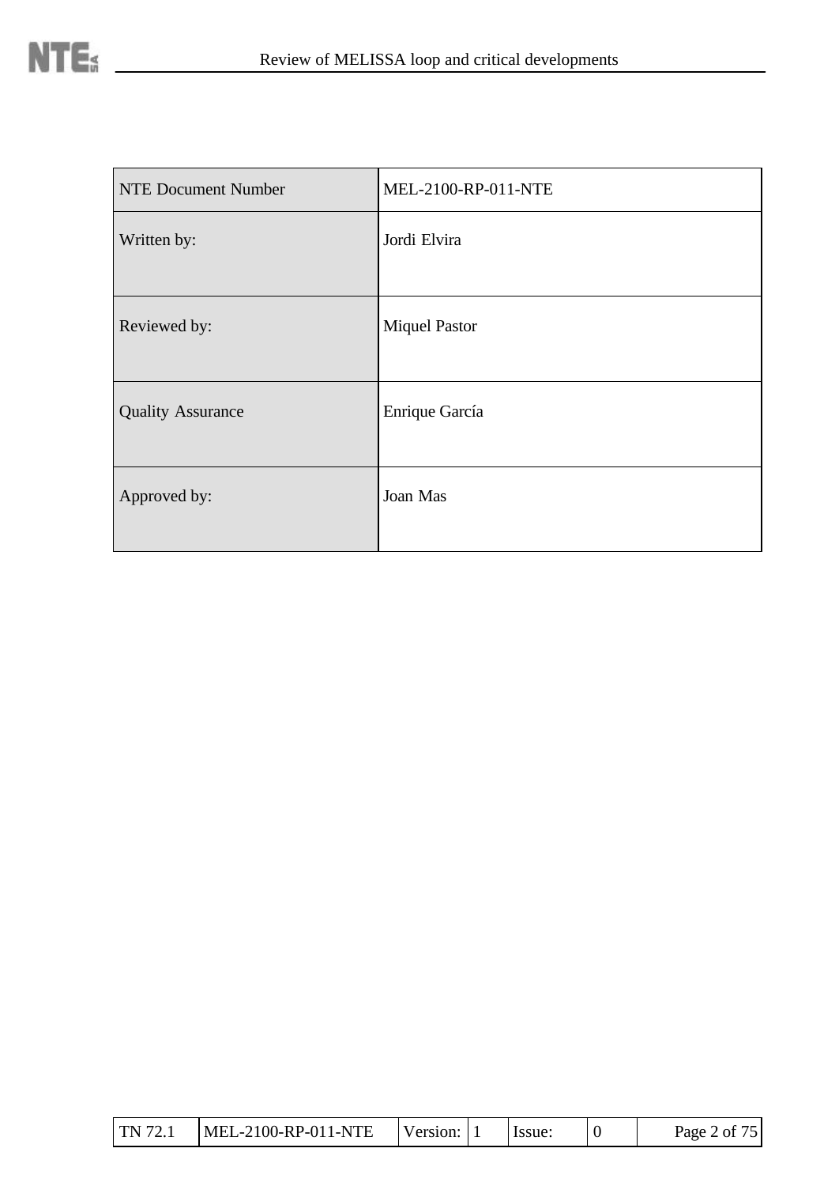| NTE Document Number | MEL-2100-RP-011-NTE |
|---|---|
| Written by: | Jordi Elvira |
| Reviewed by: | Miquel Pastor |
| Quality Assurance | Enrique García |
| Approved by: | Joan Mas |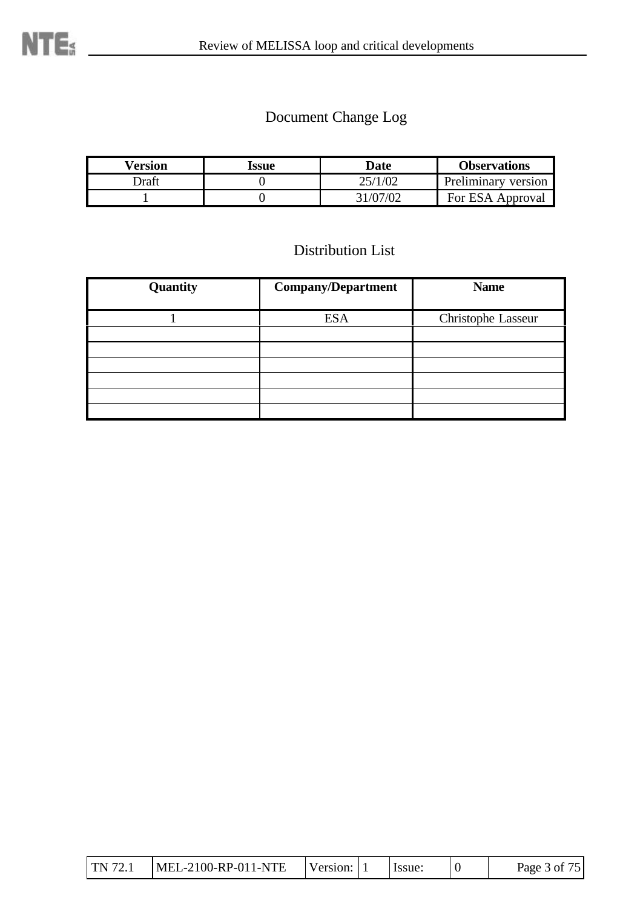# Document Change Log

| Version | Issue | Date | Observations |
|---|---|---|---|
| Draft | 0 | 25/1/02 | Preliminary version |
| 1 | 0 | 31/07/02 | For ESA Approval |

# Distribution List

| Quantity | Company/Department | Name |
|---|---|---|
| 1 | ESA | Christophe Lasseur |
| | | |
| | | |
| | | |
| | | |
| | | |
| | | |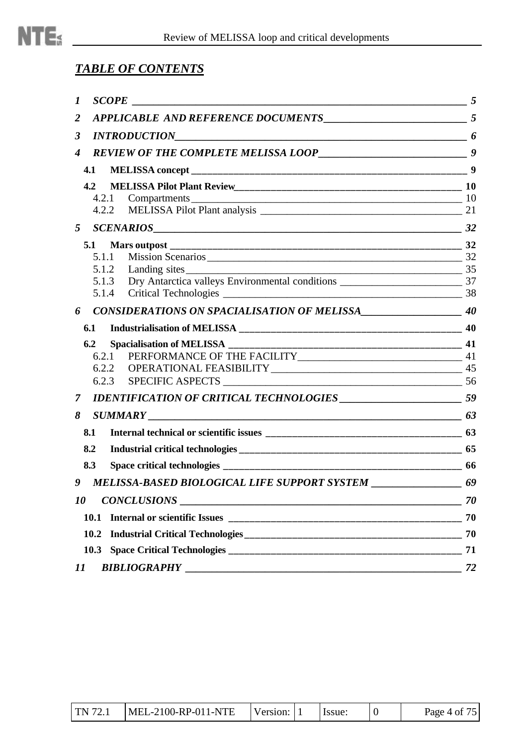## *TABLE OF CONTENTS*

*1 SCOPE* — *5*

*2 APPLICABLE AND REFERENCE DOCUMENTS* — *5*

*3 INTRODUCTION* — *6*

*4 REVIEW OF THE COMPLETE MELISSA LOOP* — *9*

- **4.1 MELISSA concept** — **9**
- **4.2 MELISSA Pilot Plant Review** — **10**
  - 4.2.1 Compartments — 10
  - 4.2.2 MELISSA Pilot Plant analysis — 21

*5 SCENARIOS* — *32*

- **5.1 Mars outpost** — **32**
  - 5.1.1 Mission Scenarios — 32
  - 5.1.2 Landing sites — 35
  - 5.1.3 Dry Antarctica valleys Environmental conditions — 37
  - 5.1.4 Critical Technologies — 38

*6 CONSIDERATIONS ON SPACIALISATION OF MELISSA* — *40*

- **6.1 Industrialisation of MELISSA** — **40**
- **6.2 Spacialisation of MELISSA** — **41**
  - 6.2.1 PERFORMANCE OF THE FACILITY — 41
  - 6.2.2 OPERATIONAL FEASIBILITY — 45
  - 6.2.3 SPECIFIC ASPECTS — 56

*7 IDENTIFICATION OF CRITICAL TECHNOLOGIES* — *59*

*8 SUMMARY* — *63*

- **8.1 Internal technical or scientific issues** — **63**
- **8.2 Industrial critical technologies** — **65**
- **8.3 Space critical technologies** — **66**

*9 MELISSA-BASED BIOLOGICAL LIFE SUPPORT SYSTEM* — *69*

*10 CONCLUSIONS* — *70*

- **10.1 Internal or scientific Issues** — **70**
- **10.2 Industrial Critical Technologies** — **70**
- **10.3 Space Critical Technologies** — **71**

*11 BIBLIOGRAPHY* — *72*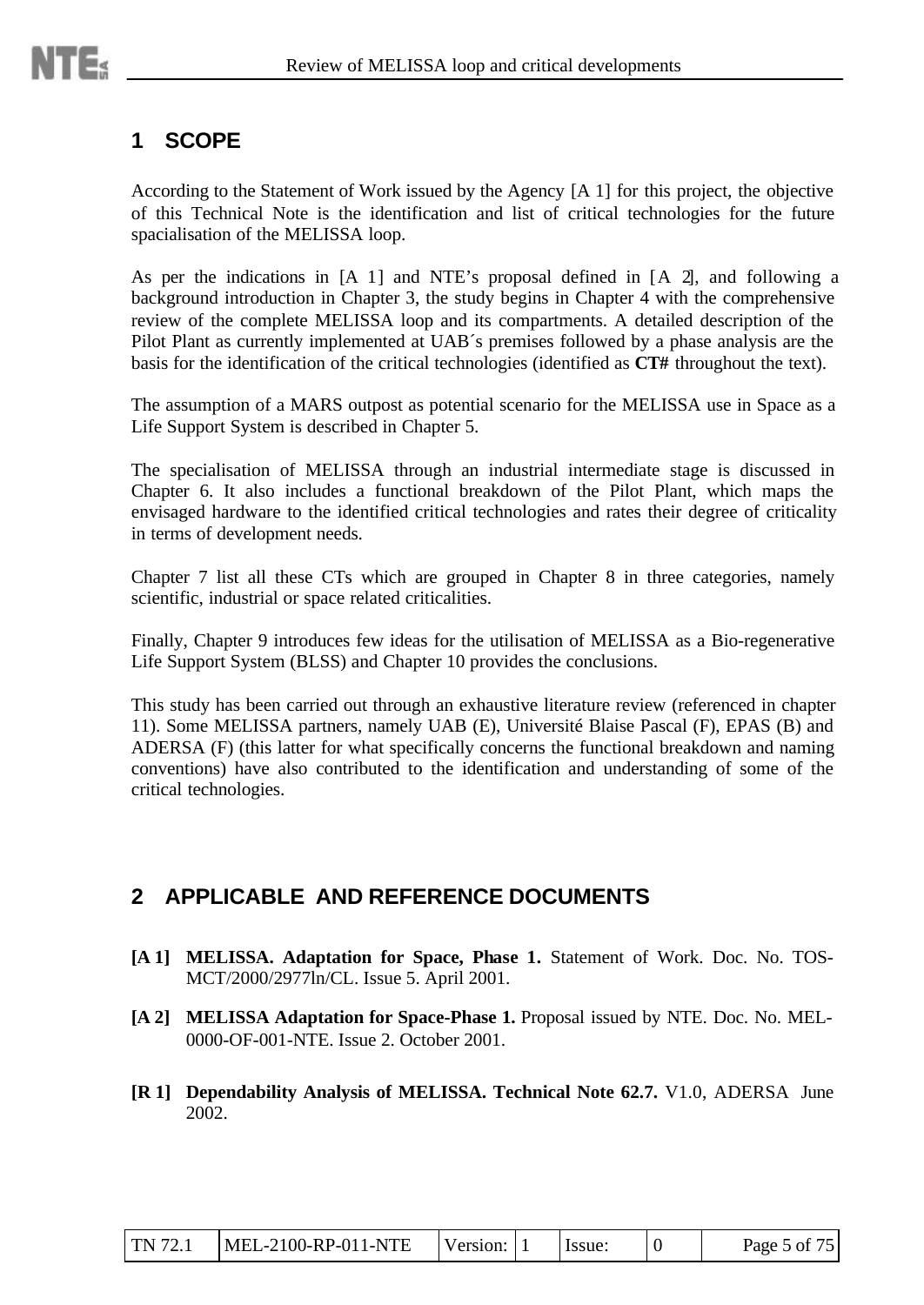# 1 SCOPE

According to the Statement of Work issued by the Agency [A 1] for this project, the objective of this Technical Note is the identification and list of critical technologies for the future spacialisation of the MELISSA loop.

As per the indications in [A 1] and NTE's proposal defined in [A 2], and following a background introduction in Chapter 3, the study begins in Chapter 4 with the comprehensive review of the complete MELISSA loop and its compartments. A detailed description of the Pilot Plant as currently implemented at UAB´s premises followed by a phase analysis are the basis for the identification of the critical technologies (identified as **CT#** throughout the text).

The assumption of a MARS outpost as potential scenario for the MELISSA use in Space as a Life Support System is described in Chapter 5.

The specialisation of MELISSA through an industrial intermediate stage is discussed in Chapter 6. It also includes a functional breakdown of the Pilot Plant, which maps the envisaged hardware to the identified critical technologies and rates their degree of criticality in terms of development needs.

Chapter 7 list all these CTs which are grouped in Chapter 8 in three categories, namely scientific, industrial or space related criticalities.

Finally, Chapter 9 introduces few ideas for the utilisation of MELISSA as a Bio-regenerative Life Support System (BLSS) and Chapter 10 provides the conclusions.

This study has been carried out through an exhaustive literature review (referenced in chapter 11). Some MELISSA partners, namely UAB (E), Université Blaise Pascal (F), EPAS (B) and ADERSA (F) (this latter for what specifically concerns the functional breakdown and naming conventions) have also contributed to the identification and understanding of some of the critical technologies.

# 2 APPLICABLE AND REFERENCE DOCUMENTS

**[A 1] MELISSA. Adaptation for Space, Phase 1.** Statement of Work. Doc. No. TOS-MCT/2000/2977ln/CL. Issue 5. April 2001.

**[A 2] MELISSA Adaptation for Space-Phase 1.** Proposal issued by NTE. Doc. No. MEL-0000-OF-001-NTE. Issue 2. October 2001.

**[R 1] Dependability Analysis of MELISSA. Technical Note 62.7.** V1.0, ADERSA June 2002.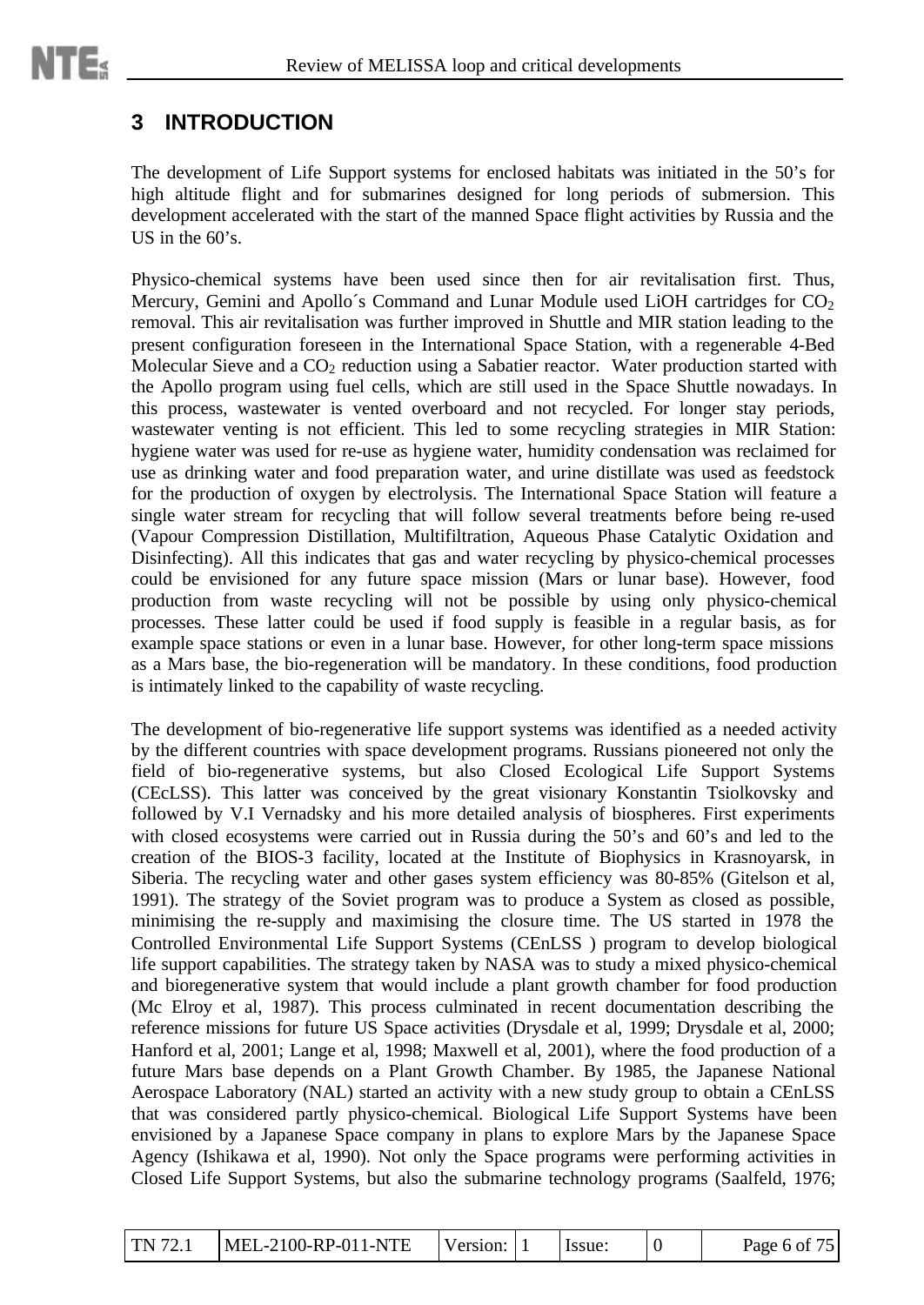# 3 INTRODUCTION

The development of Life Support systems for enclosed habitats was initiated in the 50's for high altitude flight and for submarines designed for long periods of submersion. This development accelerated with the start of the manned Space flight activities by Russia and the US in the 60's.

Physico-chemical systems have been used since then for air revitalisation first. Thus, Mercury, Gemini and Apollo´s Command and Lunar Module used LiOH cartridges for $CO_2$ removal. This air revitalisation was further improved in Shuttle and MIR station leading to the present configuration foreseen in the International Space Station, with a regenerable 4-Bed Molecular Sieve and a $CO_2$ reduction using a Sabatier reactor. Water production started with the Apollo program using fuel cells, which are still used in the Space Shuttle nowadays. In this process, wastewater is vented overboard and not recycled. For longer stay periods, wastewater venting is not efficient. This led to some recycling strategies in MIR Station: hygiene water was used for re-use as hygiene water, humidity condensation was reclaimed for use as drinking water and food preparation water, and urine distillate was used as feedstock for the production of oxygen by electrolysis. The International Space Station will feature a single water stream for recycling that will follow several treatments before being re-used (Vapour Compression Distillation, Multifiltration, Aqueous Phase Catalytic Oxidation and Disinfecting). All this indicates that gas and water recycling by physico-chemical processes could be envisioned for any future space mission (Mars or lunar base). However, food production from waste recycling will not be possible by using only physico-chemical processes. These latter could be used if food supply is feasible in a regular basis, as for example space stations or even in a lunar base. However, for other long-term space missions as a Mars base, the bio-regeneration will be mandatory. In these conditions, food production is intimately linked to the capability of waste recycling.

The development of bio-regenerative life support systems was identified as a needed activity by the different countries with space development programs. Russians pioneered not only the field of bio-regenerative systems, but also Closed Ecological Life Support Systems (CEcLSS). This latter was conceived by the great visionary Konstantin Tsiolkovsky and followed by V.I Vernadsky and his more detailed analysis of biospheres. First experiments with closed ecosystems were carried out in Russia during the 50's and 60's and led to the creation of the BIOS-3 facility, located at the Institute of Biophysics in Krasnoyarsk, in Siberia. The recycling water and other gases system efficiency was 80-85% (Gitelson et al, 1991). The strategy of the Soviet program was to produce a System as closed as possible, minimising the re-supply and maximising the closure time. The US started in 1978 the Controlled Environmental Life Support Systems (CEnLSS ) program to develop biological life support capabilities. The strategy taken by NASA was to study a mixed physico-chemical and bioregenerative system that would include a plant growth chamber for food production (Mc Elroy et al, 1987). This process culminated in recent documentation describing the reference missions for future US Space activities (Drysdale et al, 1999; Drysdale et al, 2000; Hanford et al, 2001; Lange et al, 1998; Maxwell et al, 2001), where the food production of a future Mars base depends on a Plant Growth Chamber. By 1985, the Japanese National Aerospace Laboratory (NAL) started an activity with a new study group to obtain a CEnLSS that was considered partly physico-chemical. Biological Life Support Systems have been envisioned by a Japanese Space company in plans to explore Mars by the Japanese Space Agency (Ishikawa et al, 1990). Not only the Space programs were performing activities in Closed Life Support Systems, but also the submarine technology programs (Saalfeld, 1976;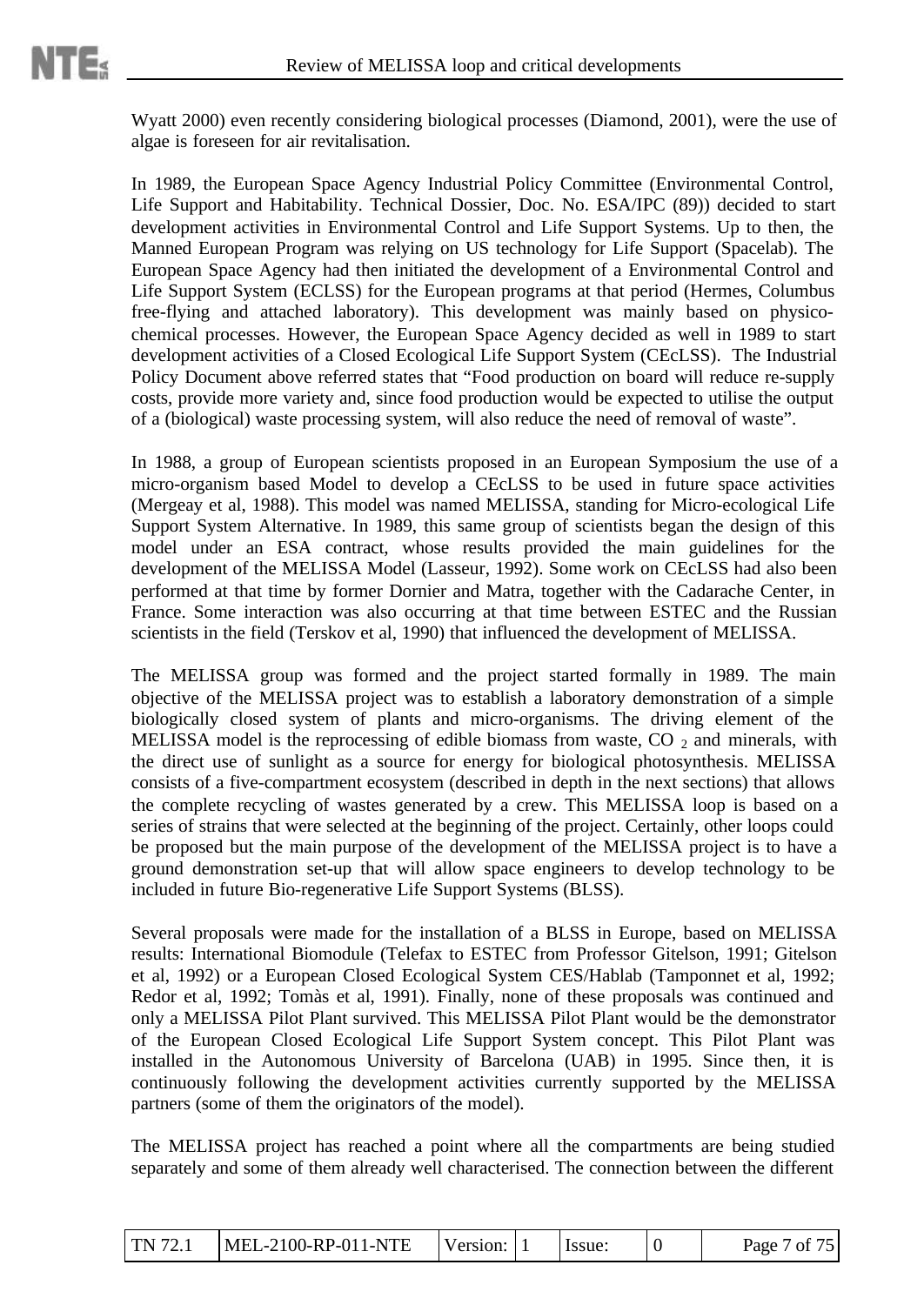Wyatt 2000) even recently considering biological processes (Diamond, 2001), were the use of algae is foreseen for air revitalisation.

In 1989, the European Space Agency Industrial Policy Committee (Environmental Control, Life Support and Habitability. Technical Dossier, Doc. No. ESA/IPC (89)) decided to start development activities in Environmental Control and Life Support Systems. Up to then, the Manned European Program was relying on US technology for Life Support (Spacelab). The European Space Agency had then initiated the development of a Environmental Control and Life Support System (ECLSS) for the European programs at that period (Hermes, Columbus free-flying and attached laboratory). This development was mainly based on physico-chemical processes. However, the European Space Agency decided as well in 1989 to start development activities of a Closed Ecological Life Support System (CEcLSS). The Industrial Policy Document above referred states that "Food production on board will reduce re-supply costs, provide more variety and, since food production would be expected to utilise the output of a (biological) waste processing system, will also reduce the need of removal of waste".

In 1988, a group of European scientists proposed in an European Symposium the use of a micro-organism based Model to develop a CEcLSS to be used in future space activities (Mergeay et al, 1988). This model was named MELISSA, standing for Micro-ecological Life Support System Alternative. In 1989, this same group of scientists began the design of this model under an ESA contract, whose results provided the main guidelines for the development of the MELISSA Model (Lasseur, 1992). Some work on CEcLSS had also been performed at that time by former Dornier and Matra, together with the Cadarache Center, in France. Some interaction was also occurring at that time between ESTEC and the Russian scientists in the field (Terskov et al, 1990) that influenced the development of MELISSA.

The MELISSA group was formed and the project started formally in 1989. The main objective of the MELISSA project was to establish a laboratory demonstration of a simple biologically closed system of plants and micro-organisms. The driving element of the MELISSA model is the reprocessing of edible biomass from waste, $CO_2$ and minerals, with the direct use of sunlight as a source for energy for biological photosynthesis. MELISSA consists of a five-compartment ecosystem (described in depth in the next sections) that allows the complete recycling of wastes generated by a crew. This MELISSA loop is based on a series of strains that were selected at the beginning of the project. Certainly, other loops could be proposed but the main purpose of the development of the MELISSA project is to have a ground demonstration set-up that will allow space engineers to develop technology to be included in future Bio-regenerative Life Support Systems (BLSS).

Several proposals were made for the installation of a BLSS in Europe, based on MELISSA results: International Biomodule (Telefax to ESTEC from Professor Gitelson, 1991; Gitelson et al, 1992) or a European Closed Ecological System CES/Hablab (Tamponnet et al, 1992; Redor et al, 1992; Tomàs et al, 1991). Finally, none of these proposals was continued and only a MELISSA Pilot Plant survived. This MELISSA Pilot Plant would be the demonstrator of the European Closed Ecological Life Support System concept. This Pilot Plant was installed in the Autonomous University of Barcelona (UAB) in 1995. Since then, it is continuously following the development activities currently supported by the MELISSA partners (some of them the originators of the model).

The MELISSA project has reached a point where all the compartments are being studied separately and some of them already well characterised. The connection between the different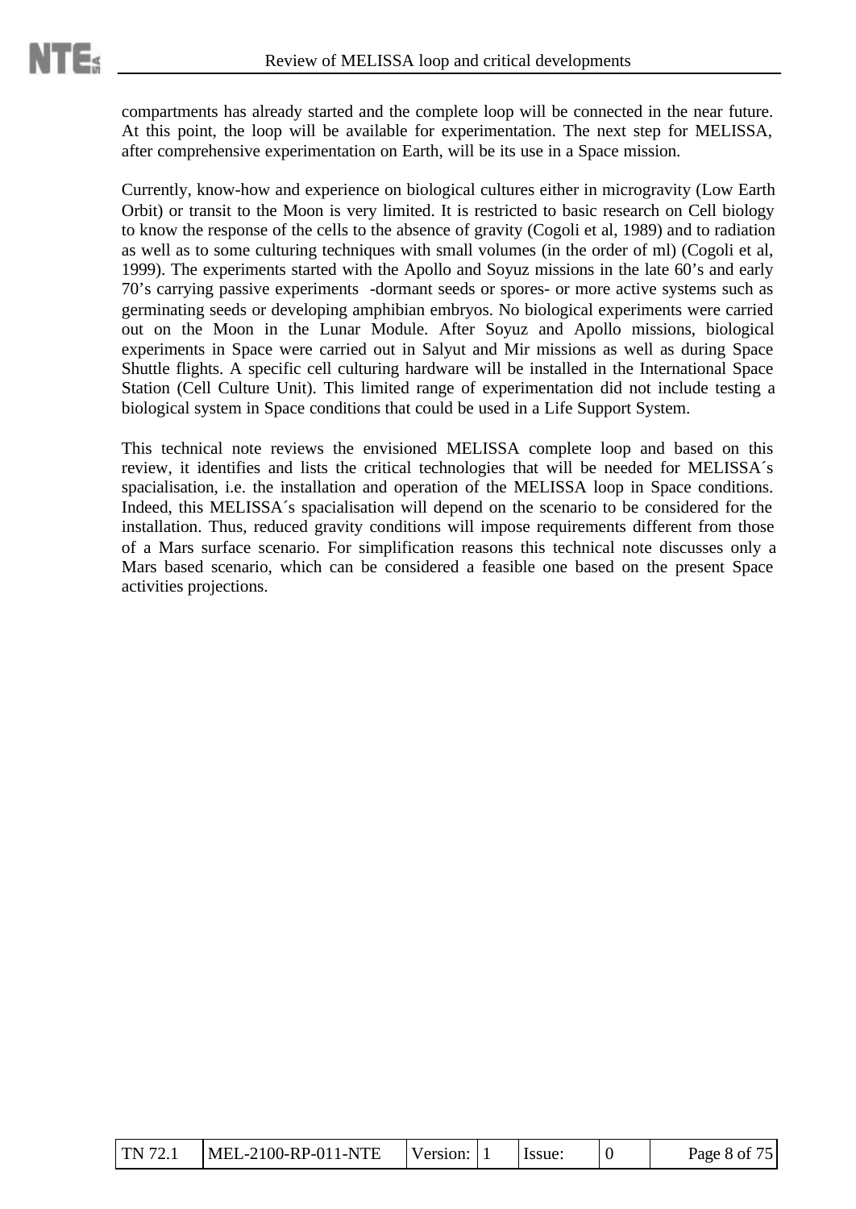compartments has already started and the complete loop will be connected in the near future. At this point, the loop will be available for experimentation. The next step for MELISSA, after comprehensive experimentation on Earth, will be its use in a Space mission.

Currently, know-how and experience on biological cultures either in microgravity (Low Earth Orbit) or transit to the Moon is very limited. It is restricted to basic research on Cell biology to know the response of the cells to the absence of gravity (Cogoli et al, 1989) and to radiation as well as to some culturing techniques with small volumes (in the order of ml) (Cogoli et al, 1999). The experiments started with the Apollo and Soyuz missions in the late 60's and early 70's carrying passive experiments -dormant seeds or spores- or more active systems such as germinating seeds or developing amphibian embryos. No biological experiments were carried out on the Moon in the Lunar Module. After Soyuz and Apollo missions, biological experiments in Space were carried out in Salyut and Mir missions as well as during Space Shuttle flights. A specific cell culturing hardware will be installed in the International Space Station (Cell Culture Unit). This limited range of experimentation did not include testing a biological system in Space conditions that could be used in a Life Support System.

This technical note reviews the envisioned MELISSA complete loop and based on this review, it identifies and lists the critical technologies that will be needed for MELISSA´s spacialisation, i.e. the installation and operation of the MELISSA loop in Space conditions. Indeed, this MELISSA´s spacialisation will depend on the scenario to be considered for the installation. Thus, reduced gravity conditions will impose requirements different from those of a Mars surface scenario. For simplification reasons this technical note discusses only a Mars based scenario, which can be considered a feasible one based on the present Space activities projections.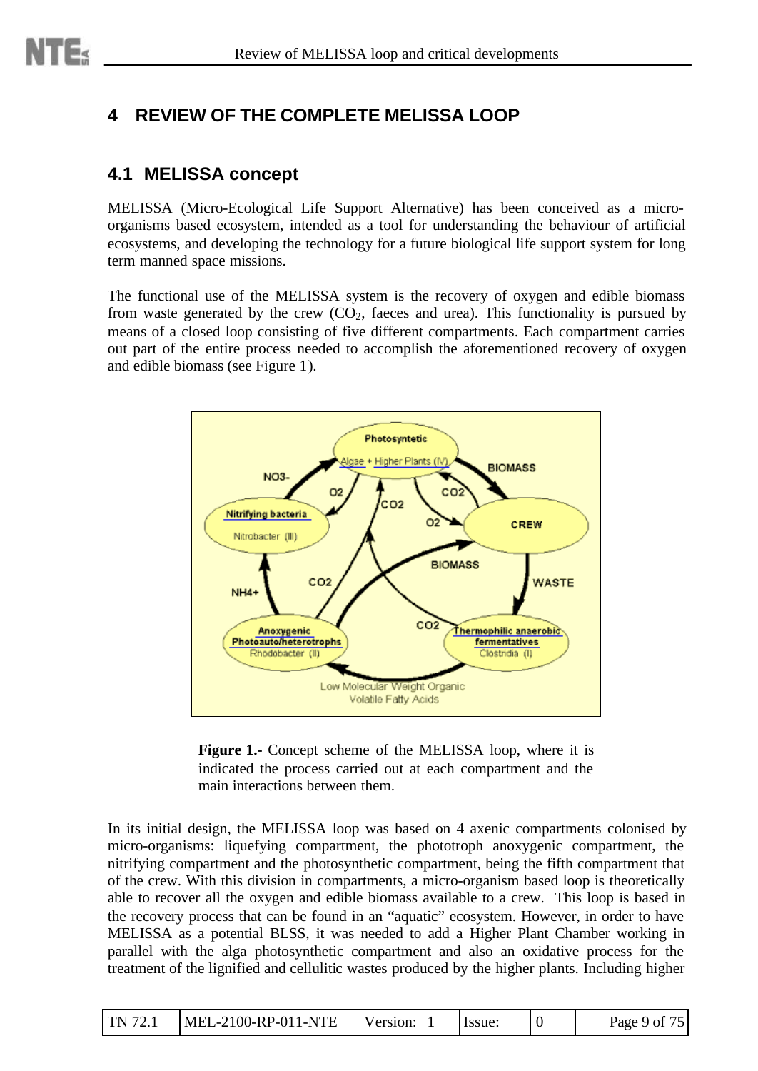# 4 REVIEW OF THE COMPLETE MELISSA LOOP

## 4.1 MELISSA concept

MELISSA (Micro-Ecological Life Support Alternative) has been conceived as a micro-organisms based ecosystem, intended as a tool for understanding the behaviour of artificial ecosystems, and developing the technology for a future biological life support system for long term manned space missions.

The functional use of the MELISSA system is the recovery of oxygen and edible biomass from waste generated by the crew ($CO_2$, faeces and urea). This functionality is pursued by means of a closed loop consisting of five different compartments. Each compartment carries out part of the entire process needed to accomplish the aforementioned recovery of oxygen and edible biomass (see Figure 1).

**Figure 1.-** Concept scheme of the MELISSA loop, where it is indicated the process carried out at each compartment and the main interactions between them.

In its initial design, the MELISSA loop was based on 4 axenic compartments colonised by micro-organisms: liquefying compartment, the phototroph anoxygenic compartment, the nitrifying compartment and the photosynthetic compartment, being the fifth compartment that of the crew. With this division in compartments, a micro-organism based loop is theoretically able to recover all the oxygen and edible biomass available to a crew. This loop is based in the recovery process that can be found in an "aquatic" ecosystem. However, in order to have MELISSA as a potential BLSS, it was needed to add a Higher Plant Chamber working in parallel with the alga photosynthetic compartment and also an oxidative process for the treatment of the lignified and cellulitic wastes produced by the higher plants. Including higher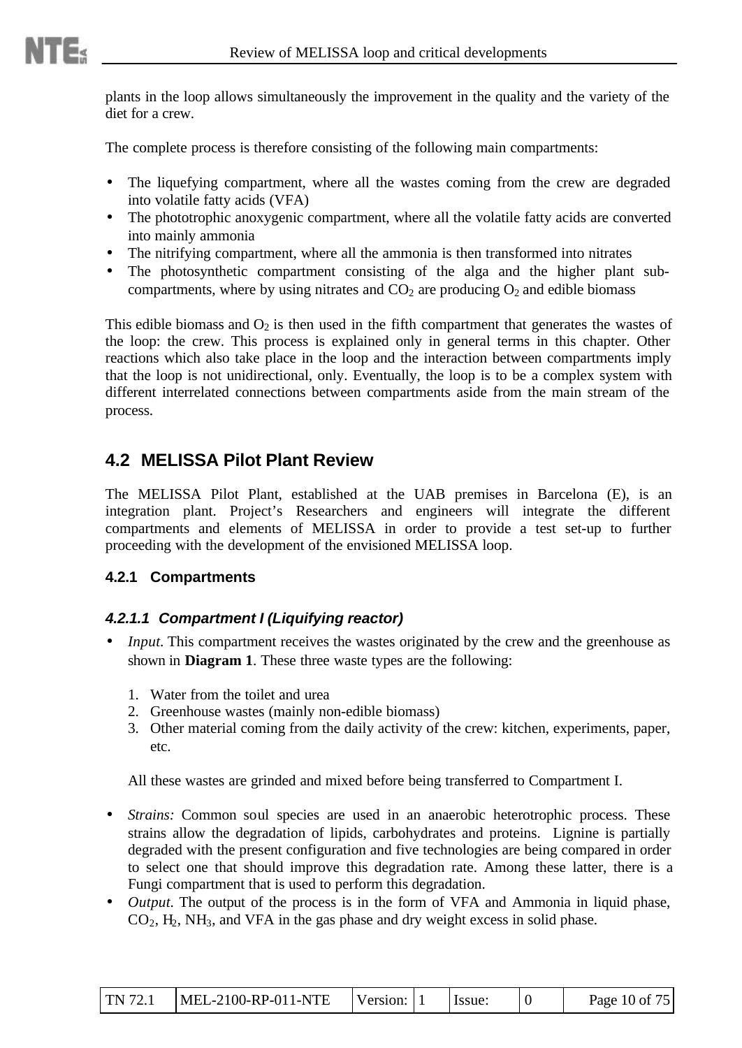plants in the loop allows simultaneously the improvement in the quality and the variety of the diet for a crew.

The complete process is therefore consisting of the following main compartments:

- The liquefying compartment, where all the wastes coming from the crew are degraded into volatile fatty acids (VFA)
- The phototrophic anoxygenic compartment, where all the volatile fatty acids are converted into mainly ammonia
- The nitrifying compartment, where all the ammonia is then transformed into nitrates
- The photosynthetic compartment consisting of the alga and the higher plant sub-compartments, where by using nitrates and $CO_2$ are producing $O_2$ and edible biomass

This edible biomass and $O_2$ is then used in the fifth compartment that generates the wastes of the loop: the crew. This process is explained only in general terms in this chapter. Other reactions which also take place in the loop and the interaction between compartments imply that the loop is not unidirectional, only. Eventually, the loop is to be a complex system with different interrelated connections between compartments aside from the main stream of the process.

## 4.2 MELISSA Pilot Plant Review

The MELISSA Pilot Plant, established at the UAB premises in Barcelona (E), is an integration plant. Project's Researchers and engineers will integrate the different compartments and elements of MELISSA in order to provide a test set-up to further proceeding with the development of the envisioned MELISSA loop.

### 4.2.1 Compartments

#### *4.2.1.1 Compartment I (Liquifying reactor)*

- *Input*. This compartment receives the wastes originated by the crew and the greenhouse as shown in **Diagram 1**. These three waste types are the following:

  1. Water from the toilet and urea
  2. Greenhouse wastes (mainly non-edible biomass)
  3. Other material coming from the daily activity of the crew: kitchen, experiments, paper, etc.

  All these wastes are grinded and mixed before being transferred to Compartment I.

- *Strains:* Common soul species are used in an anaerobic heterotrophic process. These strains allow the degradation of lipids, carbohydrates and proteins. Lignine is partially degraded with the present configuration and five technologies are being compared in order to select one that should improve this degradation rate. Among these latter, there is a Fungi compartment that is used to perform this degradation.
- *Output*. The output of the process is in the form of VFA and Ammonia in liquid phase, $CO_2$, $H_2$, $NH_3$, and VFA in the gas phase and dry weight excess in solid phase.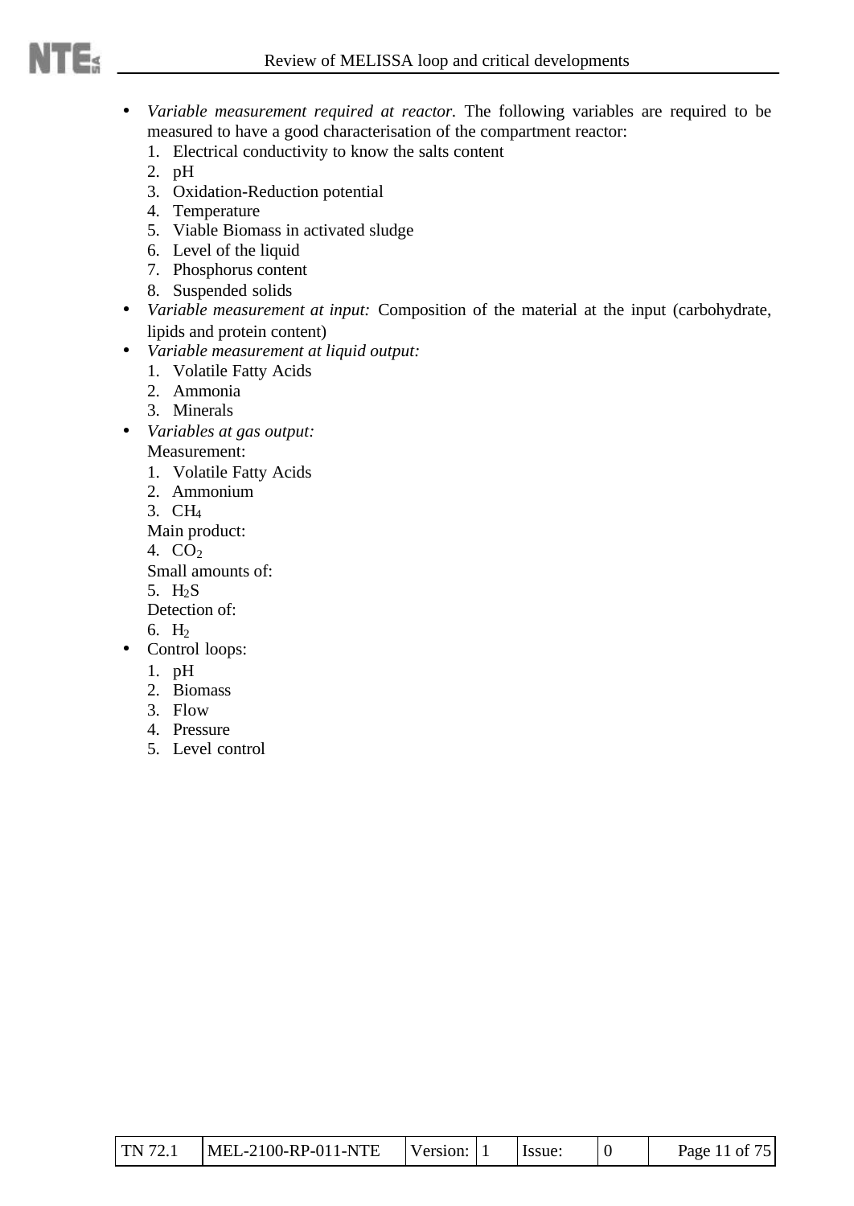- *Variable measurement required at reactor.* The following variables are required to be measured to have a good characterisation of the compartment reactor:
  1. Electrical conductivity to know the salts content
  2. pH
  3. Oxidation-Reduction potential
  4. Temperature
  5. Viable Biomass in activated sludge
  6. Level of the liquid
  7. Phosphorus content
  8. Suspended solids
- *Variable measurement at input:* Composition of the material at the input (carbohydrate, lipids and protein content)
- *Variable measurement at liquid output:*
  1. Volatile Fatty Acids
  2. Ammonia
  3. Minerals
- *Variables at gas output:*

  Measurement:
  1. Volatile Fatty Acids
  2. Ammonium
  3. $CH_4$

  Main product:

  4. $CO_2$

  Small amounts of:

  5. $H_2S$

  Detection of:

  6. $H_2$
- Control loops:
  1. pH
  2. Biomass
  3. Flow
  4. Pressure
  5. Level control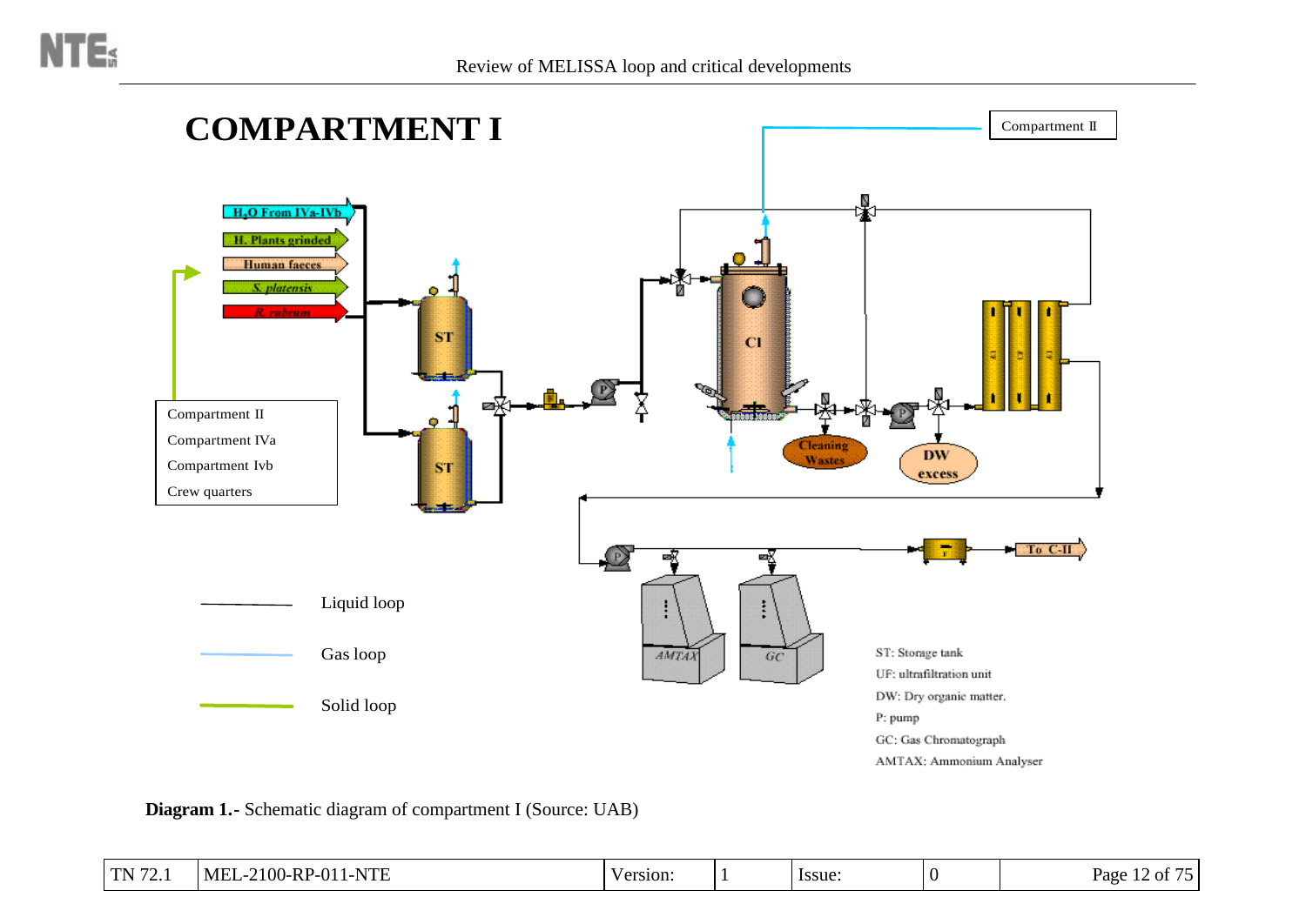# COMPARTMENT I

Compartment II

$H_2O$ From IVa-IVb

H. Plants grinded

Human faeces

*S. platensis*

*R. rubrum*

Compartment II
Compartment IVa
Compartment Ivb
Crew quarters

ST

ST

CI

Cleaning Wastes

DW excess

To C-II

AMTAX

GC

Liquid loop

Gas loop

Solid loop

ST: Storage tank
UF: ultrafiltration unit
DW: Dry organic matter.
P: pump
GC: Gas Chromatograph
AMTAX: Ammonium Analyser

**Diagram 1.-** Schematic diagram of compartment I (Source: UAB)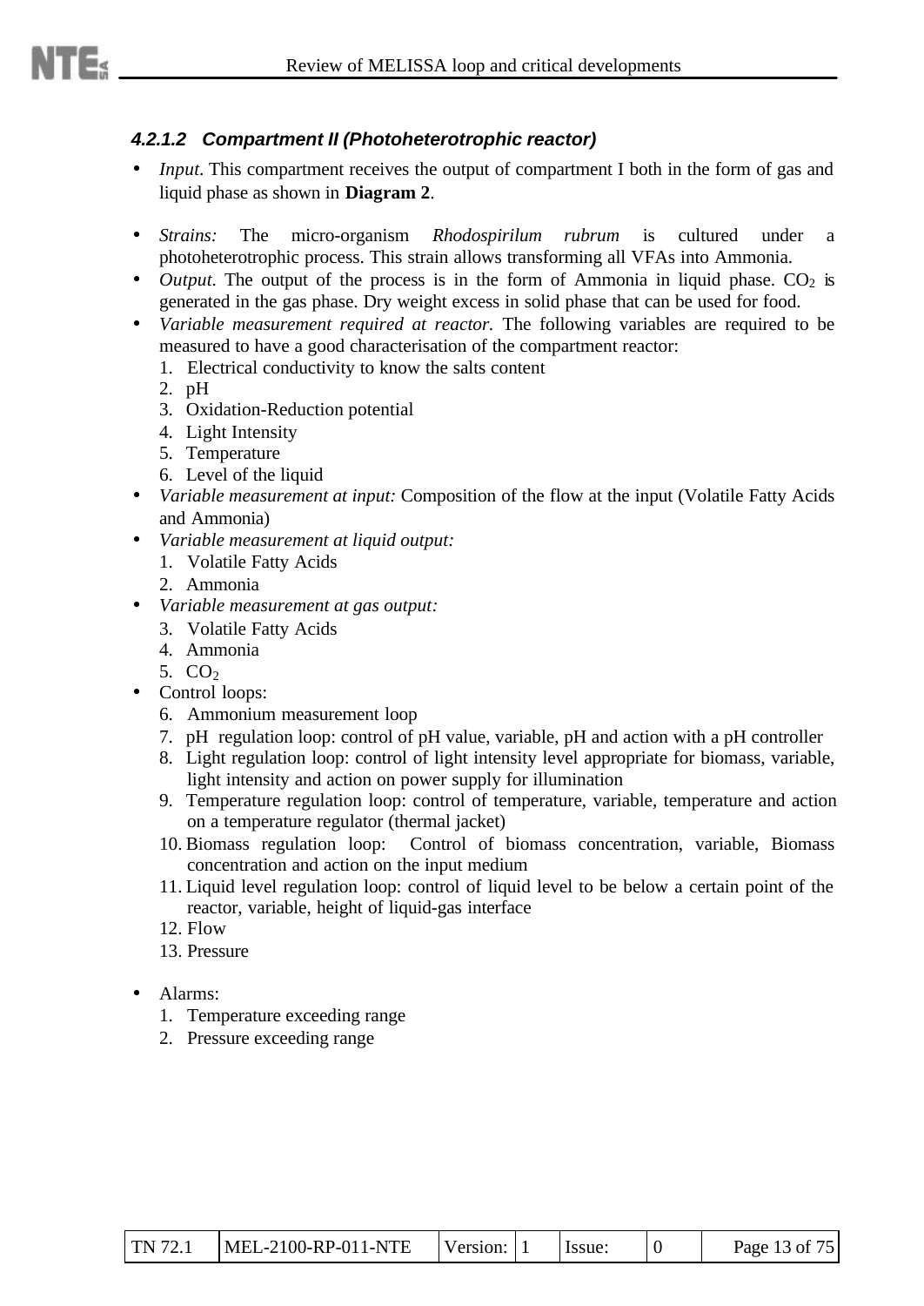#### *4.2.1.2 Compartment II (Photoheterotrophic reactor)*

- *Input*. This compartment receives the output of compartment I both in the form of gas and liquid phase as shown in **Diagram 2**.

- *Strains:* The micro-organism *Rhodospirilum rubrum* is cultured under a photoheterotrophic process. This strain allows transforming all VFAs into Ammonia.
- *Output*. The output of the process is in the form of Ammonia in liquid phase. $CO_2$ is generated in the gas phase. Dry weight excess in solid phase that can be used for food.
- *Variable measurement required at reactor.* The following variables are required to be measured to have a good characterisation of the compartment reactor:
  1. Electrical conductivity to know the salts content
  2. pH
  3. Oxidation-Reduction potential
  4. Light Intensity
  5. Temperature
  6. Level of the liquid
- *Variable measurement at input:* Composition of the flow at the input (Volatile Fatty Acids and Ammonia)
- *Variable measurement at liquid output:*
  1. Volatile Fatty Acids
  2. Ammonia
- *Variable measurement at gas output:*
  3. Volatile Fatty Acids
  4. Ammonia
  5. $CO_2$
- Control loops:
  6. Ammonium measurement loop
  7. pH regulation loop: control of pH value, variable, pH and action with a pH controller
  8. Light regulation loop: control of light intensity level appropriate for biomass, variable, light intensity and action on power supply for illumination
  9. Temperature regulation loop: control of temperature, variable, temperature and action on a temperature regulator (thermal jacket)
  10. Biomass regulation loop: Control of biomass concentration, variable, Biomass concentration and action on the input medium
  11. Liquid level regulation loop: control of liquid level to be below a certain point of the reactor, variable, height of liquid-gas interface
  12. Flow
  13. Pressure

- Alarms:
  1. Temperature exceeding range
  2. Pressure exceeding range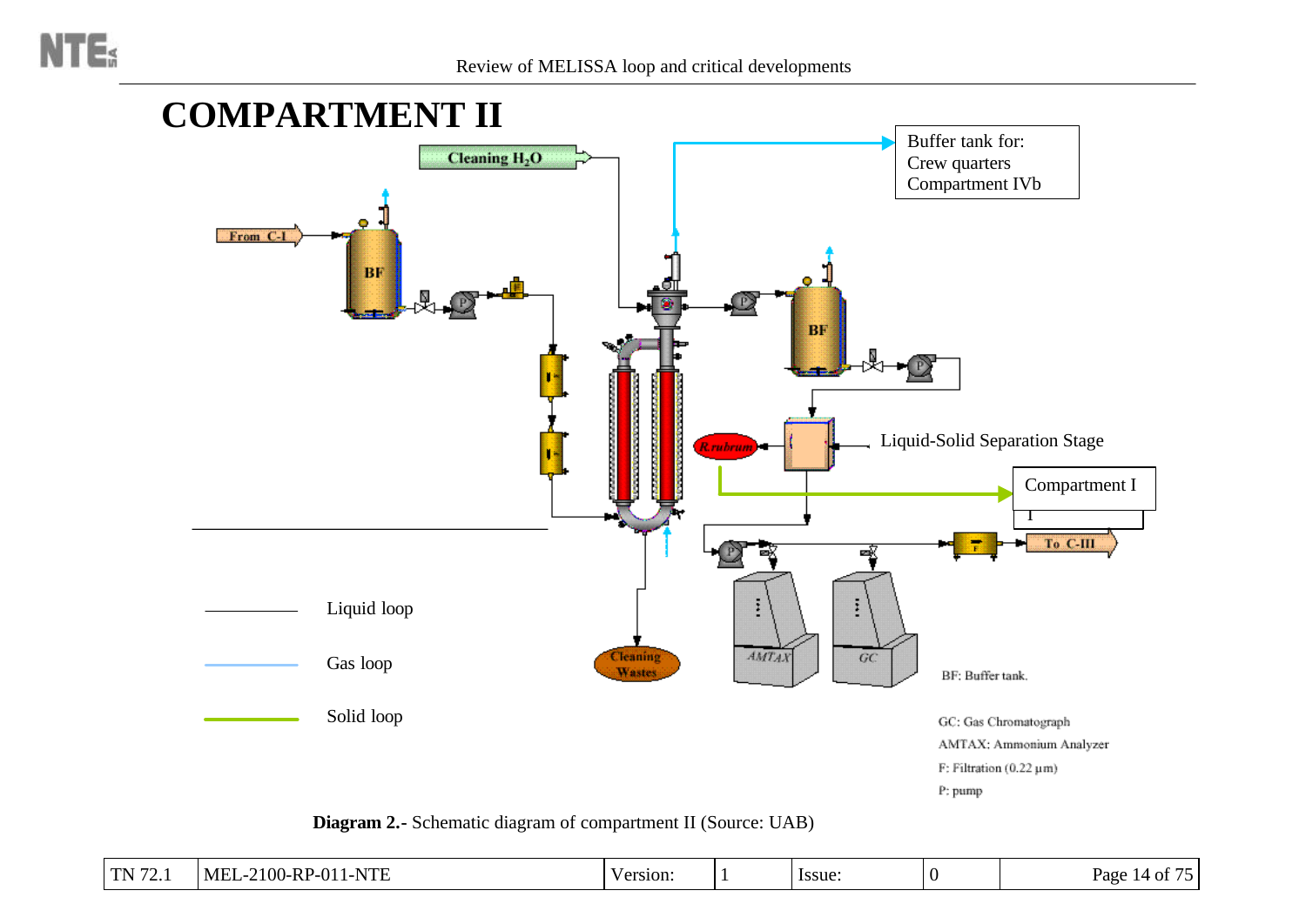# COMPARTMENT II

Cleaning $H_2O$

Buffer tank for:
Crew quarters
Compartment IVb

From C-I

BF

BF

R.rubrum

Liquid-Solid Separation Stage

Compartment I

To C-III

Cleaning Wastes

AMTAX

GC

Liquid loop

Gas loop

Solid loop

BF: Buffer tank.

GC: Gas Chromatograph

AMTAX: Ammonium Analyzer

F: Filtration (0.22 µm)

P: pump

**Diagram 2.-** Schematic diagram of compartment II (Source: UAB)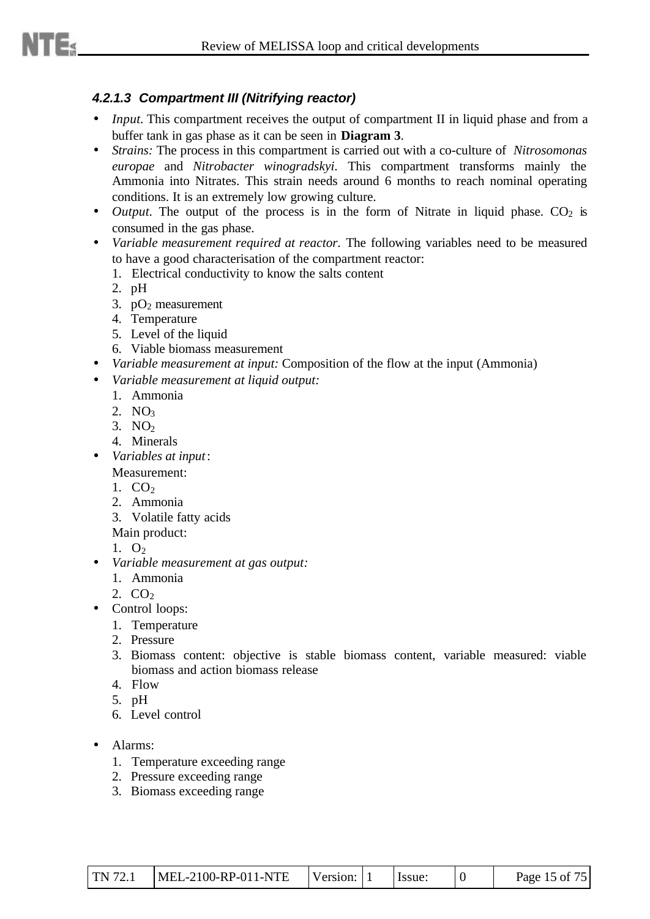#### *4.2.1.3 Compartment III (Nitrifying reactor)*

- *Input*. This compartment receives the output of compartment II in liquid phase and from a buffer tank in gas phase as it can be seen in **Diagram 3**.
- *Strains:* The process in this compartment is carried out with a co-culture of *Nitrosomonas europae* and *Nitrobacter winogradskyi*. This compartment transforms mainly the Ammonia into Nitrates. This strain needs around 6 months to reach nominal operating conditions. It is an extremely low growing culture.
- *Output*. The output of the process is in the form of Nitrate in liquid phase. $CO_2$ is consumed in the gas phase.
- *Variable measurement required at reactor*. The following variables need to be measured to have a good characterisation of the compartment reactor:
  1. Electrical conductivity to know the salts content
  2. pH
  3. $pO_2$ measurement
  4. Temperature
  5. Level of the liquid
  6. Viable biomass measurement
- *Variable measurement at input:* Composition of the flow at the input (Ammonia)
- *Variable measurement at liquid output:*
  1. Ammonia
  2. $NO_3$
  3. $NO_2$
  4. Minerals
- *Variables at input*:

  Measurement:
  1. $CO_2$
  2. Ammonia
  3. Volatile fatty acids

  Main product:
  1. $O_2$
- *Variable measurement at gas output:*
  1. Ammonia
  2. $CO_2$
- Control loops:
  1. Temperature
  2. Pressure
  3. Biomass content: objective is stable biomass content, variable measured: viable biomass and action biomass release
  4. Flow
  5. pH
  6. Level control

- Alarms:
  1. Temperature exceeding range
  2. Pressure exceeding range
  3. Biomass exceeding range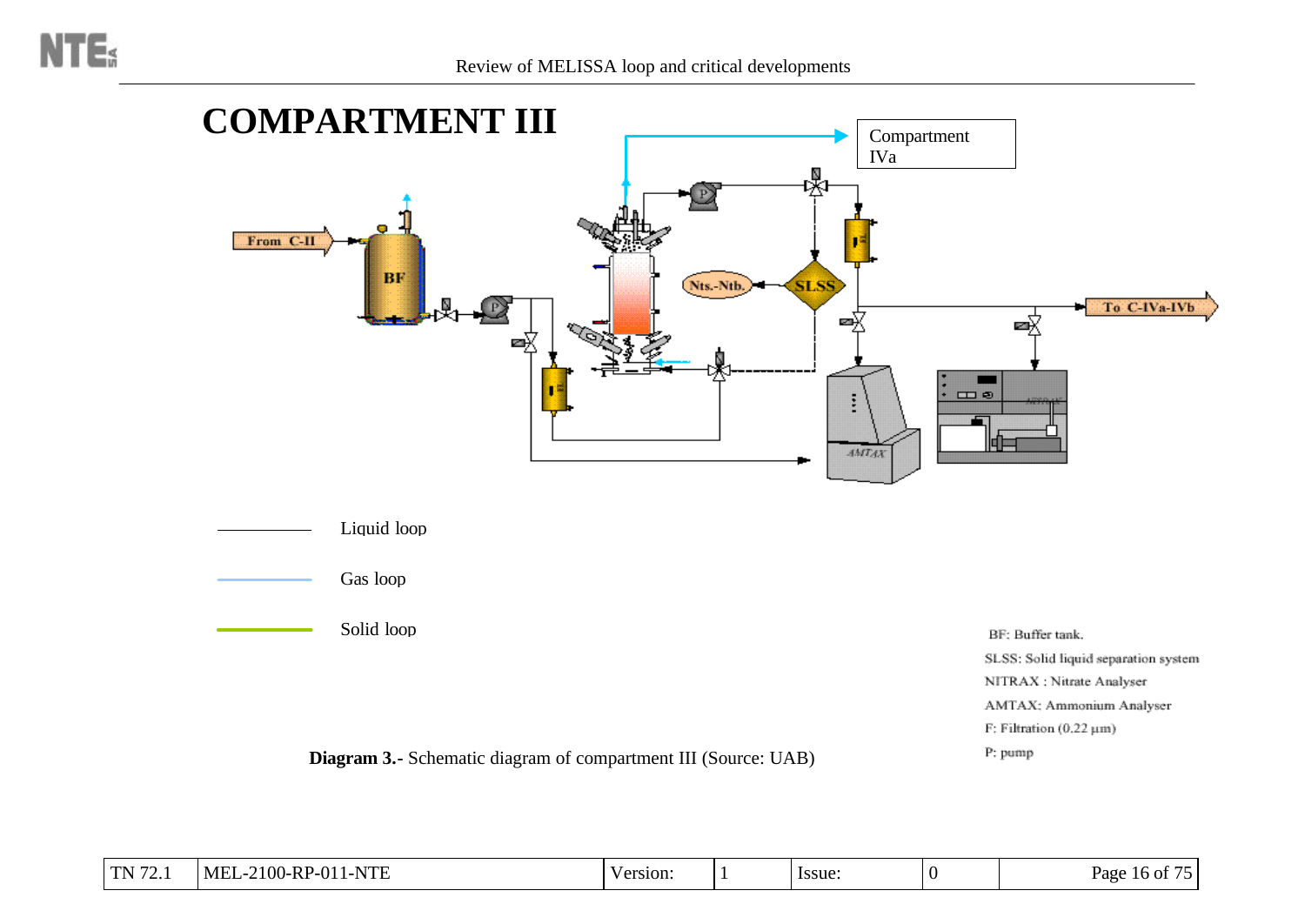# COMPARTMENT III

Compartment IVa

From C-II

BF

SLSS

Nts.-Ntb.

To C-IVa-IVb

AMTAX

NITRAX

Liquid loop

Gas loop

Solid loop

BF: Buffer tank.

SLSS: Solid liquid separation system

NITRAX : Nitrate Analyser

AMTAX: Ammonium Analyser

F: Filtration (0.22 µm)

P: pump

**Diagram 3.**- Schematic diagram of compartment III (Source: UAB)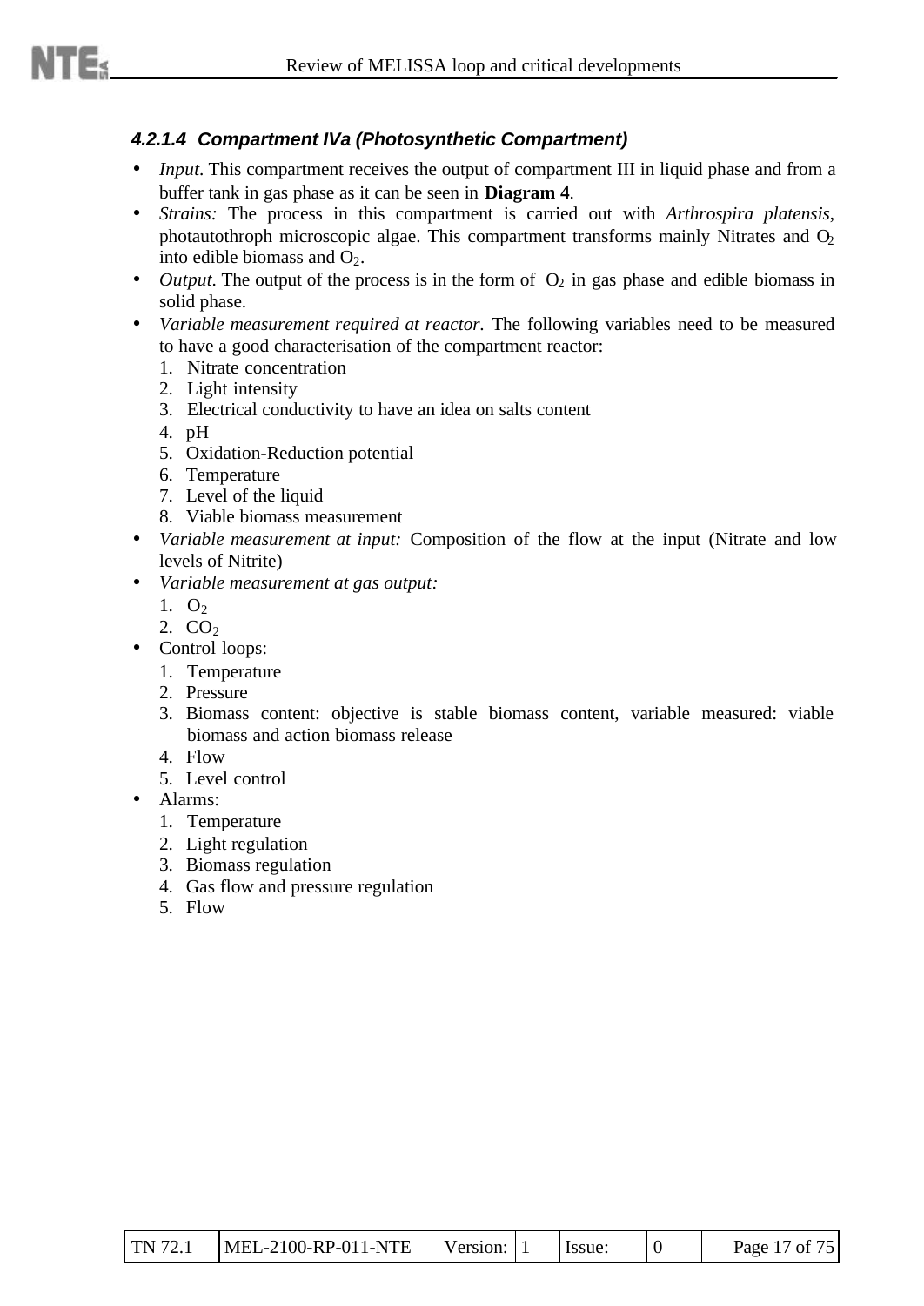#### *4.2.1.4 Compartment IVa (Photosynthetic Compartment)*

- *Input*. This compartment receives the output of compartment III in liquid phase and from a buffer tank in gas phase as it can be seen in **Diagram 4**.
- *Strains:* The process in this compartment is carried out with *Arthrospira platensis*, photautothroph microscopic algae. This compartment transforms mainly Nitrates and $O_2$ into edible biomass and $O_2$.
- *Output*. The output of the process is in the form of $O_2$ in gas phase and edible biomass in solid phase.
- *Variable measurement required at reactor.* The following variables need to be measured to have a good characterisation of the compartment reactor:
  1. Nitrate concentration
  2. Light intensity
  3. Electrical conductivity to have an idea on salts content
  4. pH
  5. Oxidation-Reduction potential
  6. Temperature
  7. Level of the liquid
  8. Viable biomass measurement
- *Variable measurement at input:* Composition of the flow at the input (Nitrate and low levels of Nitrite)
- *Variable measurement at gas output:*
  1. $O_2$
  2. $CO_2$
- Control loops:
  1. Temperature
  2. Pressure
  3. Biomass content: objective is stable biomass content, variable measured: viable biomass and action biomass release
  4. Flow
  5. Level control
- Alarms:
  1. Temperature
  2. Light regulation
  3. Biomass regulation
  4. Gas flow and pressure regulation
  5. Flow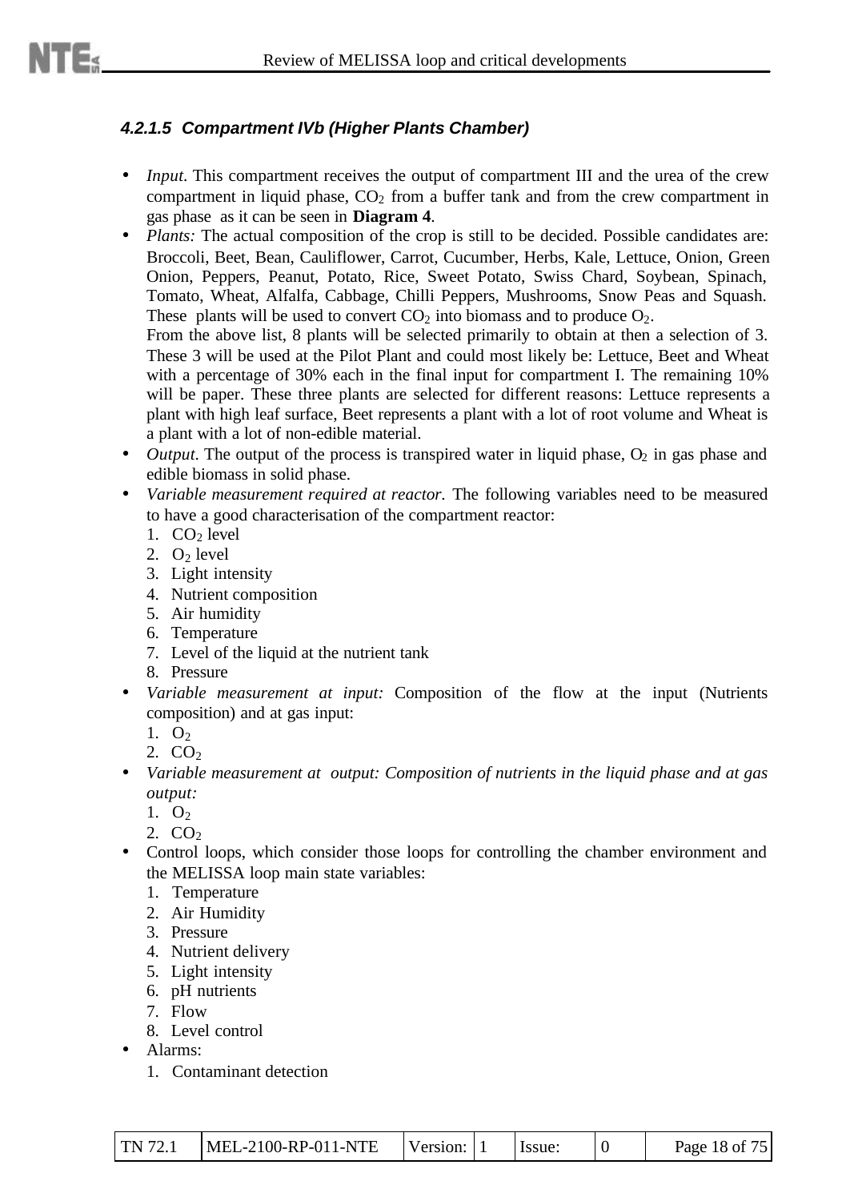#### 4.2.1.5 Compartment IVb (Higher Plants Chamber)

- *Input*. This compartment receives the output of compartment III and the urea of the crew compartment in liquid phase, $CO_2$ from a buffer tank and from the crew compartment in gas phase as it can be seen in **Diagram 4**.
- *Plants:* The actual composition of the crop is still to be decided. Possible candidates are: Broccoli, Beet, Bean, Cauliflower, Carrot, Cucumber, Herbs, Kale, Lettuce, Onion, Green Onion, Peppers, Peanut, Potato, Rice, Sweet Potato, Swiss Chard, Soybean, Spinach, Tomato, Wheat, Alfalfa, Cabbage, Chilli Peppers, Mushrooms, Snow Peas and Squash. These plants will be used to convert $CO_2$ into biomass and to produce $O_2$.
  From the above list, 8 plants will be selected primarily to obtain at then a selection of 3. These 3 will be used at the Pilot Plant and could most likely be: Lettuce, Beet and Wheat with a percentage of 30% each in the final input for compartment I. The remaining 10% will be paper. These three plants are selected for different reasons: Lettuce represents a plant with high leaf surface, Beet represents a plant with a lot of root volume and Wheat is a plant with a lot of non-edible material.
- *Output*. The output of the process is transpired water in liquid phase, $O_2$ in gas phase and edible biomass in solid phase.
- *Variable measurement required at reactor.* The following variables need to be measured to have a good characterisation of the compartment reactor:
  1. $CO_2$ level
  2. $O_2$ level
  3. Light intensity
  4. Nutrient composition
  5. Air humidity
  6. Temperature
  7. Level of the liquid at the nutrient tank
  8. Pressure
- *Variable measurement at input:* Composition of the flow at the input (Nutrients composition) and at gas input:
  1. $O_2$
  2. $CO_2$
- *Variable measurement at output: Composition of nutrients in the liquid phase and at gas output:*
  1. $O_2$
  2. $CO_2$
- Control loops, which consider those loops for controlling the chamber environment and the MELISSA loop main state variables:
  1. Temperature
  2. Air Humidity
  3. Pressure
  4. Nutrient delivery
  5. Light intensity
  6. pH nutrients
  7. Flow
  8. Level control
- Alarms:
  1. Contaminant detection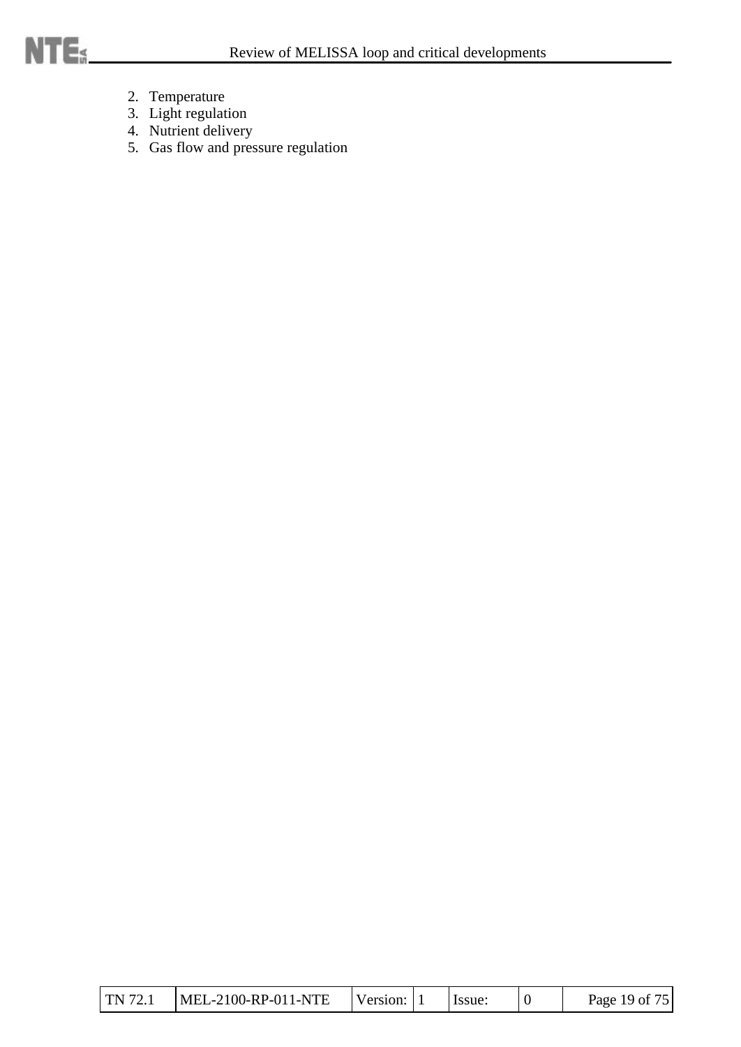2. Temperature
3. Light regulation
4. Nutrient delivery
5. Gas flow and pressure regulation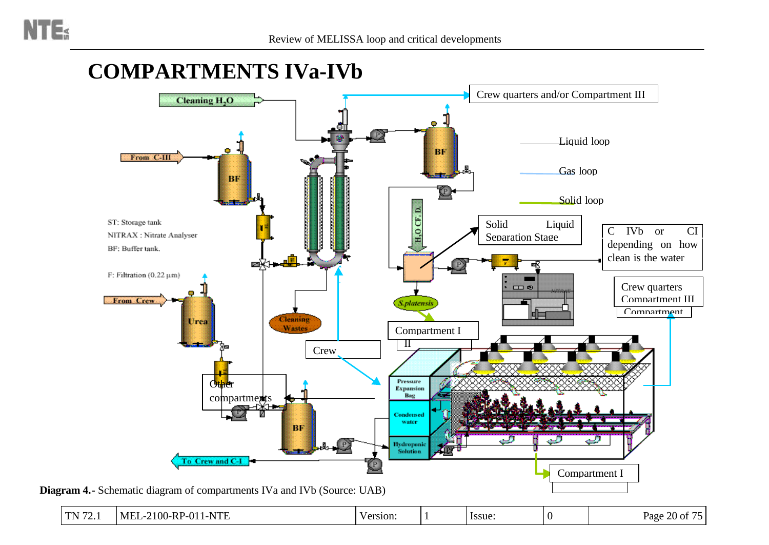# COMPARTMENTS IVa-IVb

Cleaning $H_2O$

Crew quarters and/or Compartment III

From C-III

BF

BF

Liquid loop

Gas loop

Solid loop

ST: Storage tank

NITRAX : Nitrate Analyser

BF: Buffer tank.

F: Filtration (0.22 µm)

$H_2O$ CF. D.

Solid Liquid Separation Stage

C IVb or CI depending on how clean is the water

Crew quarters Compartment III

Compartment

From Crew

Urea

Cleaning Wastes

*S.platensis*

Compartment I

II

Crew

Other compartments

Pressure Expansion Bag

Condensed water

Hydroponic Solution

BF

To Crew and C-I

Compartment I

**Diagram 4.**- Schematic diagram of compartments IVa and IVb (Source: UAB)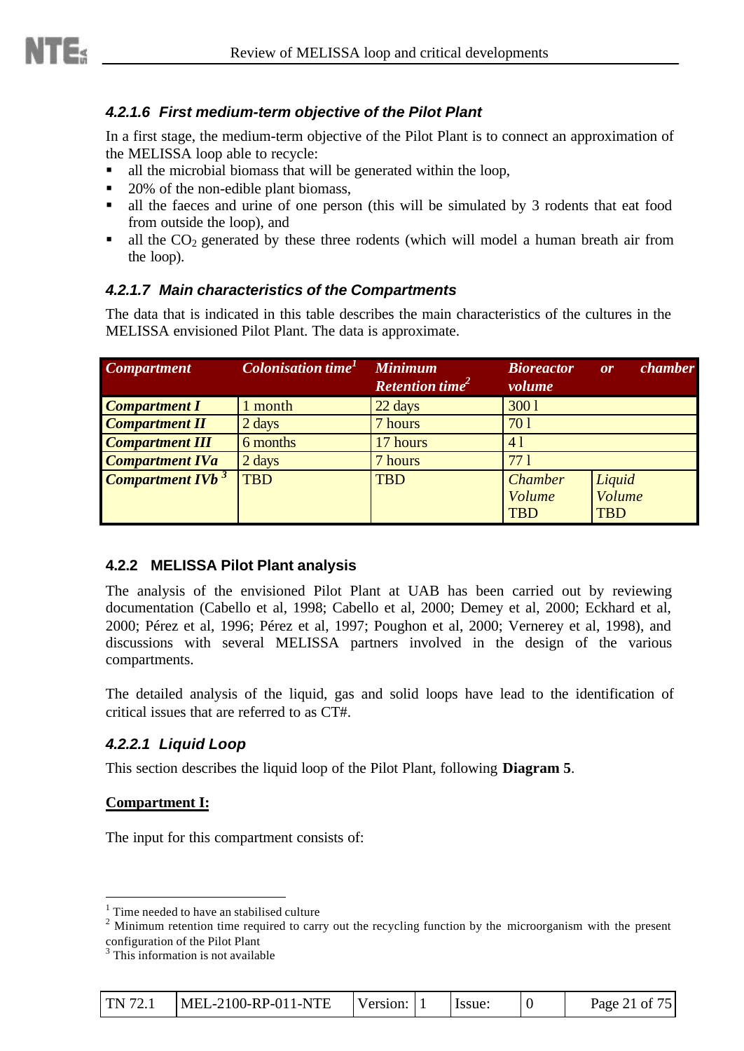#### 4.2.1.6 First medium-term objective of the Pilot Plant

In a first stage, the medium-term objective of the Pilot Plant is to connect an approximation of the MELISSA loop able to recycle:

- all the microbial biomass that will be generated within the loop,
- 20% of the non-edible plant biomass,
- all the faeces and urine of one person (this will be simulated by 3 rodents that eat food from outside the loop), and
- all the $CO_2$ generated by these three rodents (which will model a human breath air from the loop).

#### 4.2.1.7 Main characteristics of the Compartments

The data that is indicated in this table describes the main characteristics of the cultures in the MELISSA envisioned Pilot Plant. The data is approximate.

| *Compartment* | *Colonisation time*[1] | *Minimum Retention time*[2] | *Bioreactor or chamber volume* | |
|---|---|---|---|---|
| ***Compartment I*** | 1 month | 22 days | 300 l | |
| ***Compartment II*** | 2 days | 7 hours | 70 l | |
| ***Compartment III*** | 6 months | 17 hours | 4 l | |
| ***Compartment IVa*** | 2 days | 7 hours | 77 l | |
| ***Compartment IVb*** [3] | TBD | TBD | *Chamber Volume* TBD | *Liquid Volume* TBD |

### 4.2.2 MELISSA Pilot Plant analysis

The analysis of the envisioned Pilot Plant at UAB has been carried out by reviewing documentation (Cabello et al, 1998; Cabello et al, 2000; Demey et al, 2000; Eckhard et al, 2000; Pérez et al, 1996; Pérez et al, 1997; Poughon et al, 2000; Vernerey et al, 1998), and discussions with several MELISSA partners involved in the design of the various compartments.

The detailed analysis of the liquid, gas and solid loops have lead to the identification of critical issues that are referred to as CT#.

#### 4.2.2.1 Liquid Loop

This section describes the liquid loop of the Pilot Plant, following **Diagram 5**.

**<u>Compartment I:</u>**

The input for this compartment consists of:

---

[1] Time needed to have an stabilised culture

[2] Minimum retention time required to carry out the recycling function by the microorganism with the present configuration of the Pilot Plant

[3] This information is not available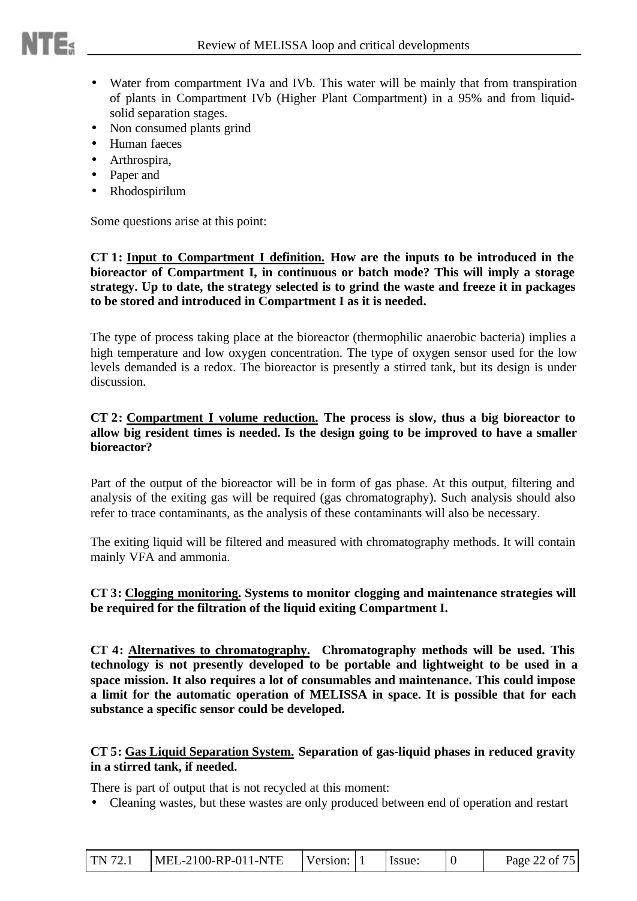- Water from compartment IVa and IVb. This water will be mainly that from transpiration of plants in Compartment IVb (Higher Plant Compartment) in a 95% and from liquid-solid separation stages.
- Non consumed plants grind
- Human faeces
- Arthrospira,
- Paper and
- Rhodospirilum

Some questions arise at this point:

**CT 1: <u>Input to Compartment I definition.</u> How are the inputs to be introduced in the bioreactor of Compartment I, in continuous or batch mode? This will imply a storage strategy. Up to date, the strategy selected is to grind the waste and freeze it in packages to be stored and introduced in Compartment I as it is needed.**

The type of process taking place at the bioreactor (thermophilic anaerobic bacteria) implies a high temperature and low oxygen concentration. The type of oxygen sensor used for the low levels demanded is a redox. The bioreactor is presently a stirred tank, but its design is under discussion.

**CT 2: <u>Compartment I volume reduction.</u> The process is slow, thus a big bioreactor to allow big resident times is needed. Is the design going to be improved to have a smaller bioreactor?**

Part of the output of the bioreactor will be in form of gas phase. At this output, filtering and analysis of the exiting gas will be required (gas chromatography). Such analysis should also refer to trace contaminants, as the analysis of these contaminants will also be necessary.

The exiting liquid will be filtered and measured with chromatography methods. It will contain mainly VFA and ammonia.

**CT 3: <u>Clogging monitoring.</u> Systems to monitor clogging and maintenance strategies will be required for the filtration of the liquid exiting Compartment I.**

**CT 4: <u>Alternatives to chromatography.</u> Chromatography methods will be used. This technology is not presently developed to be portable and lightweight to be used in a space mission. It also requires a lot of consumables and maintenance. This could impose a limit for the automatic operation of MELISSA in space. It is possible that for each substance a specific sensor could be developed.**

**CT 5: <u>Gas Liquid Separation System.</u> Separation of gas-liquid phases in reduced gravity in a stirred tank, if needed.**

There is part of output that is not recycled at this moment:

- Cleaning wastes, but these wastes are only produced between end of operation and restart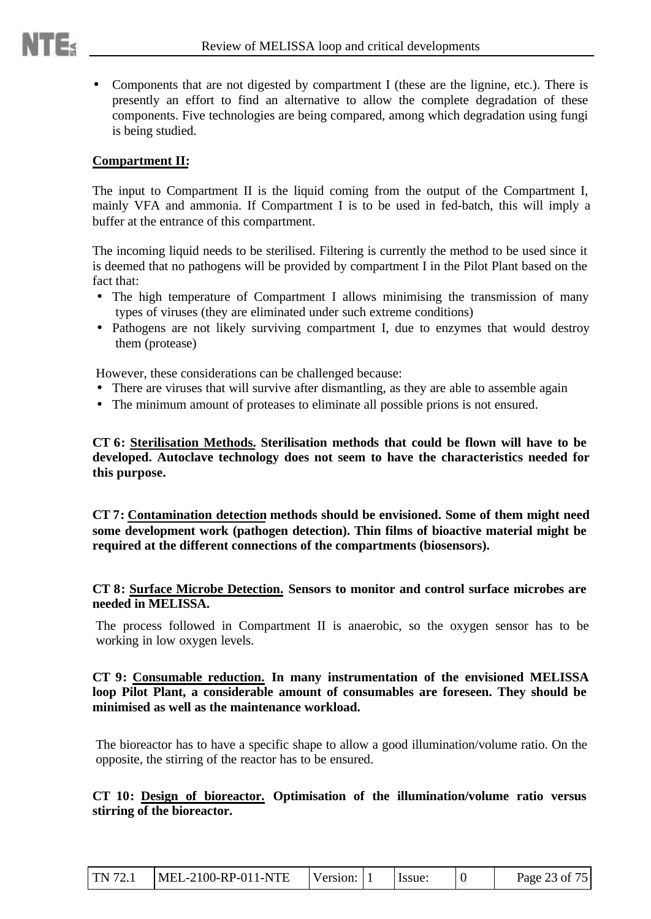- Components that are not digested by compartment I (these are the lignine, etc.). There is presently an effort to find an alternative to allow the complete degradation of these components. Five technologies are being compared, among which degradation using fungi is being studied.

**Compartment II:**

The input to Compartment II is the liquid coming from the output of the Compartment I, mainly VFA and ammonia. If Compartment I is to be used in fed-batch, this will imply a buffer at the entrance of this compartment.

The incoming liquid needs to be sterilised. Filtering is currently the method to be used since it is deemed that no pathogens will be provided by compartment I in the Pilot Plant based on the fact that:

- The high temperature of Compartment I allows minimising the transmission of many types of viruses (they are eliminated under such extreme conditions)
- Pathogens are not likely surviving compartment I, due to enzymes that would destroy them (protease)

However, these considerations can be challenged because:

- There are viruses that will survive after dismantling, as they are able to assemble again
- The minimum amount of proteases to eliminate all possible prions is not ensured.

**CT 6: Sterilisation Methods. Sterilisation methods that could be flown will have to be developed. Autoclave technology does not seem to have the characteristics needed for this purpose.**

**CT 7: Contamination detection methods should be envisioned. Some of them might need some development work (pathogen detection). Thin films of bioactive material might be required at the different connections of the compartments (biosensors).**

**CT 8: Surface Microbe Detection. Sensors to monitor and control surface microbes are needed in MELISSA.**

The process followed in Compartment II is anaerobic, so the oxygen sensor has to be working in low oxygen levels.

**CT 9: Consumable reduction. In many instrumentation of the envisioned MELISSA loop Pilot Plant, a considerable amount of consumables are foreseen. They should be minimised as well as the maintenance workload.**

The bioreactor has to have a specific shape to allow a good illumination/volume ratio. On the opposite, the stirring of the reactor has to be ensured.

**CT 10: Design of bioreactor. Optimisation of the illumination/volume ratio versus stirring of the bioreactor.**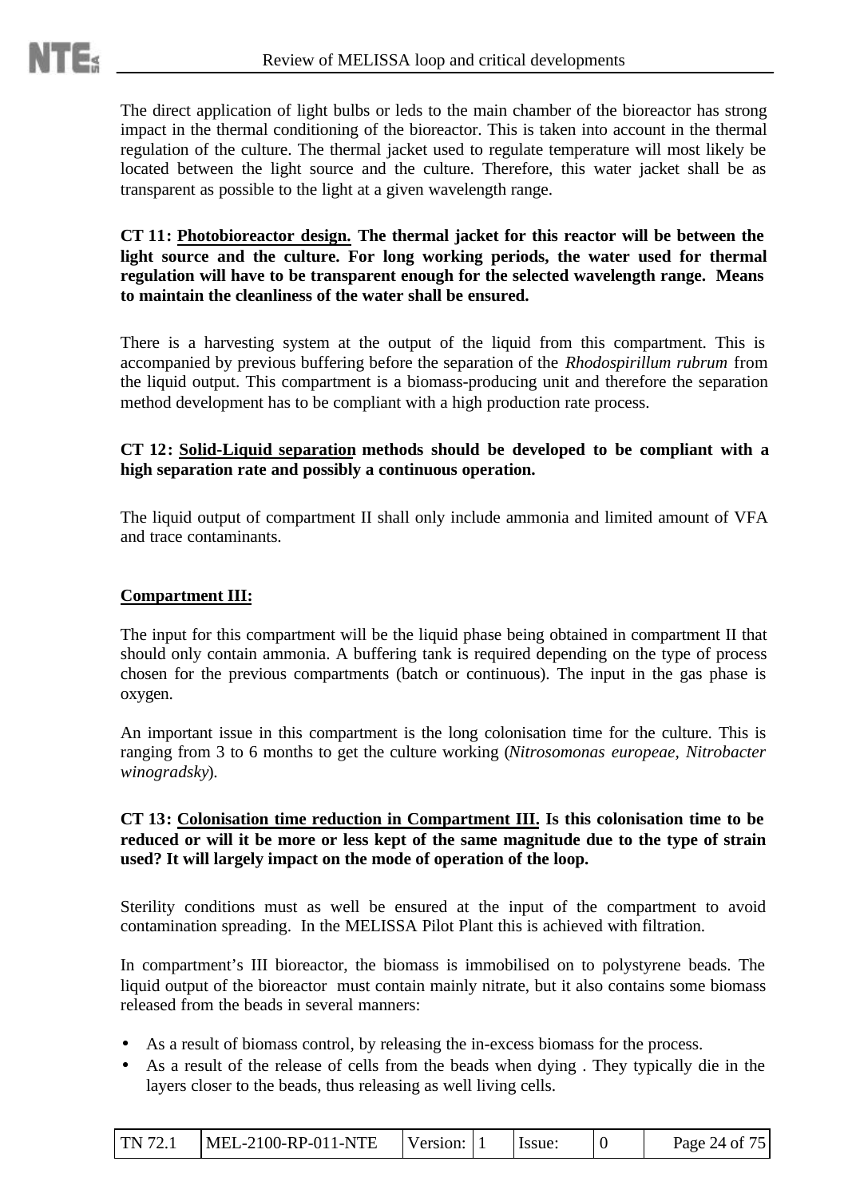The direct application of light bulbs or leds to the main chamber of the bioreactor has strong impact in the thermal conditioning of the bioreactor. This is taken into account in the thermal regulation of the culture. The thermal jacket used to regulate temperature will most likely be located between the light source and the culture. Therefore, this water jacket shall be as transparent as possible to the light at a given wavelength range.

**CT 11: <u>Photobioreactor design.</u> The thermal jacket for this reactor will be between the light source and the culture. For long working periods, the water used for thermal regulation will have to be transparent enough for the selected wavelength range. Means to maintain the cleanliness of the water shall be ensured.**

There is a harvesting system at the output of the liquid from this compartment. This is accompanied by previous buffering before the separation of the *Rhodospirillum rubrum* from the liquid output. This compartment is a biomass-producing unit and therefore the separation method development has to be compliant with a high production rate process.

**CT 12: <u>Solid-Liquid separation</u> methods should be developed to be compliant with a high separation rate and possibly a continuous operation.**

The liquid output of compartment II shall only include ammonia and limited amount of VFA and trace contaminants.

**<u>Compartment III:</u>**

The input for this compartment will be the liquid phase being obtained in compartment II that should only contain ammonia. A buffering tank is required depending on the type of process chosen for the previous compartments (batch or continuous). The input in the gas phase is oxygen.

An important issue in this compartment is the long colonisation time for the culture. This is ranging from 3 to 6 months to get the culture working (*Nitrosomonas europeae, Nitrobacter winogradsky*).

**CT 13: <u>Colonisation time reduction in Compartment III.</u> Is this colonisation time to be reduced or will it be more or less kept of the same magnitude due to the type of strain used? It will largely impact on the mode of operation of the loop.**

Sterility conditions must as well be ensured at the input of the compartment to avoid contamination spreading. In the MELISSA Pilot Plant this is achieved with filtration.

In compartment's III bioreactor, the biomass is immobilised on to polystyrene beads. The liquid output of the bioreactor must contain mainly nitrate, but it also contains some biomass released from the beads in several manners:

- As a result of biomass control, by releasing the in-excess biomass for the process.
- As a result of the release of cells from the beads when dying . They typically die in the layers closer to the beads, thus releasing as well living cells.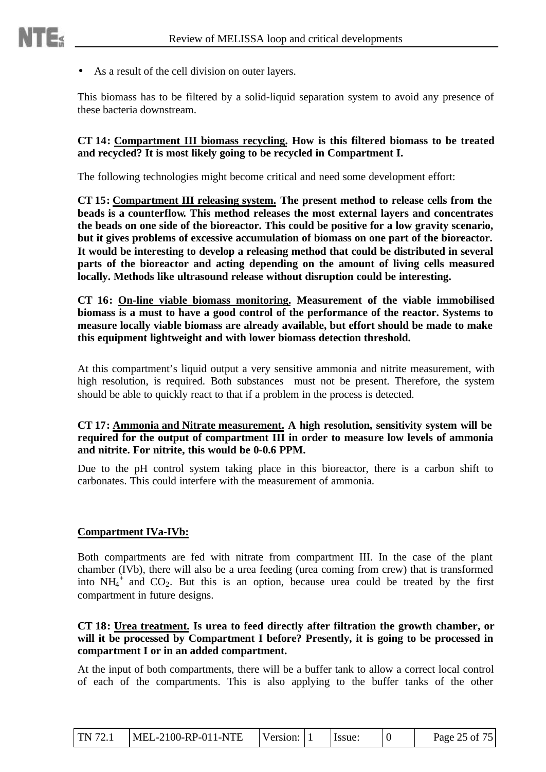- As a result of the cell division on outer layers.

This biomass has to be filtered by a solid-liquid separation system to avoid any presence of these bacteria downstream.

**CT 14: <u>Compartment III biomass recycling</u>. How is this filtered biomass to be treated and recycled? It is most likely going to be recycled in Compartment I.**

The following technologies might become critical and need some development effort:

**CT 15: <u>Compartment III releasing system.</u> The present method to release cells from the beads is a counterflow. This method releases the most external layers and concentrates the beads on one side of the bioreactor. This could be positive for a low gravity scenario, but it gives problems of excessive accumulation of biomass on one part of the bioreactor. It would be interesting to develop a releasing method that could be distributed in several parts of the bioreactor and acting depending on the amount of living cells measured locally. Methods like ultrasound release without disruption could be interesting.**

**CT 16: <u>On-line viable biomass monitoring</u>. Measurement of the viable immobilised biomass is a must to have a good control of the performance of the reactor. Systems to measure locally viable biomass are already available, but effort should be made to make this equipment lightweight and with lower biomass detection threshold.**

At this compartment's liquid output a very sensitive ammonia and nitrite measurement, with high resolution, is required. Both substances must not be present. Therefore, the system should be able to quickly react to that if a problem in the process is detected.

**CT 17: <u>Ammonia and Nitrate measurement</u>. A high resolution, sensitivity system will be required for the output of compartment III in order to measure low levels of ammonia and nitrite. For nitrite, this would be 0-0.6 PPM.**

Due to the pH control system taking place in this bioreactor, there is a carbon shift to carbonates. This could interfere with the measurement of ammonia.

**<u>Compartment IVa-IVb:</u>**

Both compartments are fed with nitrate from compartment III. In the case of the plant chamber (IVb), there will also be a urea feeding (urea coming from crew) that is transformed into $NH_4^+$ and $CO_2$. But this is an option, because urea could be treated by the first compartment in future designs.

**CT 18: <u>Urea treatment</u>. Is urea to feed directly after filtration the growth chamber, or will it be processed by Compartment I before? Presently, it is going to be processed in compartment I or in an added compartment.**

At the input of both compartments, there will be a buffer tank to allow a correct local control of each of the compartments. This is also applying to the buffer tanks of the other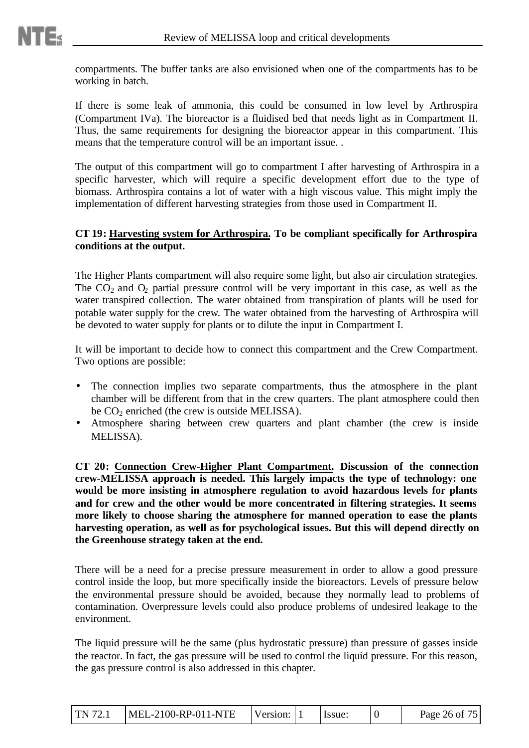compartments. The buffer tanks are also envisioned when one of the compartments has to be working in batch.

If there is some leak of ammonia, this could be consumed in low level by Arthrospira (Compartment IVa). The bioreactor is a fluidised bed that needs light as in Compartment II. Thus, the same requirements for designing the bioreactor appear in this compartment. This means that the temperature control will be an important issue. .

The output of this compartment will go to compartment I after harvesting of Arthrospira in a specific harvester, which will require a specific development effort due to the type of biomass. Arthrospìra contains a lot of water with a high viscous value. This might imply the implementation of different harvesting strategies from those used in Compartment II.

**CT 19: <u>Harvesting system for Arthrospira.</u> To be compliant specifically for Arthrospira conditions at the output.**

The Higher Plants compartment will also require some light, but also air circulation strategies. The $CO_2$ and $O_2$ partial pressure control will be very important in this case, as well as the water transpired collection. The water obtained from transpiration of plants will be used for potable water supply for the crew. The water obtained from the harvesting of Arthrospira will be devoted to water supply for plants or to dilute the input in Compartment I.

It will be important to decide how to connect this compartment and the Crew Compartment. Two options are possible:

- The connection implies two separate compartments, thus the atmosphere in the plant chamber will be different from that in the crew quarters. The plant atmosphere could then be $CO_2$ enriched (the crew is outside MELISSA).
- Atmosphere sharing between crew quarters and plant chamber (the crew is inside MELISSA).

**CT 20: <u>Connection Crew-Higher Plant Compartment.</u> Discussion of the connection crew-MELISSA approach is needed. This largely impacts the type of technology: one would be more insisting in atmosphere regulation to avoid hazardous levels for plants and for crew and the other would be more concentrated in filtering strategies. It seems more likely to choose sharing the atmosphere for manned operation to ease the plants harvesting operation, as well as for psychological issues. But this will depend directly on the Greenhouse strategy taken at the end.**

There will be a need for a precise pressure measurement in order to allow a good pressure control inside the loop, but more specifically inside the bioreactors. Levels of pressure below the environmental pressure should be avoided, because they normally lead to problems of contamination. Overpressure levels could also produce problems of undesired leakage to the environment.

The liquid pressure will be the same (plus hydrostatic pressure) than pressure of gasses inside the reactor. In fact, the gas pressure will be used to control the liquid pressure. For this reason, the gas pressure control is also addressed in this chapter.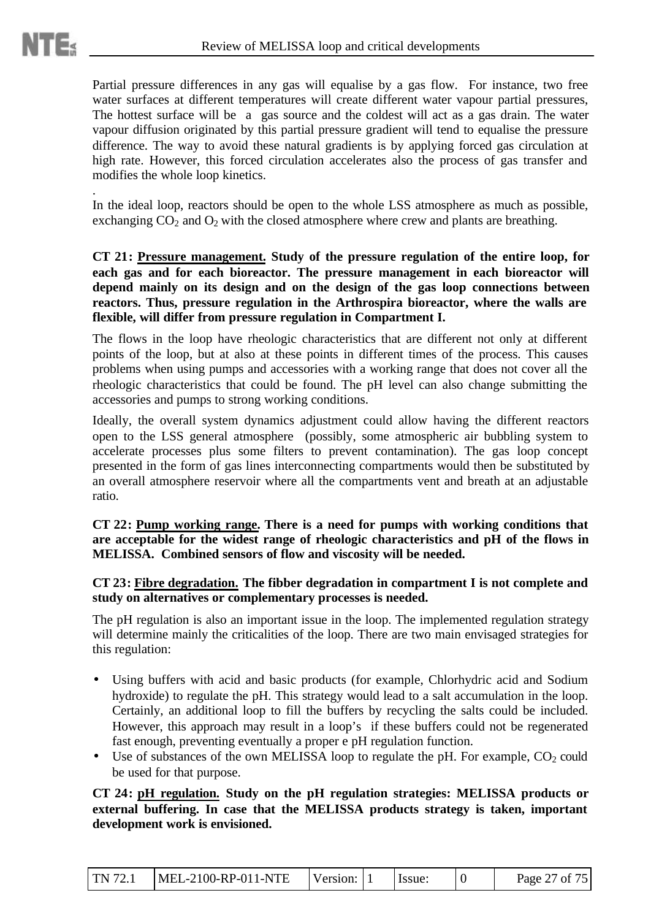Partial pressure differences in any gas will equalise by a gas flow. For instance, two free water surfaces at different temperatures will create different water vapour partial pressures, The hottest surface will be a gas source and the coldest will act as a gas drain. The water vapour diffusion originated by this partial pressure gradient will tend to equalise the pressure difference. The way to avoid these natural gradients is by applying forced gas circulation at high rate. However, this forced circulation accelerates also the process of gas transfer and modifies the whole loop kinetics.

.

In the ideal loop, reactors should be open to the whole LSS atmosphere as much as possible, exchanging $CO_2$ and $O_2$ with the closed atmosphere where crew and plants are breathing.

**CT 21: Pressure management. Study of the pressure regulation of the entire loop, for each gas and for each bioreactor. The pressure management in each bioreactor will depend mainly on its design and on the design of the gas loop connections between reactors. Thus, pressure regulation in the Arthrospira bioreactor, where the walls are flexible, will differ from pressure regulation in Compartment I.**

The flows in the loop have rheologic characteristics that are different not only at different points of the loop, but at also at these points in different times of the process. This causes problems when using pumps and accessories with a working range that does not cover all the rheologic characteristics that could be found. The pH level can also change submitting the accessories and pumps to strong working conditions.

Ideally, the overall system dynamics adjustment could allow having the different reactors open to the LSS general atmosphere (possibly, some atmospheric air bubbling system to accelerate processes plus some filters to prevent contamination). The gas loop concept presented in the form of gas lines interconnecting compartments would then be substituted by an overall atmosphere reservoir where all the compartments vent and breath at an adjustable ratio.

**CT 22: Pump working range. There is a need for pumps with working conditions that are acceptable for the widest range of rheologic characteristics and pH of the flows in MELISSA. Combined sensors of flow and viscosity will be needed.**

**CT 23: Fibre degradation. The fibber degradation in compartment I is not complete and study on alternatives or complementary processes is needed.**

The pH regulation is also an important issue in the loop. The implemented regulation strategy will determine mainly the criticalities of the loop. There are two main envisaged strategies for this regulation:

- Using buffers with acid and basic products (for example, Chlorhydric acid and Sodium hydroxide) to regulate the pH. This strategy would lead to a salt accumulation in the loop. Certainly, an additional loop to fill the buffers by recycling the salts could be included. However, this approach may result in a loop's if these buffers could not be regenerated fast enough, preventing eventually a proper e pH regulation function.
- Use of substances of the own MELISSA loop to regulate the pH. For example, $CO_2$ could be used for that purpose.

**CT 24: pH regulation. Study on the pH regulation strategies: MELISSA products or external buffering. In case that the MELISSA products strategy is taken, important development work is envisioned.**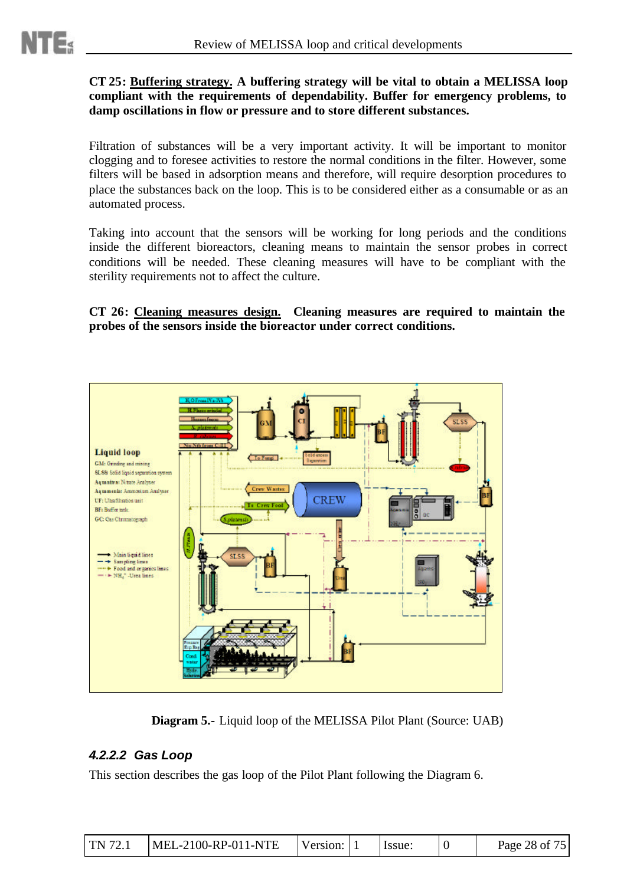**CT 25: Buffering strategy. A buffering strategy will be vital to obtain a MELISSA loop compliant with the requirements of dependability. Buffer for emergency problems, to damp oscillations in flow or pressure and to store different substances.**

Filtration of substances will be a very important activity. It will be important to monitor clogging and to foresee activities to restore the normal conditions in the filter. However, some filters will be based in adsorption means and therefore, will require desorption procedures to place the substances back on the loop. This is to be considered either as a consumable or as an automated process.

Taking into account that the sensors will be working for long periods and the conditions inside the different bioreactors, cleaning means to maintain the sensor probes in correct conditions will be needed. These cleaning measures will have to be compliant with the sterility requirements not to affect the culture.

**CT 26: Cleaning measures design. Cleaning measures are required to maintain the probes of the sensors inside the bioreactor under correct conditions.**

**Diagram 5.-** Liquid loop of the MELISSA Pilot Plant (Source: UAB)

#### 4.2.2.2 Gas Loop

This section describes the gas loop of the Pilot Plant following the Diagram 6.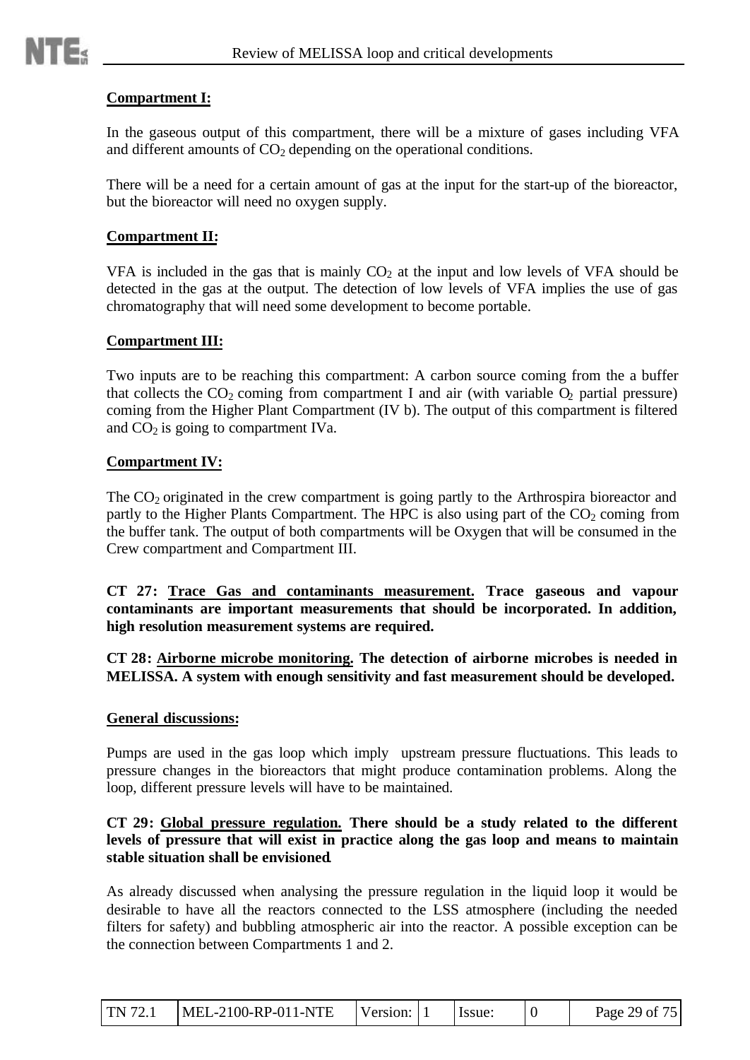**Compartment I:**

In the gaseous output of this compartment, there will be a mixture of gases including VFA and different amounts of $CO_2$ depending on the operational conditions.

There will be a need for a certain amount of gas at the input for the start-up of the bioreactor, but the bioreactor will need no oxygen supply.

**Compartment II:**

VFA is included in the gas that is mainly $CO_2$ at the input and low levels of VFA should be detected in the gas at the output. The detection of low levels of VFA implies the use of gas chromatography that will need some development to become portable.

**Compartment III:**

Two inputs are to be reaching this compartment: A carbon source coming from the a buffer that collects the $CO_2$ coming from compartment I and air (with variable $O_2$ partial pressure) coming from the Higher Plant Compartment (IV b). The output of this compartment is filtered and $CO_2$ is going to compartment IVa.

**Compartment IV:**

The $CO_2$ originated in the crew compartment is going partly to the Arthrospira bioreactor and partly to the Higher Plants Compartment. The HPC is also using part of the $CO_2$ coming from the buffer tank. The output of both compartments will be Oxygen that will be consumed in the Crew compartment and Compartment III.

**CT 27: Trace Gas and contaminants measurement. Trace gaseous and vapour contaminants are important measurements that should be incorporated. In addition, high resolution measurement systems are required.**

**CT 28: Airborne microbe monitoring. The detection of airborne microbes is needed in MELISSA. A system with enough sensitivity and fast measurement should be developed.**

**General discussions:**

Pumps are used in the gas loop which imply upstream pressure fluctuations. This leads to pressure changes in the bioreactors that might produce contamination problems. Along the loop, different pressure levels will have to be maintained.

**CT 29: Global pressure regulation. There should be a study related to the different levels of pressure that will exist in practice along the gas loop and means to maintain stable situation shall be envisioned.**

As already discussed when analysing the pressure regulation in the liquid loop it would be desirable to have all the reactors connected to the LSS atmosphere (including the needed filters for safety) and bubbling atmospheric air into the reactor. A possible exception can be the connection between Compartments 1 and 2.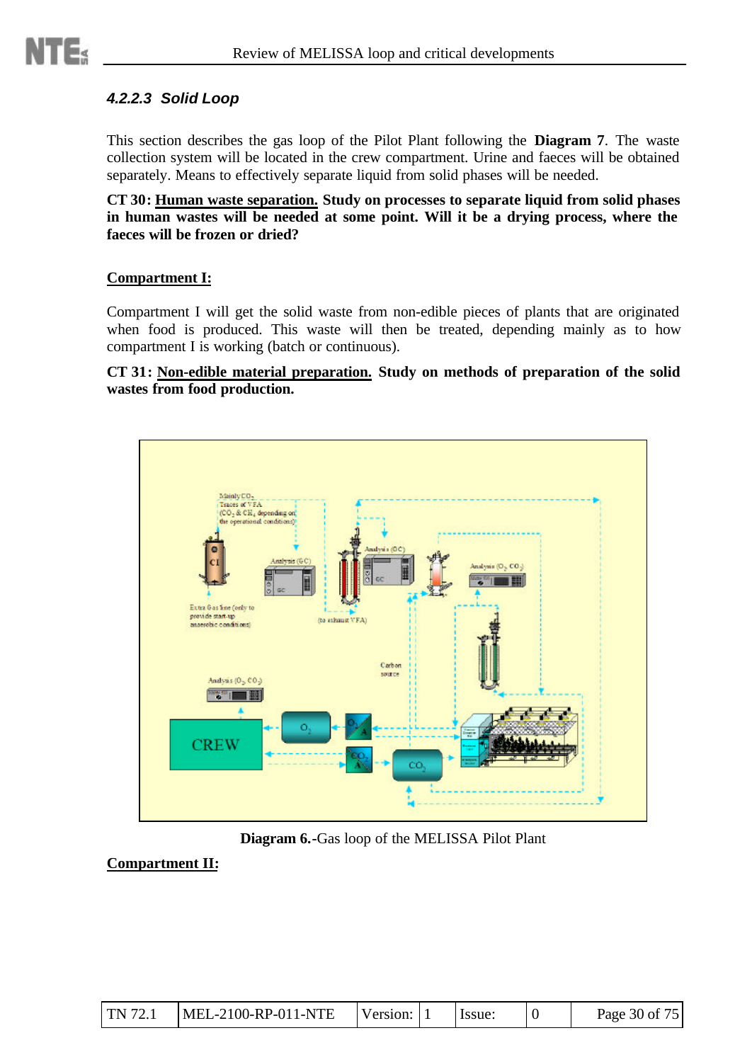#### 4.2.2.3 Solid Loop

This section describes the gas loop of the Pilot Plant following the **Diagram 7**. The waste collection system will be located in the crew compartment. Urine and faeces will be obtained separately. Means to effectively separate liquid from solid phases will be needed.

**CT 30: <u>Human waste separation.</u> Study on processes to separate liquid from solid phases in human wastes will be needed at some point. Will it be a drying process, where the faeces will be frozen or dried?**

**<u>Compartment I:</u>**

Compartment I will get the solid waste from non-edible pieces of plants that are originated when food is produced. This waste will then be treated, depending mainly as to how compartment I is working (batch or continuous).

**CT 31: <u>Non-edible material preparation.</u> Study on methods of preparation of the solid wastes from food production.**

**Diagram 6.**-Gas loop of the MELISSA Pilot Plant

**<u>Compartment II:</u>**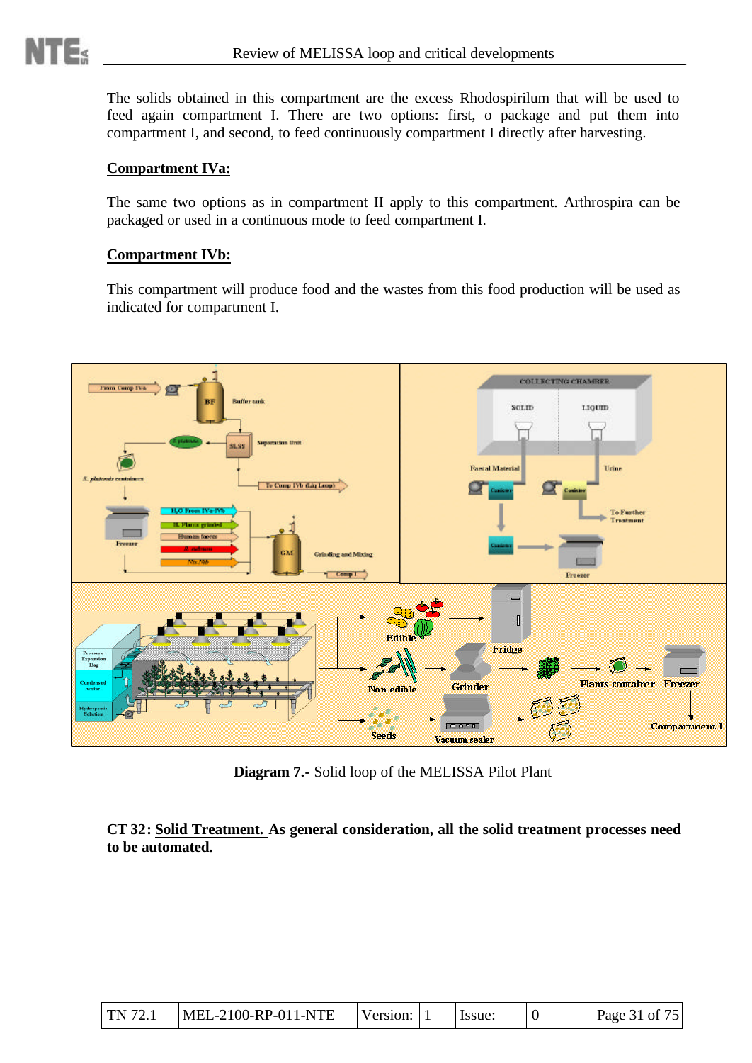The solids obtained in this compartment are the excess Rhodospirilum that will be used to feed again compartment I. There are two options: first, o package and put them into compartment I, and second, to feed continuously compartment I directly after harvesting.

**<u>Compartment IVa:</u>**

The same two options as in compartment II apply to this compartment. Arthrospira can be packaged or used in a continuous mode to feed compartment I.

**<u>Compartment IVb:</u>**

This compartment will produce food and the wastes from this food production will be used as indicated for compartment I.

**Diagram 7.-** Solid loop of the MELISSA Pilot Plant

**CT 32: <u>Solid Treatment.</u> As general consideration, all the solid treatment processes need to be automated.**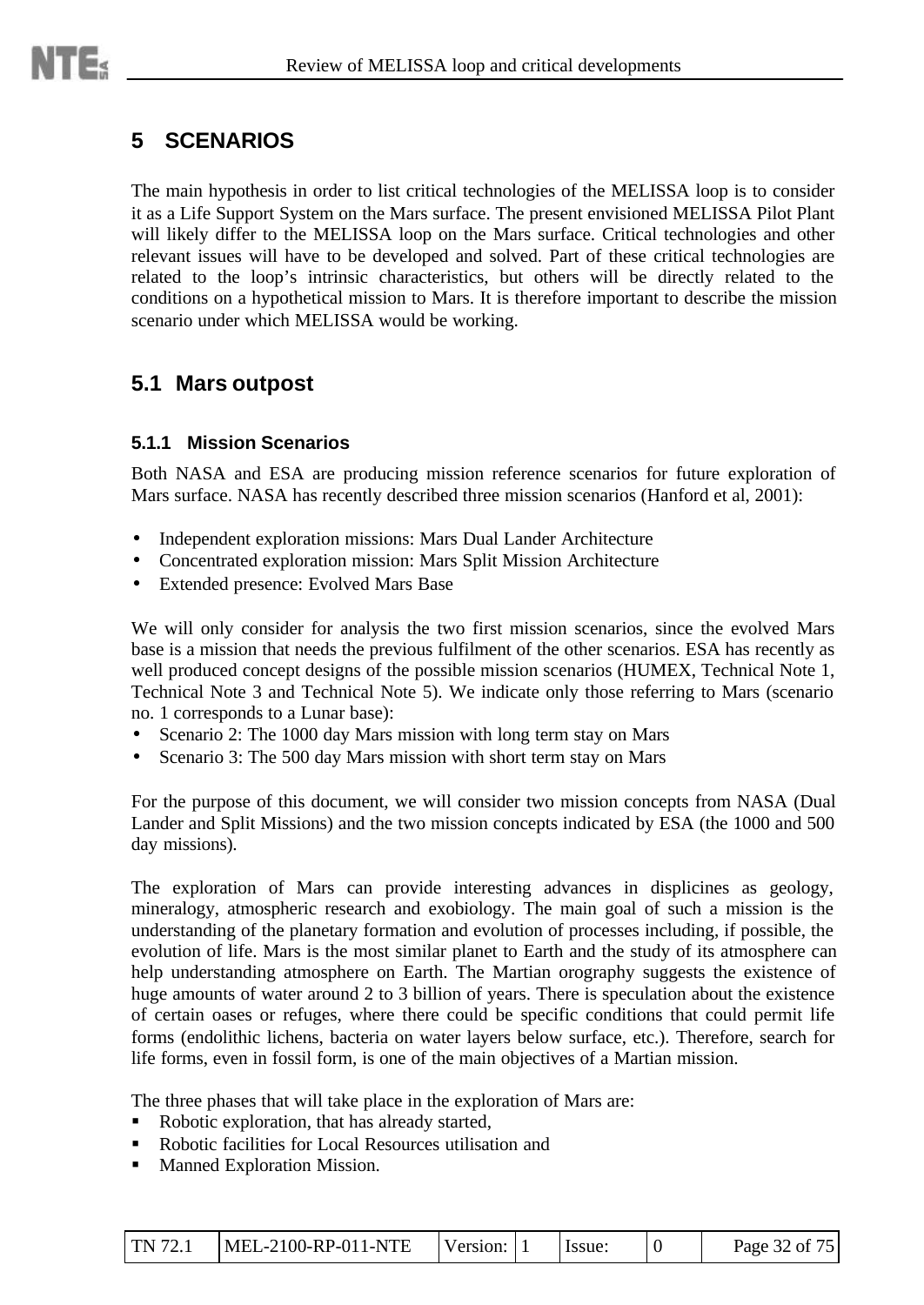# 5 SCENARIOS

The main hypothesis in order to list critical technologies of the MELISSA loop is to consider it as a Life Support System on the Mars surface. The present envisioned MELISSA Pilot Plant will likely differ to the MELISSA loop on the Mars surface. Critical technologies and other relevant issues will have to be developed and solved. Part of these critical technologies are related to the loop's intrinsic characteristics, but others will be directly related to the conditions on a hypothetical mission to Mars. It is therefore important to describe the mission scenario under which MELISSA would be working.

## 5.1 Mars outpost

### 5.1.1 Mission Scenarios

Both NASA and ESA are producing mission reference scenarios for future exploration of Mars surface. NASA has recently described three mission scenarios (Hanford et al, 2001):

- Independent exploration missions: Mars Dual Lander Architecture
- Concentrated exploration mission: Mars Split Mission Architecture
- Extended presence: Evolved Mars Base

We will only consider for analysis the two first mission scenarios, since the evolved Mars base is a mission that needs the previous fulfilment of the other scenarios. ESA has recently as well produced concept designs of the possible mission scenarios (HUMEX, Technical Note 1, Technical Note 3 and Technical Note 5). We indicate only those referring to Mars (scenario no. 1 corresponds to a Lunar base):

- Scenario 2: The 1000 day Mars mission with long term stay on Mars
- Scenario 3: The 500 day Mars mission with short term stay on Mars

For the purpose of this document, we will consider two mission concepts from NASA (Dual Lander and Split Missions) and the two mission concepts indicated by ESA (the 1000 and 500 day missions).

The exploration of Mars can provide interesting advances in displicines as geology, mineralogy, atmospheric research and exobiology. The main goal of such a mission is the understanding of the planetary formation and evolution of processes including, if possible, the evolution of life. Mars is the most similar planet to Earth and the study of its atmosphere can help understanding atmosphere on Earth. The Martian orography suggests the existence of huge amounts of water around 2 to 3 billion of years. There is speculation about the existence of certain oases or refuges, where there could be specific conditions that could permit life forms (endolithic lichens, bacteria on water layers below surface, etc.). Therefore, search for life forms, even in fossil form, is one of the main objectives of a Martian mission.

The three phases that will take place in the exploration of Mars are:

- Robotic exploration, that has already started,
- Robotic facilities for Local Resources utilisation and
- Manned Exploration Mission.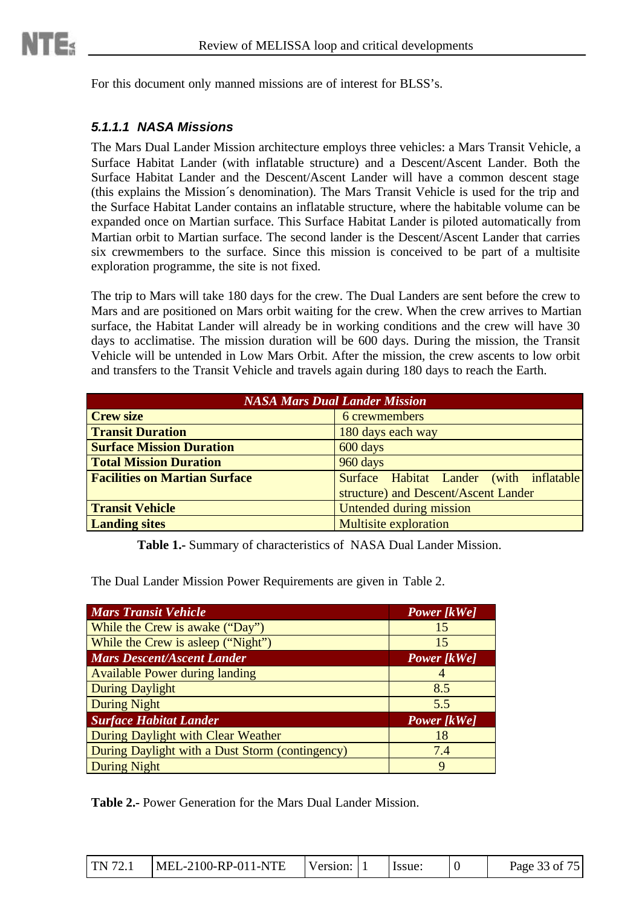For this document only manned missions are of interest for BLSS's.

#### 5.1.1.1 NASA Missions

The Mars Dual Lander Mission architecture employs three vehicles: a Mars Transit Vehicle, a Surface Habitat Lander (with inflatable structure) and a Descent/Ascent Lander. Both the Surface Habitat Lander and the Descent/Ascent Lander will have a common descent stage (this explains the Mission´s denomination). The Mars Transit Vehicle is used for the trip and the Surface Habitat Lander contains an inflatable structure, where the habitable volume can be expanded once on Martian surface. This Surface Habitat Lander is piloted automatically from Martian orbit to Martian surface. The second lander is the Descent/Ascent Lander that carries six crewmembers to the surface. Since this mission is conceived to be part of a multisite exploration programme, the site is not fixed.

The trip to Mars will take 180 days for the crew. The Dual Landers are sent before the crew to Mars and are positioned on Mars orbit waiting for the crew. When the crew arrives to Martian surface, the Habitat Lander will already be in working conditions and the crew will have 30 days to acclimatise. The mission duration will be 600 days. During the mission, the Transit Vehicle will be untended in Low Mars Orbit. After the mission, the crew ascents to low orbit and transfers to the Transit Vehicle and travels again during 180 days to reach the Earth.

| *NASA Mars Dual Lander Mission* | |
|---|---|
| **Crew size** | 6 crewmembers |
| **Transit Duration** | 180 days each way |
| **Surface Mission Duration** | 600 days |
| **Total Mission Duration** | 960 days |
| **Facilities on Martian Surface** | Surface Habitat Lander (with inflatable structure) and Descent/Ascent Lander |
| **Transit Vehicle** | Untended during mission |
| **Landing sites** | Multisite exploration |

**Table 1.-** Summary of characteristics of NASA Dual Lander Mission.

The Dual Lander Mission Power Requirements are given in Table 2.

| *Mars Transit Vehicle* | *Power [kWe]* |
|---|---|
| While the Crew is awake ("Day") | 15 |
| While the Crew is asleep ("Night") | 15 |
| ***Mars Descent/Ascent Lander*** | ***Power [kWe]*** |
| Available Power during landing | 4 |
| During Daylight | 8.5 |
| During Night | 5.5 |
| ***Surface Habitat Lander*** | ***Power [kWe]*** |
| During Daylight with Clear Weather | 18 |
| During Daylight with a Dust Storm (contingency) | 7.4 |
| During Night | 9 |

**Table 2.-** Power Generation for the Mars Dual Lander Mission.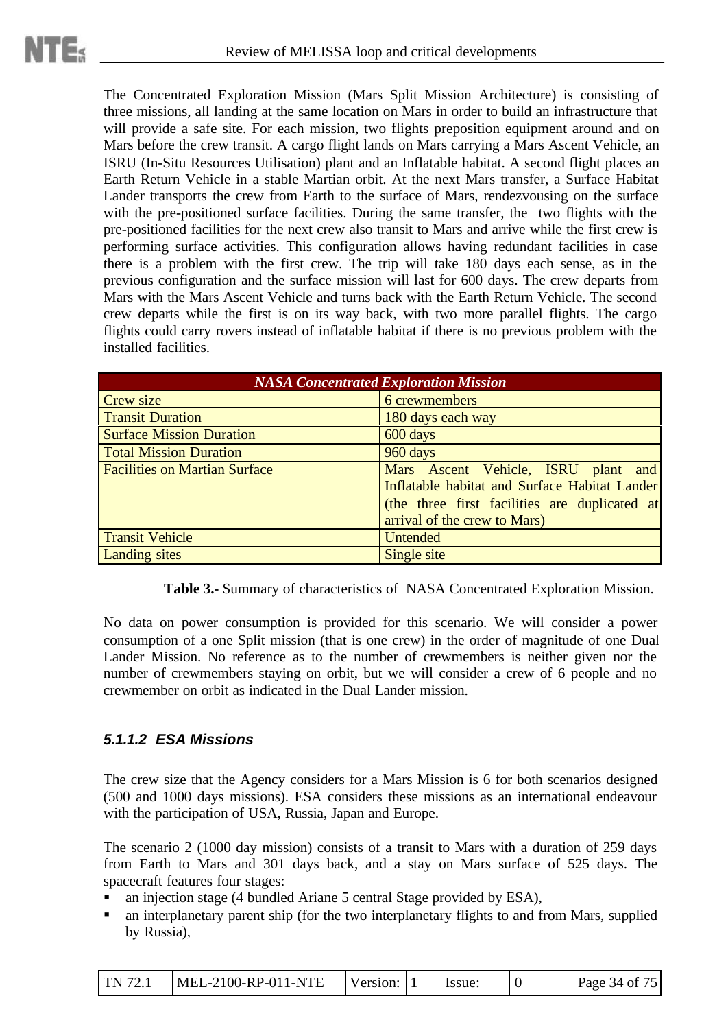The Concentrated Exploration Mission (Mars Split Mission Architecture) is consisting of three missions, all landing at the same location on Mars in order to build an infrastructure that will provide a safe site. For each mission, two flights preposition equipment around and on Mars before the crew transit. A cargo flight lands on Mars carrying a Mars Ascent Vehicle, an ISRU (In-Situ Resources Utilisation) plant and an Inflatable habitat. A second flight places an Earth Return Vehicle in a stable Martian orbit. At the next Mars transfer, a Surface Habitat Lander transports the crew from Earth to the surface of Mars, rendezvousing on the surface with the pre-positioned surface facilities. During the same transfer, the two flights with the pre-positioned facilities for the next crew also transit to Mars and arrive while the first crew is performing surface activities. This configuration allows having redundant facilities in case there is a problem with the first crew. The trip will take 180 days each sense, as in the previous configuration and the surface mission will last for 600 days. The crew departs from Mars with the Mars Ascent Vehicle and turns back with the Earth Return Vehicle. The second crew departs while the first is on its way back, with two more parallel flights. The cargo flights could carry rovers instead of inflatable habitat if there is no previous problem with the installed facilities.

| *NASA Concentrated Exploration Mission* | |
|---|---|
| Crew size | 6 crewmembers |
| Transit Duration | 180 days each way |
| Surface Mission Duration | 600 days |
| Total Mission Duration | 960 days |
| Facilities on Martian Surface | Mars Ascent Vehicle, ISRU plant and Inflatable habitat and Surface Habitat Lander (the three first facilities are duplicated at arrival of the crew to Mars) |
| Transit Vehicle | Untended |
| Landing sites | Single site |

**Table 3.-** Summary of characteristics of NASA Concentrated Exploration Mission.

No data on power consumption is provided for this scenario. We will consider a power consumption of a one Split mission (that is one crew) in the order of magnitude of one Dual Lander Mission. No reference as to the number of crewmembers is neither given nor the number of crewmembers staying on orbit, but we will consider a crew of 6 people and no crewmember on orbit as indicated in the Dual Lander mission.

#### *5.1.1.2 ESA Missions*

The crew size that the Agency considers for a Mars Mission is 6 for both scenarios designed (500 and 1000 days missions). ESA considers these missions as an international endeavour with the participation of USA, Russia, Japan and Europe.

The scenario 2 (1000 day mission) consists of a transit to Mars with a duration of 259 days from Earth to Mars and 301 days back, and a stay on Mars surface of 525 days. The spacecraft features four stages:

- an injection stage (4 bundled Ariane 5 central Stage provided by ESA),
- an interplanetary parent ship (for the two interplanetary flights to and from Mars, supplied by Russia),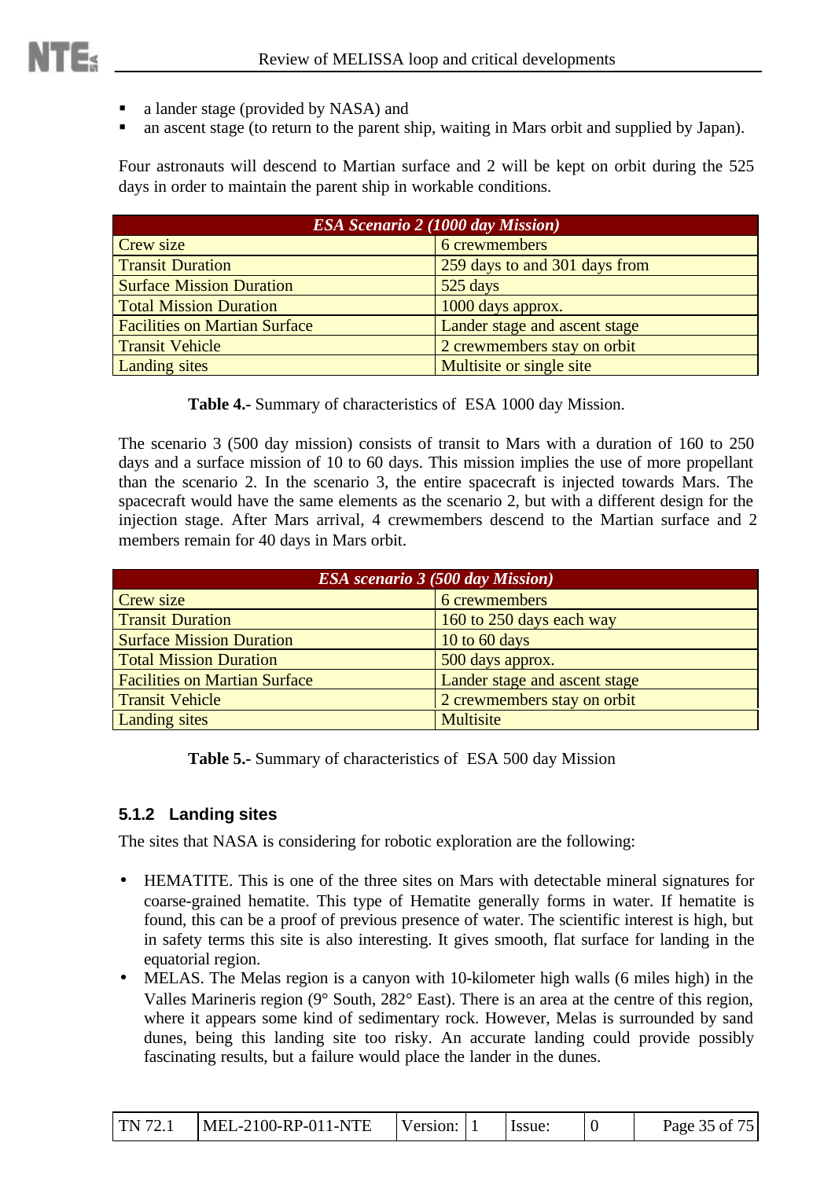- a lander stage (provided by NASA) and
- an ascent stage (to return to the parent ship, waiting in Mars orbit and supplied by Japan).

Four astronauts will descend to Martian surface and 2 will be kept on orbit during the 525 days in order to maintain the parent ship in workable conditions.

| *ESA Scenario 2 (1000 day Mission)* | |
|---|---|
| Crew size | 6 crewmembers |
| Transit Duration | 259 days to and 301 days from |
| Surface Mission Duration | 525 days |
| Total Mission Duration | 1000 days approx. |
| Facilities on Martian Surface | Lander stage and ascent stage |
| Transit Vehicle | 2 crewmembers stay on orbit |
| Landing sites | Multisite or single site |

**Table 4.-** Summary of characteristics of ESA 1000 day Mission.

The scenario 3 (500 day mission) consists of transit to Mars with a duration of 160 to 250 days and a surface mission of 10 to 60 days. This mission implies the use of more propellant than the scenario 2. In the scenario 3, the entire spacecraft is injected towards Mars. The spacecraft would have the same elements as the scenario 2, but with a different design for the injection stage. After Mars arrival, 4 crewmembers descend to the Martian surface and 2 members remain for 40 days in Mars orbit.

| *ESA scenario 3 (500 day Mission)* | |
|---|---|
| Crew size | 6 crewmembers |
| Transit Duration | 160 to 250 days each way |
| Surface Mission Duration | 10 to 60 days |
| Total Mission Duration | 500 days approx. |
| Facilities on Martian Surface | Lander stage and ascent stage |
| Transit Vehicle | 2 crewmembers stay on orbit |
| Landing sites | Multisite |

**Table 5.-** Summary of characteristics of ESA 500 day Mission

### 5.1.2 Landing sites

The sites that NASA is considering for robotic exploration are the following:

- HEMATITE. This is one of the three sites on Mars with detectable mineral signatures for coarse-grained hematite. This type of Hematite generally forms in water. If hematite is found, this can be a proof of previous presence of water. The scientific interest is high, but in safety terms this site is also interesting. It gives smooth, flat surface for landing in the equatorial region.
- MELAS. The Melas region is a canyon with 10-kilometer high walls (6 miles high) in the Valles Marineris region (9° South, 282° East). There is an area at the centre of this region, where it appears some kind of sedimentary rock. However, Melas is surrounded by sand dunes, being this landing site too risky. An accurate landing could provide possibly fascinating results, but a failure would place the lander in the dunes.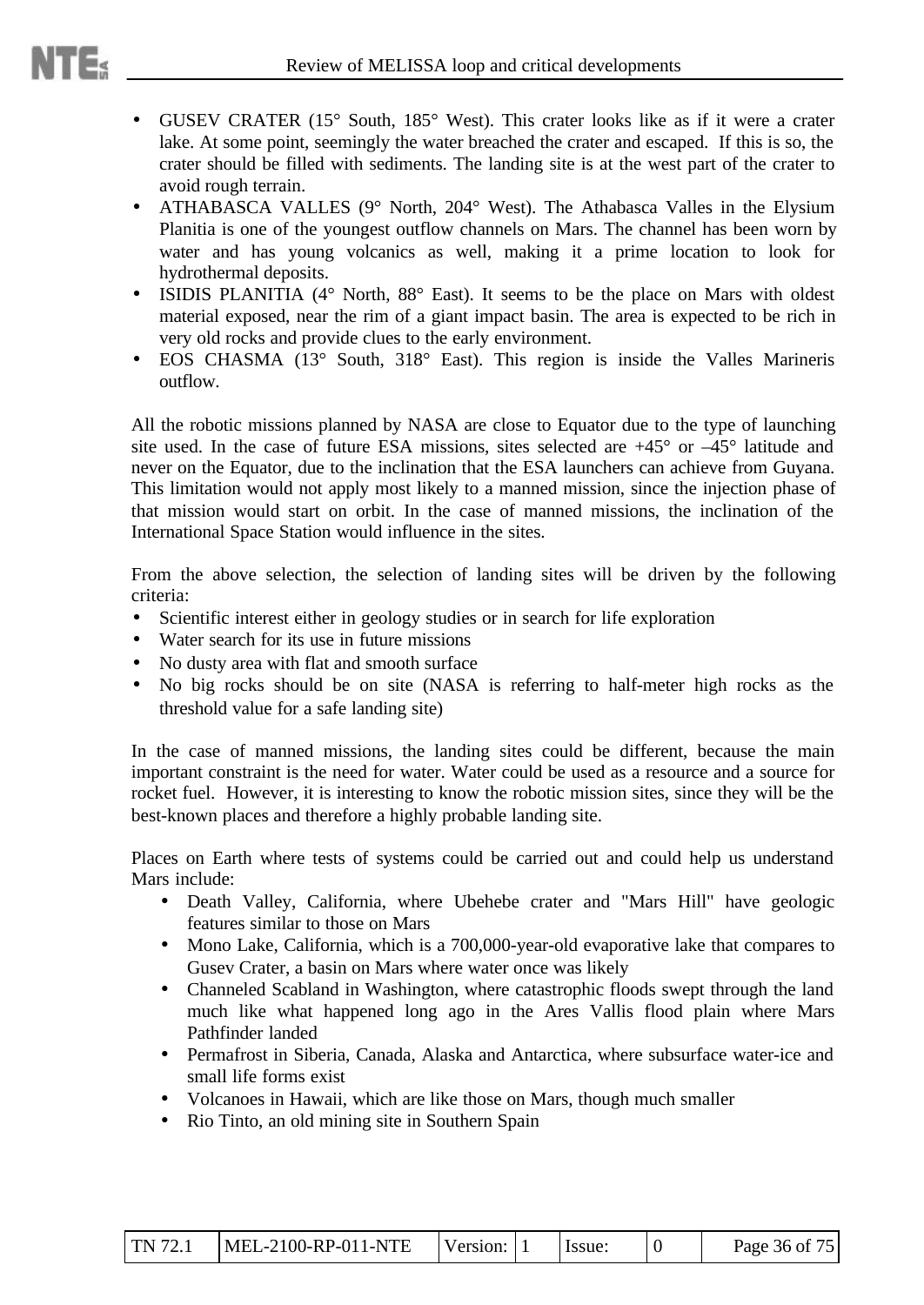- GUSEV CRATER (15° South, 185° West). This crater looks like as if it were a crater lake. At some point, seemingly the water breached the crater and escaped. If this is so, the crater should be filled with sediments. The landing site is at the west part of the crater to avoid rough terrain.
- ATHABASCA VALLES (9° North, 204° West). The Athabasca Valles in the Elysium Planitia is one of the youngest outflow channels on Mars. The channel has been worn by water and has young volcanics as well, making it a prime location to look for hydrothermal deposits.
- ISIDIS PLANITIA (4° North, 88° East). It seems to be the place on Mars with oldest material exposed, near the rim of a giant impact basin. The area is expected to be rich in very old rocks and provide clues to the early environment.
- EOS CHASMA (13° South, 318° East). This region is inside the Valles Marineris outflow.

All the robotic missions planned by NASA are close to Equator due to the type of launching site used. In the case of future ESA missions, sites selected are +45° or –45° latitude and never on the Equator, due to the inclination that the ESA launchers can achieve from Guyana. This limitation would not apply most likely to a manned mission, since the injection phase of that mission would start on orbit. In the case of manned missions, the inclination of the International Space Station would influence in the sites.

From the above selection, the selection of landing sites will be driven by the following criteria:

- Scientific interest either in geology studies or in search for life exploration
- Water search for its use in future missions
- No dusty area with flat and smooth surface
- No big rocks should be on site (NASA is referring to half-meter high rocks as the threshold value for a safe landing site)

In the case of manned missions, the landing sites could be different, because the main important constraint is the need for water. Water could be used as a resource and a source for rocket fuel. However, it is interesting to know the robotic mission sites, since they will be the best-known places and therefore a highly probable landing site.

Places on Earth where tests of systems could be carried out and could help us understand Mars include:

- Death Valley, California, where Ubehebe crater and "Mars Hill" have geologic features similar to those on Mars
- Mono Lake, California, which is a 700,000-year-old evaporative lake that compares to Gusev Crater, a basin on Mars where water once was likely
- Channeled Scabland in Washington, where catastrophic floods swept through the land much like what happened long ago in the Ares Vallis flood plain where Mars Pathfinder landed
- Permafrost in Siberia, Canada, Alaska and Antarctica, where subsurface water-ice and small life forms exist
- Volcanoes in Hawaii, which are like those on Mars, though much smaller
- Rio Tinto, an old mining site in Southern Spain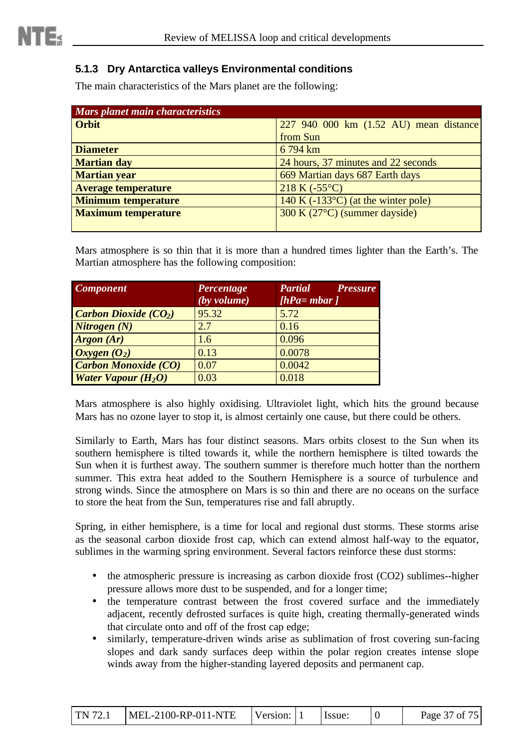### 5.1.3 Dry Antarctica valleys Environmental conditions

The main characteristics of the Mars planet are the following:

| *Mars planet main characteristics* | |
|---|---|
| **Orbit** | 227 940 000 km (1.52 AU) mean distance from Sun |
| **Diameter** | 6 794 km |
| **Martian day** | 24 hours, 37 minutes and 22 seconds |
| **Martian year** | 669 Martian days 687 Earth days |
| **Average temperature** | 218 K (-55°C) |
| **Minimum temperature** | 140 K (-133°C) (at the winter pole) |
| **Maximum temperature** | 300 K (27°C) (summer dayside) |

Mars atmosphere is so thin that it is more than a hundred times lighter than the Earth's. The Martian atmosphere has the following composition:

| *Component* | *Percentage (by volume)* | *Partial Pressure [hPa= mbar ]* |
|---|---|---|
| ***Carbon Dioxide ($CO_2$)*** | 95.32 | 5.72 |
| ***Nitrogen (N)*** | 2.7 | 0.16 |
| ***Argon (Ar)*** | 1.6 | 0.096 |
| ***Oxygen ($O_2$)*** | 0.13 | 0.0078 |
| ***Carbon Monoxide (CO)*** | 0.07 | 0.0042 |
| ***Water Vapour ($H_2O$)*** | 0.03 | 0.018 |

Mars atmosphere is also highly oxidising. Ultraviolet light, which hits the ground because Mars has no ozone layer to stop it, is almost certainly one cause, but there could be others.

Similarly to Earth, Mars has four distinct seasons. Mars orbits closest to the Sun when its southern hemisphere is tilted towards it, while the northern hemisphere is tilted towards the Sun when it is furthest away. The southern summer is therefore much hotter than the northern summer. This extra heat added to the Southern Hemisphere is a source of turbulence and strong winds. Since the atmosphere on Mars is so thin and there are no oceans on the surface to store the heat from the Sun, temperatures rise and fall abruptly.

Spring, in either hemisphere, is a time for local and regional dust storms. These storms arise as the seasonal carbon dioxide frost cap, which can extend almost half-way to the equator, sublimes in the warming spring environment. Several factors reinforce these dust storms:

- the atmospheric pressure is increasing as carbon dioxide frost ($CO_2$) sublimes--higher pressure allows more dust to be suspended, and for a longer time;
- the temperature contrast between the frost covered surface and the immediately adjacent, recently defrosted surfaces is quite high, creating thermally-generated winds that circulate onto and off of the frost cap edge;
- similarly, temperature-driven winds arise as sublimation of frost covering sun-facing slopes and dark sandy surfaces deep within the polar region creates intense slope winds away from the higher-standing layered deposits and permanent cap.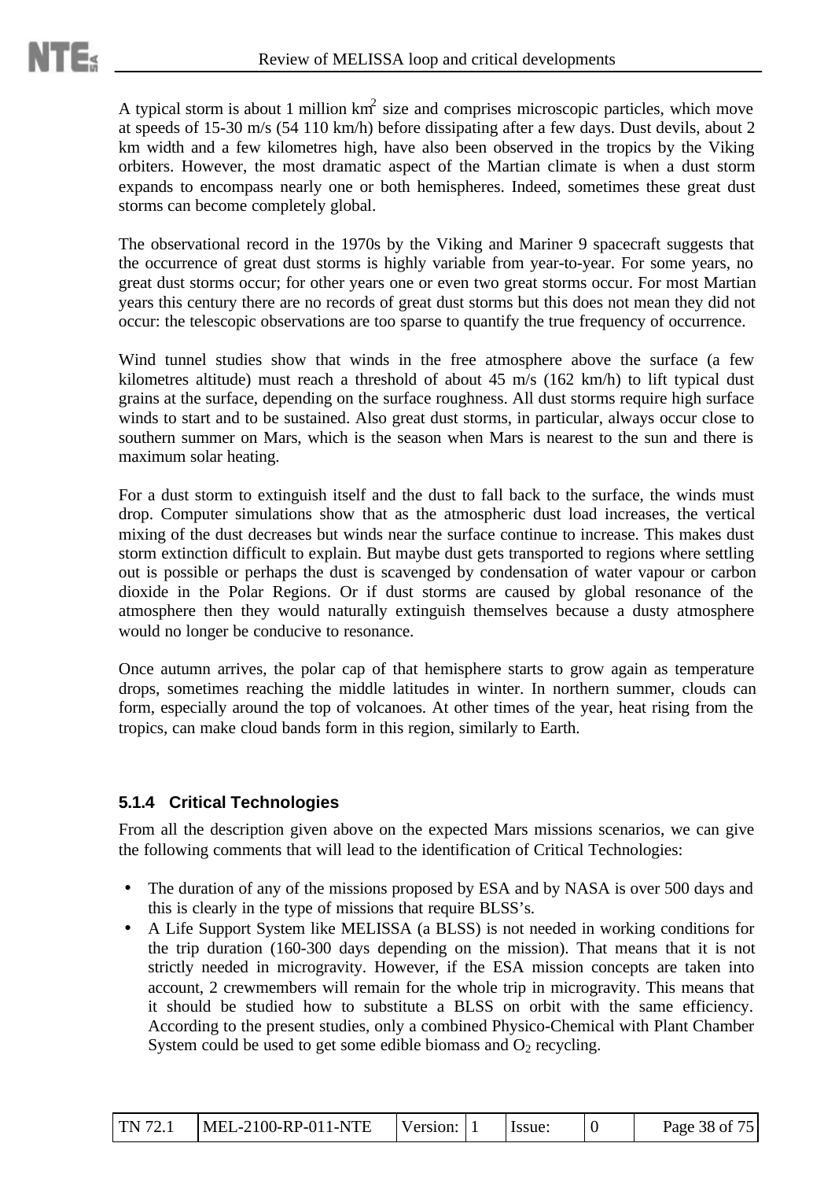A typical storm is about 1 million $km^2$ size and comprises microscopic particles, which move at speeds of 15-30 m/s (54 110 km/h) before dissipating after a few days. Dust devils, about 2 km width and a few kilometres high, have also been observed in the tropics by the Viking orbiters. However, the most dramatic aspect of the Martian climate is when a dust storm expands to encompass nearly one or both hemispheres. Indeed, sometimes these great dust storms can become completely global.

The observational record in the 1970s by the Viking and Mariner 9 spacecraft suggests that the occurrence of great dust storms is highly variable from year-to-year. For some years, no great dust storms occur; for other years one or even two great storms occur. For most Martian years this century there are no records of great dust storms but this does not mean they did not occur: the telescopic observations are too sparse to quantify the true frequency of occurrence.

Wind tunnel studies show that winds in the free atmosphere above the surface (a few kilometres altitude) must reach a threshold of about 45 m/s (162 km/h) to lift typical dust grains at the surface, depending on the surface roughness. All dust storms require high surface winds to start and to be sustained. Also great dust storms, in particular, always occur close to southern summer on Mars, which is the season when Mars is nearest to the sun and there is maximum solar heating.

For a dust storm to extinguish itself and the dust to fall back to the surface, the winds must drop. Computer simulations show that as the atmospheric dust load increases, the vertical mixing of the dust decreases but winds near the surface continue to increase. This makes dust storm extinction difficult to explain. But maybe dust gets transported to regions where settling out is possible or perhaps the dust is scavenged by condensation of water vapour or carbon dioxide in the Polar Regions. Or if dust storms are caused by global resonance of the atmosphere then they would naturally extinguish themselves because a dusty atmosphere would no longer be conducive to resonance.

Once autumn arrives, the polar cap of that hemisphere starts to grow again as temperature drops, sometimes reaching the middle latitudes in winter. In northern summer, clouds can form, especially around the top of volcanoes. At other times of the year, heat rising from the tropics, can make cloud bands form in this region, similarly to Earth.

### 5.1.4 Critical Technologies

From all the description given above on the expected Mars missions scenarios, we can give the following comments that will lead to the identification of Critical Technologies:

- The duration of any of the missions proposed by ESA and by NASA is over 500 days and this is clearly in the type of missions that require BLSS's.
- A Life Support System like MELISSA (a BLSS) is not needed in working conditions for the trip duration (160-300 days depending on the mission). That means that it is not strictly needed in microgravity. However, if the ESA mission concepts are taken into account, 2 crewmembers will remain for the whole trip in microgravity. This means that it should be studied how to substitute a BLSS on orbit with the same efficiency. According to the present studies, only a combined Physico-Chemical with Plant Chamber System could be used to get some edible biomass and $O_2$ recycling.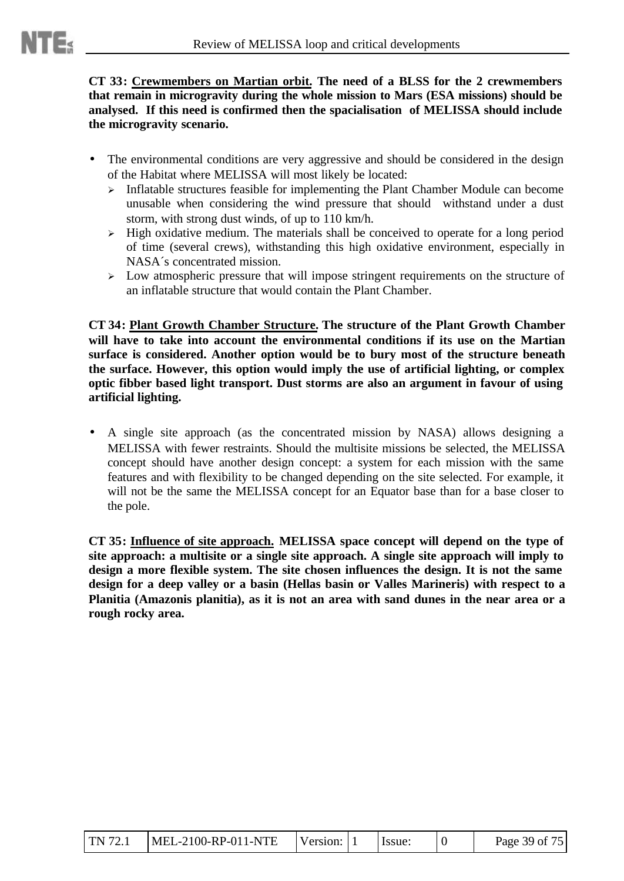**CT 33: <u>Crewmembers on Martian orbit.</u> The need of a BLSS for the 2 crewmembers that remain in microgravity during the whole mission to Mars (ESA missions) should be analysed. If this need is confirmed then the spacialisation of MELISSA should include the microgravity scenario.**

- The environmental conditions are very aggressive and should be considered in the design of the Habitat where MELISSA will most likely be located:
  - Inflatable structures feasible for implementing the Plant Chamber Module can become unusable when considering the wind pressure that should withstand under a dust storm, with strong dust winds, of up to 110 km/h.
  - High oxidative medium. The materials shall be conceived to operate for a long period of time (several crews), withstanding this high oxidative environment, especially in NASA´s concentrated mission.
  - Low atmospheric pressure that will impose stringent requirements on the structure of an inflatable structure that would contain the Plant Chamber.

**CT 34: <u>Plant Growth Chamber Structure</u>. The structure of the Plant Growth Chamber will have to take into account the environmental conditions if its use on the Martian surface is considered. Another option would be to bury most of the structure beneath the surface. However, this option would imply the use of artificial lighting, or complex optic fibber based light transport. Dust storms are also an argument in favour of using artificial lighting.**

- A single site approach (as the concentrated mission by NASA) allows designing a MELISSA with fewer restraints. Should the multisite missions be selected, the MELISSA concept should have another design concept: a system for each mission with the same features and with flexibility to be changed depending on the site selected. For example, it will not be the same the MELISSA concept for an Equator base than for a base closer to the pole.

**CT 35: <u>Influence of site approach.</u> MELISSA space concept will depend on the type of site approach: a multisite or a single site approach. A single site approach will imply to design a more flexible system. The site chosen influences the design. It is not the same design for a deep valley or a basin (Hellas basin or Valles Marineris) with respect to a Planitia (Amazonis planitia), as it is not an area with sand dunes in the near area or a rough rocky area.**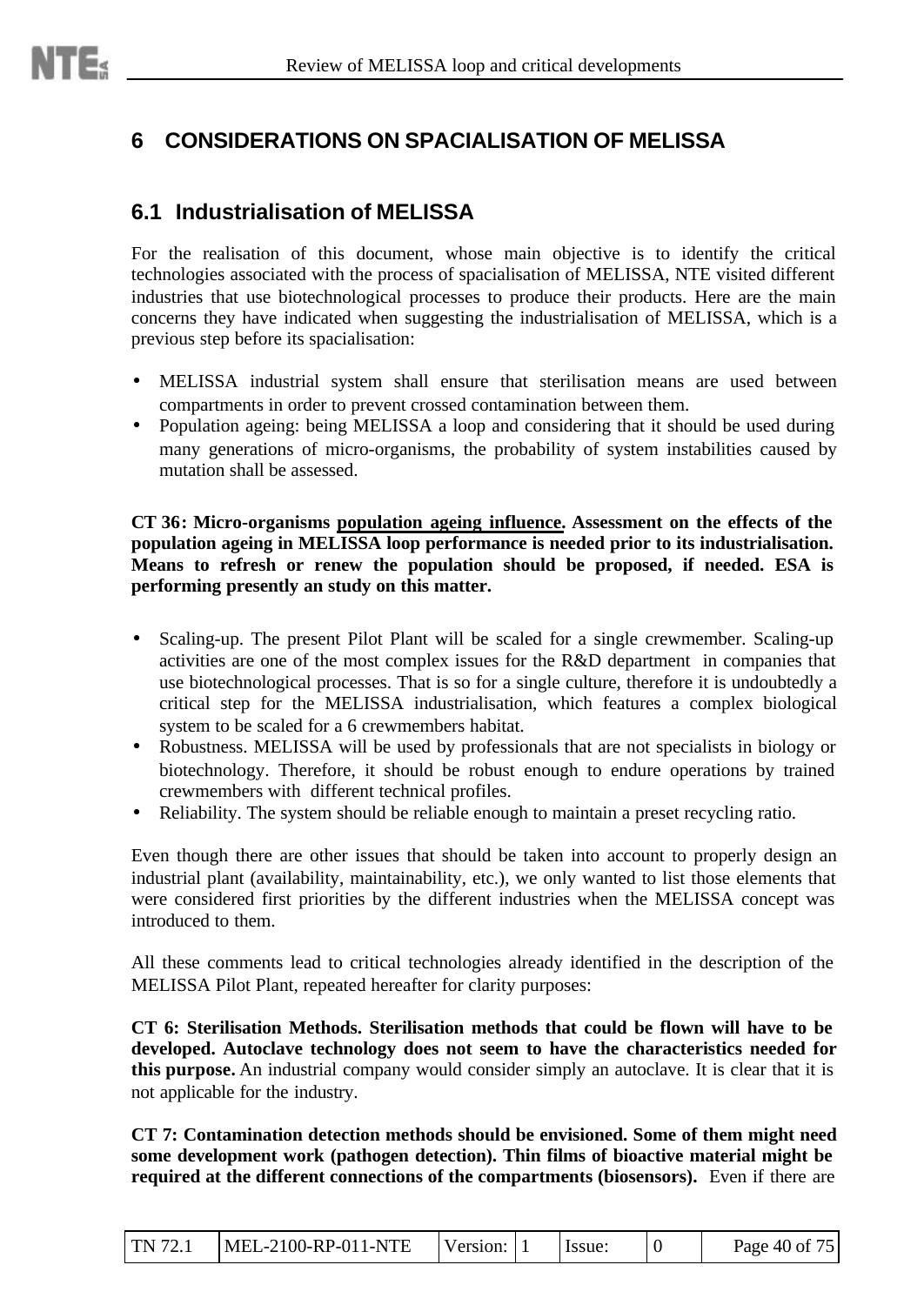# 6 CONSIDERATIONS ON SPACIALISATION OF MELISSA

## 6.1 Industrialisation of MELISSA

For the realisation of this document, whose main objective is to identify the critical technologies associated with the process of spacialisation of MELISSA, NTE visited different industries that use biotechnological processes to produce their products. Here are the main concerns they have indicated when suggesting the industrialisation of MELISSA, which is a previous step before its spacialisation:

- MELISSA industrial system shall ensure that sterilisation means are used between compartments in order to prevent crossed contamination between them.
- Population ageing: being MELISSA a loop and considering that it should be used during many generations of micro-organisms, the probability of system instabilities caused by mutation shall be assessed.

**CT 36: Micro-organisms <u>population ageing influence</u>. Assessment on the effects of the population ageing in MELISSA loop performance is needed prior to its industrialisation. Means to refresh or renew the population should be proposed, if needed. ESA is performing presently an study on this matter.**

- Scaling-up. The present Pilot Plant will be scaled for a single crewmember. Scaling-up activities are one of the most complex issues for the R&D department in companies that use biotechnological processes. That is so for a single culture, therefore it is undoubtedly a critical step for the MELISSA industrialisation, which features a complex biological system to be scaled for a 6 crewmembers habitat.
- Robustness. MELISSA will be used by professionals that are not specialists in biology or biotechnology. Therefore, it should be robust enough to endure operations by trained crewmembers with different technical profiles.
- Reliability. The system should be reliable enough to maintain a preset recycling ratio.

Even though there are other issues that should be taken into account to properly design an industrial plant (availability, maintainability, etc.), we only wanted to list those elements that were considered first priorities by the different industries when the MELISSA concept was introduced to them.

All these comments lead to critical technologies already identified in the description of the MELISSA Pilot Plant, repeated hereafter for clarity purposes:

**CT 6: Sterilisation Methods. Sterilisation methods that could be flown will have to be developed. Autoclave technology does not seem to have the characteristics needed for this purpose.** An industrial company would consider simply an autoclave. It is clear that it is not applicable for the industry.

**CT 7: Contamination detection methods should be envisioned. Some of them might need some development work (pathogen detection). Thin films of bioactive material might be required at the different connections of the compartments (biosensors).** Even if there are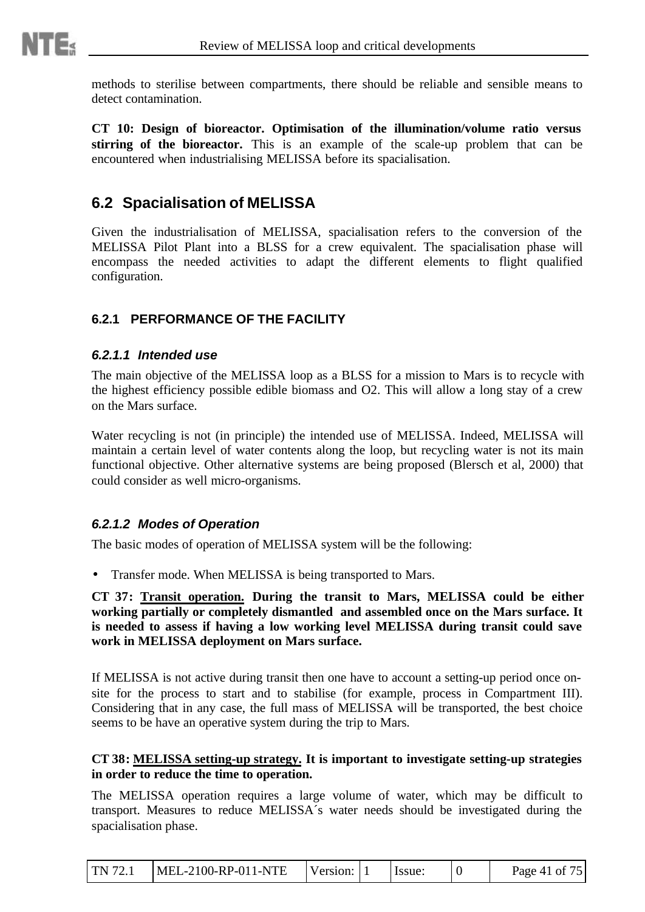methods to sterilise between compartments, there should be reliable and sensible means to detect contamination.

**CT 10: Design of bioreactor. Optimisation of the illumination/volume ratio versus stirring of the bioreactor.** This is an example of the scale-up problem that can be encountered when industrialising MELISSA before its spacialisation.

## 6.2 Spacialisation of MELISSA

Given the industrialisation of MELISSA, spacialisation refers to the conversion of the MELISSA Pilot Plant into a BLSS for a crew equivalent. The spacialisation phase will encompass the needed activities to adapt the different elements to flight qualified configuration.

### 6.2.1 PERFORMANCE OF THE FACILITY

#### *6.2.1.1 Intended use*

The main objective of the MELISSA loop as a BLSS for a mission to Mars is to recycle with the highest efficiency possible edible biomass and O2. This will allow a long stay of a crew on the Mars surface.

Water recycling is not (in principle) the intended use of MELISSA. Indeed, MELISSA will maintain a certain level of water contents along the loop, but recycling water is not its main functional objective. Other alternative systems are being proposed (Blersch et al, 2000) that could consider as well micro-organisms.

#### *6.2.1.2 Modes of Operation*

The basic modes of operation of MELISSA system will be the following:

- Transfer mode. When MELISSA is being transported to Mars.

**CT 37: <u>Transit operation.</u> During the transit to Mars, MELISSA could be either working partially or completely dismantled and assembled once on the Mars surface. It is needed to assess if having a low working level MELISSA during transit could save work in MELISSA deployment on Mars surface.**

If MELISSA is not active during transit then one have to account a setting-up period once on-site for the process to start and to stabilise (for example, process in Compartment III). Considering that in any case, the full mass of MELISSA will be transported, the best choice seems to be have an operative system during the trip to Mars.

**CT 38: <u>MELISSA setting-up strategy.</u> It is important to investigate setting-up strategies in order to reduce the time to operation.**

The MELISSA operation requires a large volume of water, which may be difficult to transport. Measures to reduce MELISSA´s water needs should be investigated during the spacialisation phase.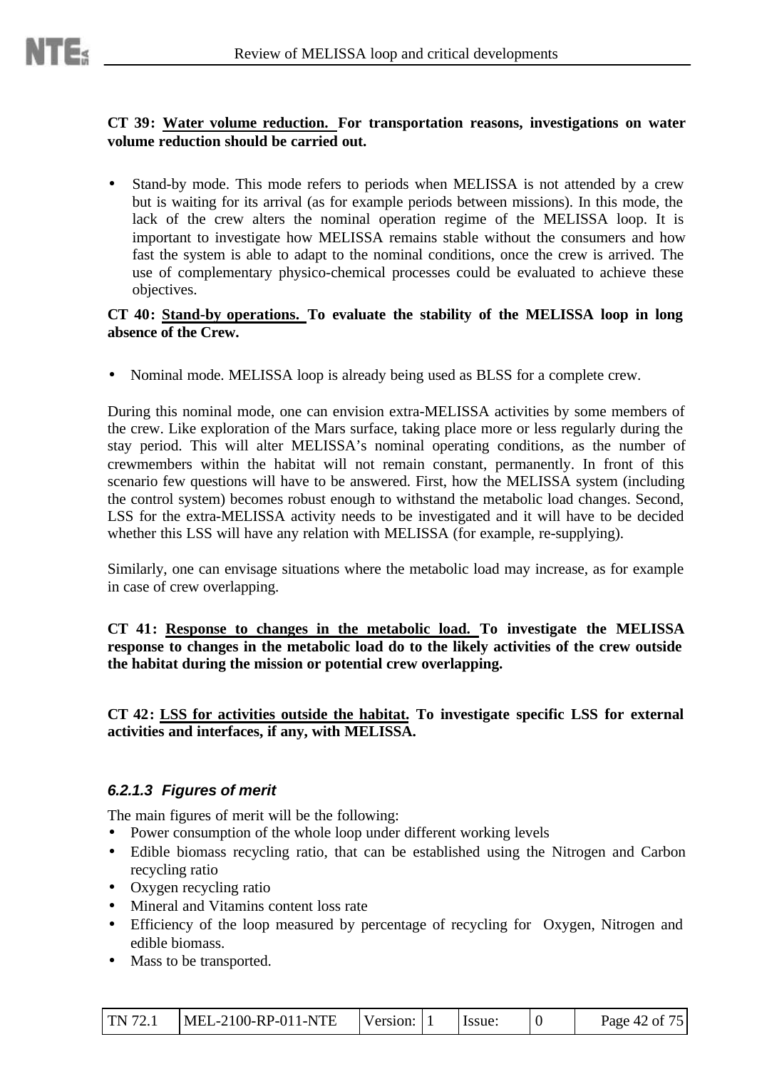**CT 39: Water volume reduction. For transportation reasons, investigations on water volume reduction should be carried out.**

- Stand-by mode. This mode refers to periods when MELISSA is not attended by a crew but is waiting for its arrival (as for example periods between missions). In this mode, the lack of the crew alters the nominal operation regime of the MELISSA loop. It is important to investigate how MELISSA remains stable without the consumers and how fast the system is able to adapt to the nominal conditions, once the crew is arrived. The use of complementary physico-chemical processes could be evaluated to achieve these objectives.

**CT 40: Stand-by operations. To evaluate the stability of the MELISSA loop in long absence of the Crew.**

- Nominal mode. MELISSA loop is already being used as BLSS for a complete crew.

During this nominal mode, one can envision extra-MELISSA activities by some members of the crew. Like exploration of the Mars surface, taking place more or less regularly during the stay period. This will alter MELISSA's nominal operating conditions, as the number of crewmembers within the habitat will not remain constant, permanently. In front of this scenario few questions will have to be answered. First, how the MELISSA system (including the control system) becomes robust enough to withstand the metabolic load changes. Second, LSS for the extra-MELISSA activity needs to be investigated and it will have to be decided whether this LSS will have any relation with MELISSA (for example, re-supplying).

Similarly, one can envisage situations where the metabolic load may increase, as for example in case of crew overlapping.

**CT 41: Response to changes in the metabolic load. To investigate the MELISSA response to changes in the metabolic load do to the likely activities of the crew outside the habitat during the mission or potential crew overlapping.**

**CT 42: LSS for activities outside the habitat. To investigate specific LSS for external activities and interfaces, if any, with MELISSA.**

#### *6.2.1.3 Figures of merit*

The main figures of merit will be the following:

- Power consumption of the whole loop under different working levels
- Edible biomass recycling ratio, that can be established using the Nitrogen and Carbon recycling ratio
- Oxygen recycling ratio
- Mineral and Vitamins content loss rate
- Efficiency of the loop measured by percentage of recycling for Oxygen, Nitrogen and edible biomass.
- Mass to be transported.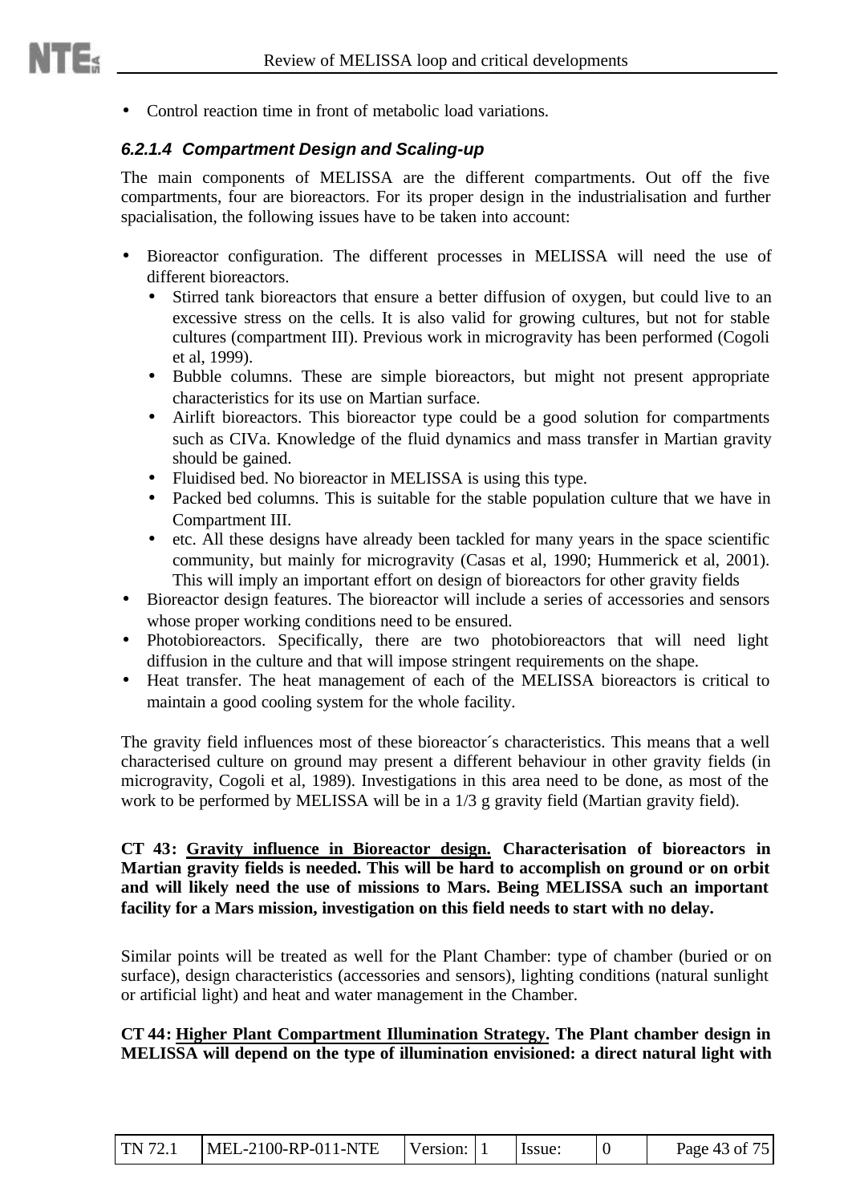- Control reaction time in front of metabolic load variations.

#### *6.2.1.4 Compartment Design and Scaling-up*

The main components of MELISSA are the different compartments. Out off the five compartments, four are bioreactors. For its proper design in the industrialisation and further spacialisation, the following issues have to be taken into account:

- Bioreactor configuration. The different processes in MELISSA will need the use of different bioreactors.
  - Stirred tank bioreactors that ensure a better diffusion of oxygen, but could live to an excessive stress on the cells. It is also valid for growing cultures, but not for stable cultures (compartment III). Previous work in microgravity has been performed (Cogoli et al, 1999).
  - Bubble columns. These are simple bioreactors, but might not present appropriate characteristics for its use on Martian surface.
  - Airlift bioreactors. This bioreactor type could be a good solution for compartments such as CIVa. Knowledge of the fluid dynamics and mass transfer in Martian gravity should be gained.
  - Fluidised bed. No bioreactor in MELISSA is using this type.
  - Packed bed columns. This is suitable for the stable population culture that we have in Compartment III.
  - etc. All these designs have already been tackled for many years in the space scientific community, but mainly for microgravity (Casas et al, 1990; Hummerick et al, 2001). This will imply an important effort on design of bioreactors for other gravity fields
- Bioreactor design features. The bioreactor will include a series of accessories and sensors whose proper working conditions need to be ensured.
- Photobioreactors. Specifically, there are two photobioreactors that will need light diffusion in the culture and that will impose stringent requirements on the shape.
- Heat transfer. The heat management of each of the MELISSA bioreactors is critical to maintain a good cooling system for the whole facility.

The gravity field influences most of these bioreactor´s characteristics. This means that a well characterised culture on ground may present a different behaviour in other gravity fields (in microgravity, Cogoli et al, 1989). Investigations in this area need to be done, as most of the work to be performed by MELISSA will be in a 1/3 g gravity field (Martian gravity field).

**CT 43: <u>Gravity influence in Bioreactor design.</u> Characterisation of bioreactors in Martian gravity fields is needed. This will be hard to accomplish on ground or on orbit and will likely need the use of missions to Mars. Being MELISSA such an important facility for a Mars mission, investigation on this field needs to start with no delay.**

Similar points will be treated as well for the Plant Chamber: type of chamber (buried or on surface), design characteristics (accessories and sensors), lighting conditions (natural sunlight or artificial light) and heat and water management in the Chamber.

**CT 44: <u>Higher Plant Compartment Illumination Strategy.</u> The Plant chamber design in MELISSA will depend on the type of illumination envisioned: a direct natural light with**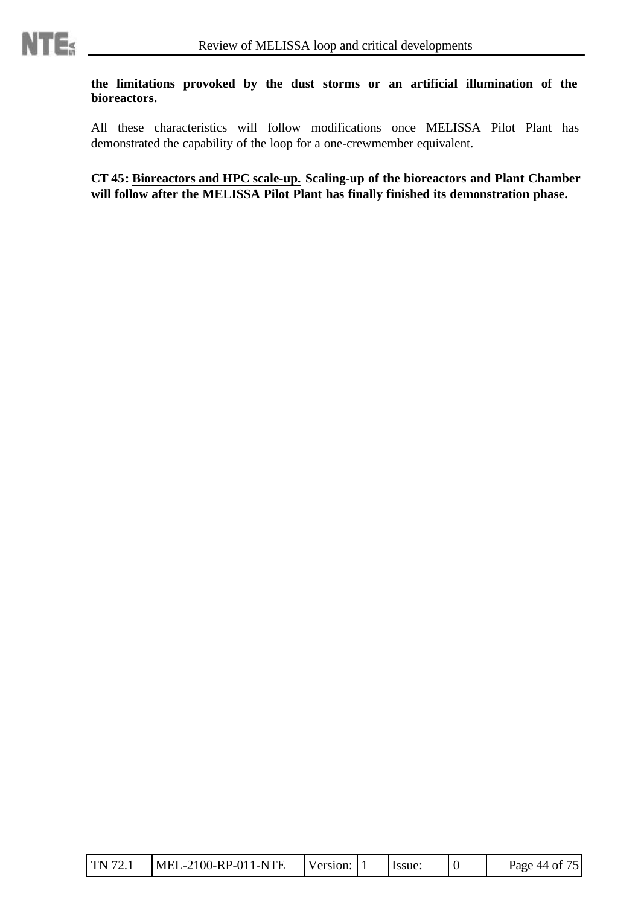**the limitations provoked by the dust storms or an artificial illumination of the bioreactors.**

All these characteristics will follow modifications once MELISSA Pilot Plant has demonstrated the capability of the loop for a one-crewmember equivalent.

**CT 45: <u>Bioreactors and HPC scale-up.</u> Scaling-up of the bioreactors and Plant Chamber will follow after the MELISSA Pilot Plant has finally finished its demonstration phase.**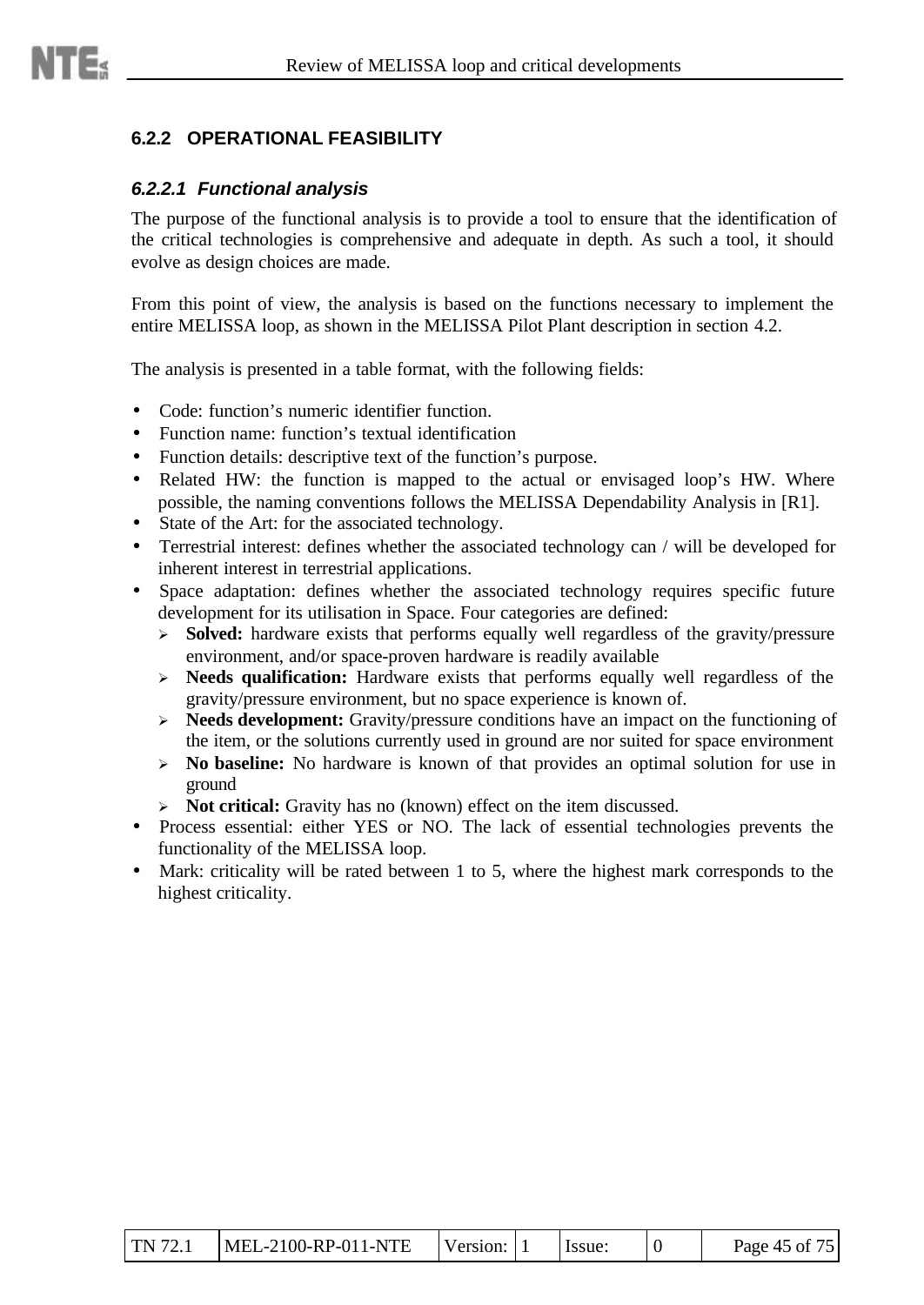### 6.2.2 OPERATIONAL FEASIBILITY

#### *6.2.2.1 Functional analysis*

The purpose of the functional analysis is to provide a tool to ensure that the identification of the critical technologies is comprehensive and adequate in depth. As such a tool, it should evolve as design choices are made.

From this point of view, the analysis is based on the functions necessary to implement the entire MELISSA loop, as shown in the MELISSA Pilot Plant description in section 4.2.

The analysis is presented in a table format, with the following fields:

- Code: function's numeric identifier function.
- Function name: function's textual identification
- Function details: descriptive text of the function's purpose.
- Related HW: the function is mapped to the actual or envisaged loop's HW. Where possible, the naming conventions follows the MELISSA Dependability Analysis in [R1].
- State of the Art: for the associated technology.
- Terrestrial interest: defines whether the associated technology can / will be developed for inherent interest in terrestrial applications.
- Space adaptation: defines whether the associated technology requires specific future development for its utilisation in Space. Four categories are defined:
  - **Solved:** hardware exists that performs equally well regardless of the gravity/pressure environment, and/or space-proven hardware is readily available
  - **Needs qualification:** Hardware exists that performs equally well regardless of the gravity/pressure environment, but no space experience is known of.
  - **Needs development:** Gravity/pressure conditions have an impact on the functioning of the item, or the solutions currently used in ground are nor suited for space environment
  - **No baseline:** No hardware is known of that provides an optimal solution for use in ground
  - **Not critical:** Gravity has no (known) effect on the item discussed.
- Process essential: either YES or NO. The lack of essential technologies prevents the functionality of the MELISSA loop.
- Mark: criticality will be rated between 1 to 5, where the highest mark corresponds to the highest criticality.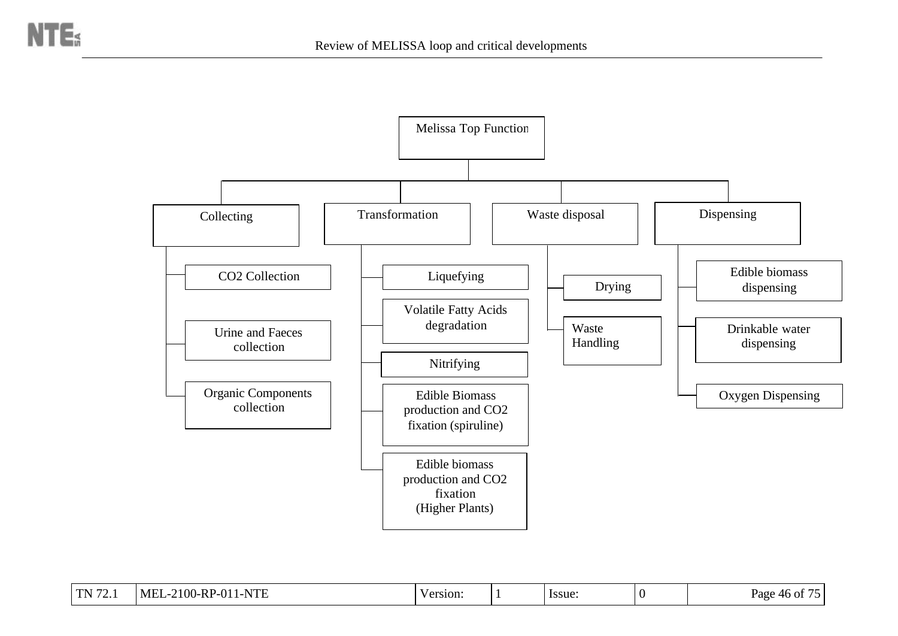- **Melissa Top Function**
  - **Collecting**
    - $CO_2$ Collection
    - Urine and Faeces collection
    - Organic Components collection
  - **Transformation**
    - Liquefying
    - Volatile Fatty Acids degradation
    - Nitrifying
    - Edible Biomass production and $CO_2$ fixation (spiruline)
    - Edible biomass production and $CO_2$ fixation (Higher Plants)
  - **Waste disposal**
    - Drying
    - Waste Handling
  - **Dispensing**
    - Edible biomass dispensing
    - Drinkable water dispensing
    - Oxygen Dispensing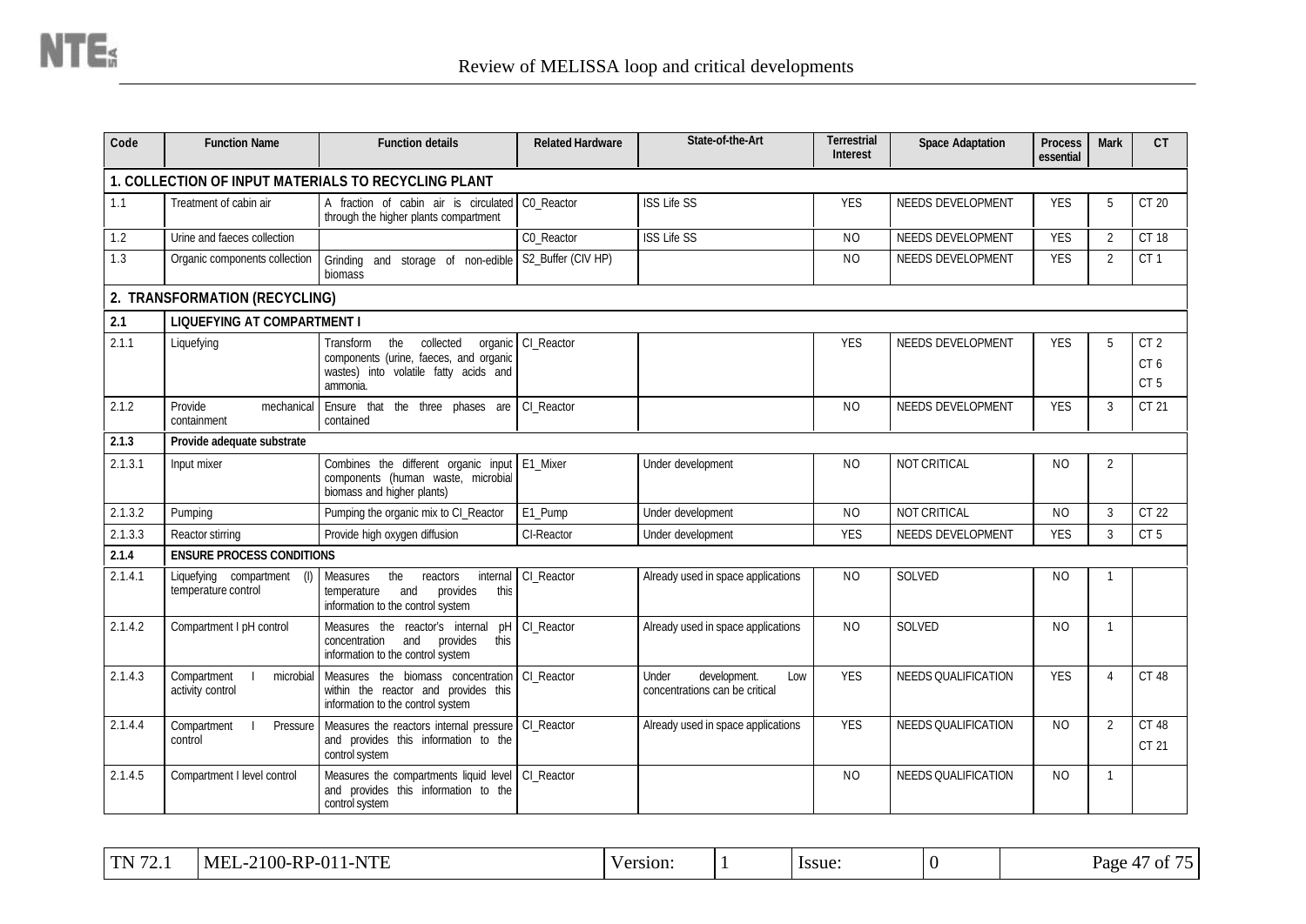| Code | Function Name | Function details | Related Hardware | State-of-the-Art | Terrestrial Interest | Space Adaptation | Process essential | Mark | CT |
|---|---|---|---|---|---|---|---|---|---|
| **1. COLLECTION OF INPUT MATERIALS TO RECYCLING PLANT** | | | | | | | | | |
| 1.1 | Treatment of cabin air | A fraction of cabin air is circulated through the higher plants compartment | C0_Reactor | ISS Life SS | YES | NEEDS DEVELOPMENT | YES | 5 | CT 20 |
| 1.2 | Urine and faeces collection | | C0_Reactor | ISS Life SS | NO | NEEDS DEVELOPMENT | YES | 2 | CT 18 |
| 1.3 | Organic components collection | Grinding and storage of non-edible biomass | S2_Buffer (CIV HP) | | NO | NEEDS DEVELOPMENT | YES | 2 | CT 1 |
| **2. TRANSFORMATION (RECYCLING)** | | | | | | | | | |
| **2.1** | **LIQUEFYING AT COMPARTMENT I** | | | | | | | | |
| 2.1.1 | Liquefying | Transform the collected organic components (urine, faeces, and organic wastes) into volatile fatty acids and ammonia. | CI_Reactor | | YES | NEEDS DEVELOPMENT | YES | 5 | CT 2<br>CT 6<br>CT 5 |
| 2.1.2 | Provide mechanical containment | Ensure that the three phases are contained | CI_Reactor | | NO | NEEDS DEVELOPMENT | YES | 3 | CT 21 |
| **2.1.3** | **Provide adequate substrate** | | | | | | | | |
| 2.1.3.1 | Input mixer | Combines the different organic input components (human waste, microbial biomass and higher plants) | E1_Mixer | Under development | NO | NOT CRITICAL | NO | 2 | |
| 2.1.3.2 | Pumping | Pumping the organic mix to CI_Reactor | E1_Pump | Under development | NO | NOT CRITICAL | NO | 3 | CT 22 |
| 2.1.3.3 | Reactor stirring | Provide high oxygen diffusion | CI-Reactor | Under development | YES | NEEDS DEVELOPMENT | YES | 3 | CT 5 |
| **2.1.4** | **ENSURE PROCESS CONDITIONS** | | | | | | | | |
| 2.1.4.1 | Liquefying compartment (I) temperature control | Measures the reactors internal temperature and provides this information to the control system | CI_Reactor | Already used in space applications | NO | SOLVED | NO | 1 | |
| 2.1.4.2 | Compartment I pH control | Measures the reactor's internal pH concentration and provides this information to the control system | CI_Reactor | Already used in space applications | NO | SOLVED | NO | 1 | |
| 2.1.4.3 | Compartment I microbial activity control | Measures the biomass concentration within the reactor and provides this information to the control system | CI_Reactor | Under development. Low concentrations can be critical | YES | NEEDS QUALIFICATION | YES | 4 | CT 48 |
| 2.1.4.4 | Compartment I Pressure control | Measures the reactors internal pressure and provides this information to the control system | CI_Reactor | Already used in space applications | YES | NEEDS QUALIFICATION | NO | 2 | CT 48<br>CT 21 |
| 2.1.4.5 | Compartment I level control | Measures the compartments liquid level and provides this information to the control system | CI_Reactor | | NO | NEEDS QUALIFICATION | NO | 1 | |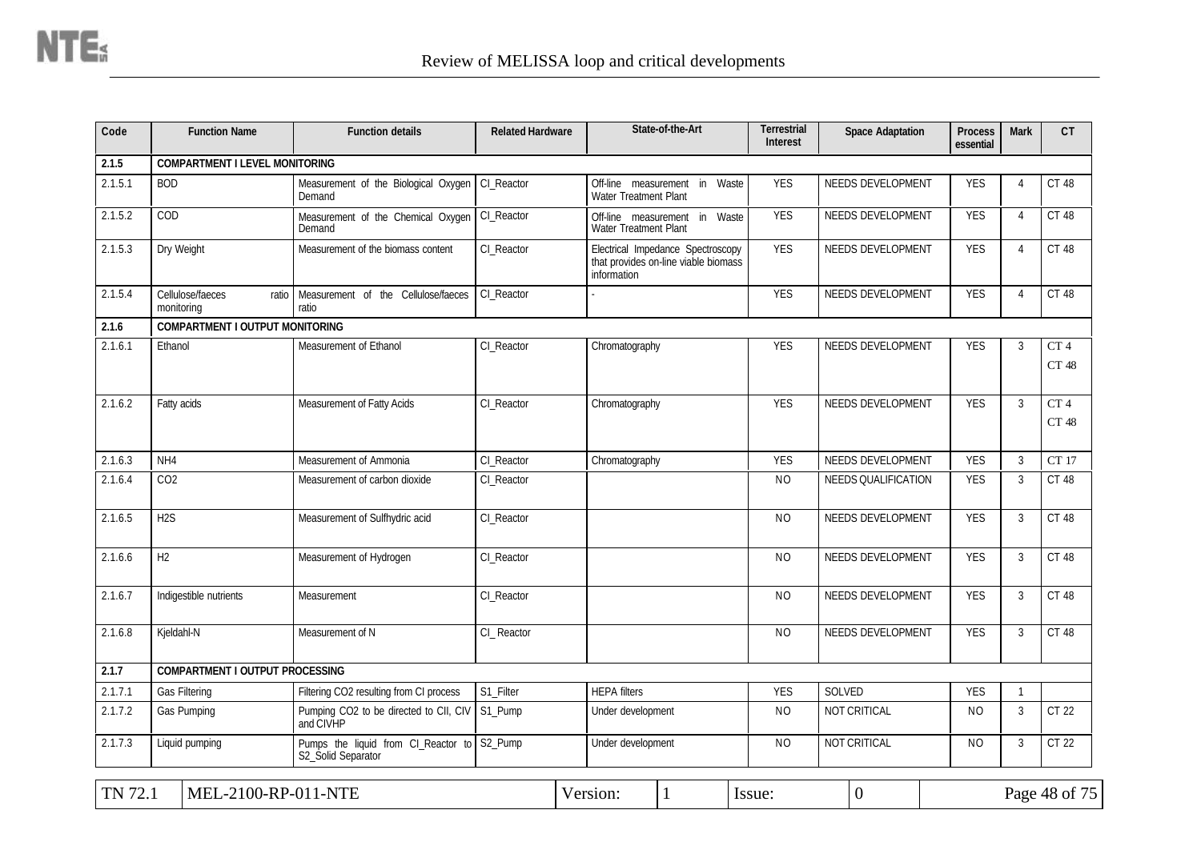| Code | Function Name | Function details | Related Hardware | State-of-the-Art | Terrestrial Interest | Space Adaptation | Process essential | Mark | CT |
|---|---|---|---|---|---|---|---|---|---|
| **2.1.5** | **COMPARTMENT I LEVEL MONITORING** | | | | | | | | |
| 2.1.5.1 | BOD | Measurement of the Biological Oxygen Demand | CI_Reactor | Off-line measurement in Waste Water Treatment Plant | YES | NEEDS DEVELOPMENT | YES | 4 | CT 48 |
| 2.1.5.2 | COD | Measurement of the Chemical Oxygen Demand | CI_Reactor | Off-line measurement in Waste Water Treatment Plant | YES | NEEDS DEVELOPMENT | YES | 4 | CT 48 |
| 2.1.5.3 | Dry Weight | Measurement of the biomass content | CI_Reactor | Electrical Impedance Spectroscopy that provides on-line viable biomass information | YES | NEEDS DEVELOPMENT | YES | 4 | CT 48 |
| 2.1.5.4 | Cellulose/faeces ratio monitoring | Measurement of the Cellulose/faeces ratio | CI_Reactor | - | YES | NEEDS DEVELOPMENT | YES | 4 | CT 48 |
| **2.1.6** | **COMPARTMENT I OUTPUT MONITORING** | | | | | | | | |
| 2.1.6.1 | Ethanol | Measurement of Ethanol | CI_Reactor | Chromatography | YES | NEEDS DEVELOPMENT | YES | 3 | CT 4<br>CT 48 |
| 2.1.6.2 | Fatty acids | Measurement of Fatty Acids | CI_Reactor | Chromatography | YES | NEEDS DEVELOPMENT | YES | 3 | CT 4<br>CT 48 |
| 2.1.6.3 | NH4 | Measurement of Ammonia | CI_Reactor | Chromatography | YES | NEEDS DEVELOPMENT | YES | 3 | CT 17 |
| 2.1.6.4 | CO2 | Measurement of carbon dioxide | CI_Reactor | | NO | NEEDS QUALIFICATION | YES | 3 | CT 48 |
| 2.1.6.5 | H2S | Measurement of Sulfhydric acid | CI_Reactor | | NO | NEEDS DEVELOPMENT | YES | 3 | CT 48 |
| 2.1.6.6 | H2 | Measurement of Hydrogen | CI_Reactor | | NO | NEEDS DEVELOPMENT | YES | 3 | CT 48 |
| 2.1.6.7 | Indigestible nutrients | Measurement | CI_Reactor | | NO | NEEDS DEVELOPMENT | YES | 3 | CT 48 |
| 2.1.6.8 | Kjeldahl-N | Measurement of N | CI_ Reactor | | NO | NEEDS DEVELOPMENT | YES | 3 | CT 48 |
| **2.1.7** | **COMPARTMENT I OUTPUT PROCESSING** | | | | | | | | |
| 2.1.7.1 | Gas Filtering | Filtering CO2 resulting from CI process | S1_Filter | HEPA filters | YES | SOLVED | YES | 1 | |
| 2.1.7.2 | Gas Pumping | Pumping CO2 to be directed to CII, CIV and CIVHP | S1_Pump | Under development | NO | NOT CRITICAL | NO | 3 | CT 22 |
| 2.1.7.3 | Liquid pumping | Pumps the liquid from CI_Reactor to S2_Solid Separator | S2_Pump | Under development | NO | NOT CRITICAL | NO | 3 | CT 22 |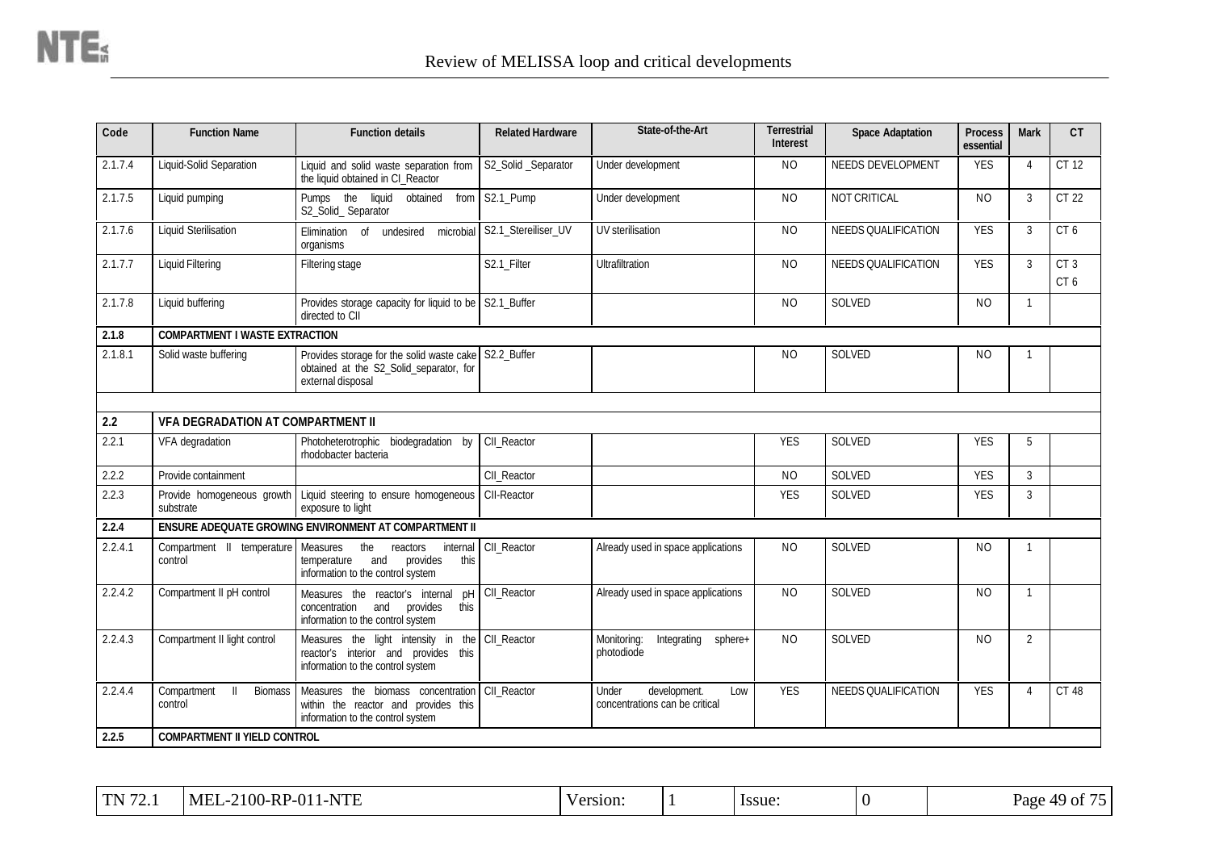| Code | Function Name | Function details | Related Hardware | State-of-the-Art | Terrestrial Interest | Space Adaptation | Process essential | Mark | CT |
|---|---|---|---|---|---|---|---|---|---|
| 2.1.7.4 | Liquid-Solid Separation | Liquid and solid waste separation from the liquid obtained in CI_Reactor | S2_Solid _Separator | Under development | NO | NEEDS DEVELOPMENT | YES | 4 | CT 12 |
| 2.1.7.5 | Liquid pumping | Pumps the liquid obtained from S2_Solid_ Separator | S2.1_Pump | Under development | NO | NOT CRITICAL | NO | 3 | CT 22 |
| 2.1.7.6 | Liquid Sterilisation | Elimination of undesired microbial organisms | S2.1_Stereiliser_UV | UV sterilisation | NO | NEEDS QUALIFICATION | YES | 3 | CT 6 |
| 2.1.7.7 | Liquid Filtering | Filtering stage | S2.1_Filter | Ultrafiltration | NO | NEEDS QUALIFICATION | YES | 3 | CT 3<br>CT 6 |
| 2.1.7.8 | Liquid buffering | Provides storage capacity for liquid to be directed to CII | S2.1_Buffer | | NO | SOLVED | NO | 1 | |
| **2.1.8** | **COMPARTMENT I WASTE EXTRACTION** | | | | | | | | |
| 2.1.8.1 | Solid waste buffering | Provides storage for the solid waste cake obtained at the S2_Solid_separator, for external disposal | S2.2_Buffer | | NO | SOLVED | NO | 1 | |
| | | | | | | | | | |
| **2.2** | **VFA DEGRADATION AT COMPARTMENT II** | | | | | | | | |
| 2.2.1 | VFA degradation | Photoheterotrophic biodegradation by rhodobacter bacteria | CII_Reactor | | YES | SOLVED | YES | 5 | |
| 2.2.2 | Provide containment | | CII_Reactor | | NO | SOLVED | YES | 3 | |
| 2.2.3 | Provide homogeneous growth substrate | Liquid steering to ensure homogeneous exposure to light | CII-Reactor | | YES | SOLVED | YES | 3 | |
| **2.2.4** | **ENSURE ADEQUATE GROWING ENVIRONMENT AT COMPARTMENT II** | | | | | | | | |
| 2.2.4.1 | Compartment II temperature control | Measures the reactors internal temperature and provides this information to the control system | CII_Reactor | Already used in space applications | NO | SOLVED | NO | 1 | |
| 2.2.4.2 | Compartment II pH control | Measures the reactor's internal pH concentration and provides this information to the control system | CII_Reactor | Already used in space applications | NO | SOLVED | NO | 1 | |
| 2.2.4.3 | Compartment II light control | Measures the light intensity in the reactor's interior and provides this information to the control system | CII_Reactor | Monitoring: Integrating sphere+ photodiode | NO | SOLVED | NO | 2 | |
| 2.2.4.4 | Compartment II Biomass control | Measures the biomass concentration within the reactor and provides this information to the control system | CII_Reactor | Under development. Low concentrations can be critical | YES | NEEDS QUALIFICATION | YES | 4 | CT 48 |
| **2.2.5** | **COMPARTMENT II YIELD CONTROL** | | | | | | | | |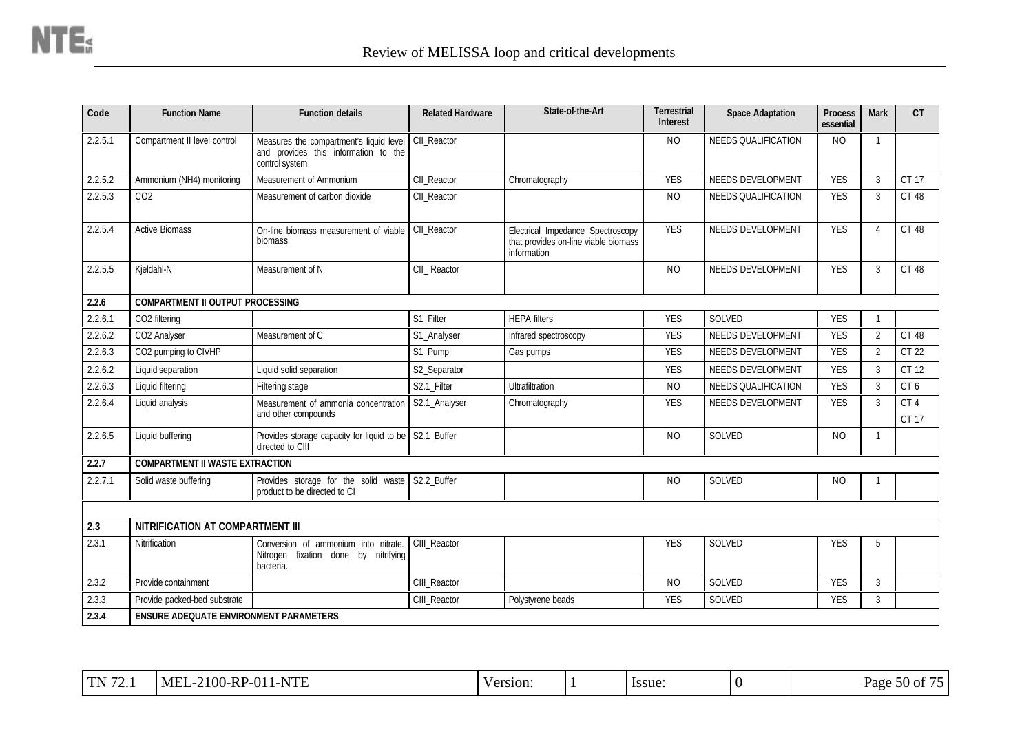| Code | Function Name | Function details | Related Hardware | State-of-the-Art | Terrestrial Interest | Space Adaptation | Process essential | Mark | CT |
|---|---|---|---|---|---|---|---|---|---|
| 2.2.5.1 | Compartment II level control | Measures the compartment's liquid level and provides this information to the control system | CII_Reactor | | NO | NEEDS QUALIFICATION | NO | 1 | |
| 2.2.5.2 | Ammonium (NH4) monitoring | Measurement of Ammonium | CII_Reactor | Chromatography | YES | NEEDS DEVELOPMENT | YES | 3 | CT 17 |
| 2.2.5.3 | CO2 | Measurement of carbon dioxide | CII_Reactor | | NO | NEEDS QUALIFICATION | YES | 3 | CT 48 |
| 2.2.5.4 | Active Biomass | On-line biomass measurement of viable biomass | CII_Reactor | Electrical Impedance Spectroscopy that provides on-line viable biomass information | YES | NEEDS DEVELOPMENT | YES | 4 | CT 48 |
| 2.2.5.5 | Kjeldahl-N | Measurement of N | CII_ Reactor | | NO | NEEDS DEVELOPMENT | YES | 3 | CT 48 |
| **2.2.6** | **COMPARTMENT II OUTPUT PROCESSING** | | | | | | | | |
| 2.2.6.1 | CO2 filtering | | S1_Filter | HEPA filters | YES | SOLVED | YES | 1 | |
| 2.2.6.2 | CO2 Analyser | Measurement of C | S1_Analyser | Infrared spectroscopy | YES | NEEDS DEVELOPMENT | YES | 2 | CT 48 |
| 2.2.6.3 | CO2 pumping to CIVHP | | S1_Pump | Gas pumps | YES | NEEDS DEVELOPMENT | YES | 2 | CT 22 |
| 2.2.6.2 | Liquid separation | Liquid solid separation | S2_Separator | | YES | NEEDS DEVELOPMENT | YES | 3 | CT 12 |
| 2.2.6.3 | Liquid filtering | Filtering stage | S2.1_Filter | Ultrafiltration | NO | NEEDS QUALIFICATION | YES | 3 | CT 6 |
| 2.2.6.4 | Liquid analysis | Measurement of ammonia concentration and other compounds | S2.1_Analyser | Chromatography | YES | NEEDS DEVELOPMENT | YES | 3 | CT 4 CT 17 |
| 2.2.6.5 | Liquid buffering | Provides storage capacity for liquid to be directed to CIII | S2.1_Buffer | | NO | SOLVED | NO | 1 | |
| **2.2.7** | **COMPARTMENT II WASTE EXTRACTION** | | | | | | | | |
| 2.2.7.1 | Solid waste buffering | Provides storage for the solid waste product to be directed to CI | S2.2_Buffer | | NO | SOLVED | NO | 1 | |
| | | | | | | | | | |
| **2.3** | **NITRIFICATION AT COMPARTMENT III** | | | | | | | | |
| 2.3.1 | Nitrification | Conversion of ammonium into nitrate. Nitrogen fixation done by nitrifying bacteria. | CIII_Reactor | | YES | SOLVED | YES | 5 | |
| 2.3.2 | Provide containment | | CIII_Reactor | | NO | SOLVED | YES | 3 | |
| 2.3.3 | Provide packed-bed substrate | | CIII_Reactor | Polystyrene beads | YES | SOLVED | YES | 3 | |
| **2.3.4** | **ENSURE ADEQUATE ENVIRONMENT PARAMETERS** | | | | | | | | |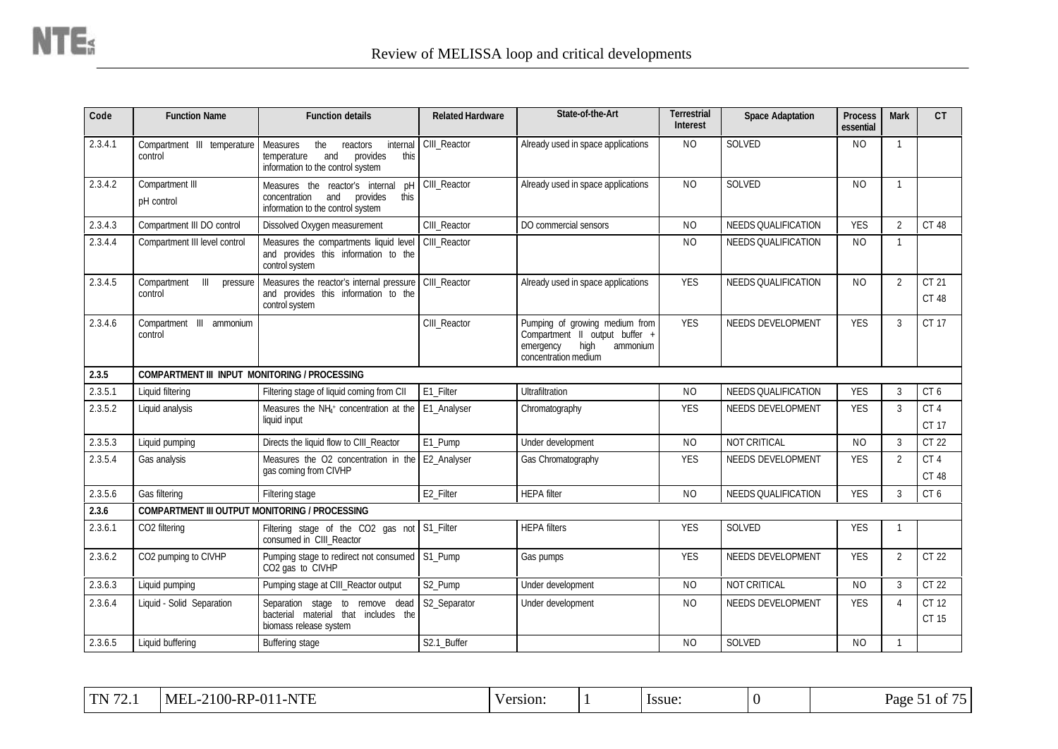| Code | Function Name | Function details | Related Hardware | State-of-the-Art | Terrestrial Interest | Space Adaptation | Process essential | Mark | CT |
|---|---|---|---|---|---|---|---|---|---|
| 2.3.4.1 | Compartment III temperature control | Measures the reactors internal temperature and provides this information to the control system | CIII_Reactor | Already used in space applications | NO | SOLVED | NO | 1 | |
| 2.3.4.2 | Compartment III pH control | Measures the reactor's internal pH concentration and provides this information to the control system | CIII_Reactor | Already used in space applications | NO | SOLVED | NO | 1 | |
| 2.3.4.3 | Compartment III DO control | Dissolved Oxygen measurement | CIII_Reactor | DO commercial sensors | NO | NEEDS QUALIFICATION | YES | 2 | CT 48 |
| 2.3.4.4 | Compartment III level control | Measures the compartments liquid level and provides this information to the control system | CIII_Reactor | | NO | NEEDS QUALIFICATION | NO | 1 | |
| 2.3.4.5 | Compartment III pressure control | Measures the reactor's internal pressure and provides this information to the control system | CIII_Reactor | Already used in space applications | YES | NEEDS QUALIFICATION | NO | 2 | CT 21<br>CT 48 |
| 2.3.4.6 | Compartment III ammonium control | | CIII_Reactor | Pumping of growing medium from Compartment II output buffer + emergency high ammonium concentration medium | YES | NEEDS DEVELOPMENT | YES | 3 | CT 17 |
| **2.3.5** | **COMPARTMENT III INPUT MONITORING / PROCESSING** | | | | | | | | |
| 2.3.5.1 | Liquid filtering | Filtering stage of liquid coming from CII | E1_Filter | Ultrafiltration | NO | NEEDS QUALIFICATION | YES | 3 | CT 6 |
| 2.3.5.2 | Liquid analysis | Measures the $NH_4^+$ concentration at the liquid input | E1_Analyser | Chromatography | YES | NEEDS DEVELOPMENT | YES | 3 | CT 4<br>CT 17 |
| 2.3.5.3 | Liquid pumping | Directs the liquid flow to CIII_Reactor | E1_Pump | Under development | NO | NOT CRITICAL | NO | 3 | CT 22 |
| 2.3.5.4 | Gas analysis | Measures the O2 concentration in the gas coming from CIVHP | E2_Analyser | Gas Chromatography | YES | NEEDS DEVELOPMENT | YES | 2 | CT 4<br>CT 48 |
| 2.3.5.6 | Gas filtering | Filtering stage | E2_Filter | HEPA filter | NO | NEEDS QUALIFICATION | YES | 3 | CT 6 |
| **2.3.6** | **COMPARTMENT III OUTPUT MONITORING / PROCESSING** | | | | | | | | |
| 2.3.6.1 | CO2 filtering | Filtering stage of the CO2 gas not consumed in CIII_Reactor | S1_Filter | HEPA filters | YES | SOLVED | YES | 1 | |
| 2.3.6.2 | CO2 pumping to CIVHP | Pumping stage to redirect not consumed CO2 gas to CIVHP | S1_Pump | Gas pumps | YES | NEEDS DEVELOPMENT | YES | 2 | CT 22 |
| 2.3.6.3 | Liquid pumping | Pumping stage at CIII_Reactor output | S2_Pump | Under development | NO | NOT CRITICAL | NO | 3 | CT 22 |
| 2.3.6.4 | Liquid - Solid Separation | Separation stage to remove dead bacterial material that includes the biomass release system | S2_Separator | Under development | NO | NEEDS DEVELOPMENT | YES | 4 | CT 12<br>CT 15 |
| 2.3.6.5 | Liquid buffering | Buffering stage | S2.1_Buffer | | NO | SOLVED | NO | 1 | |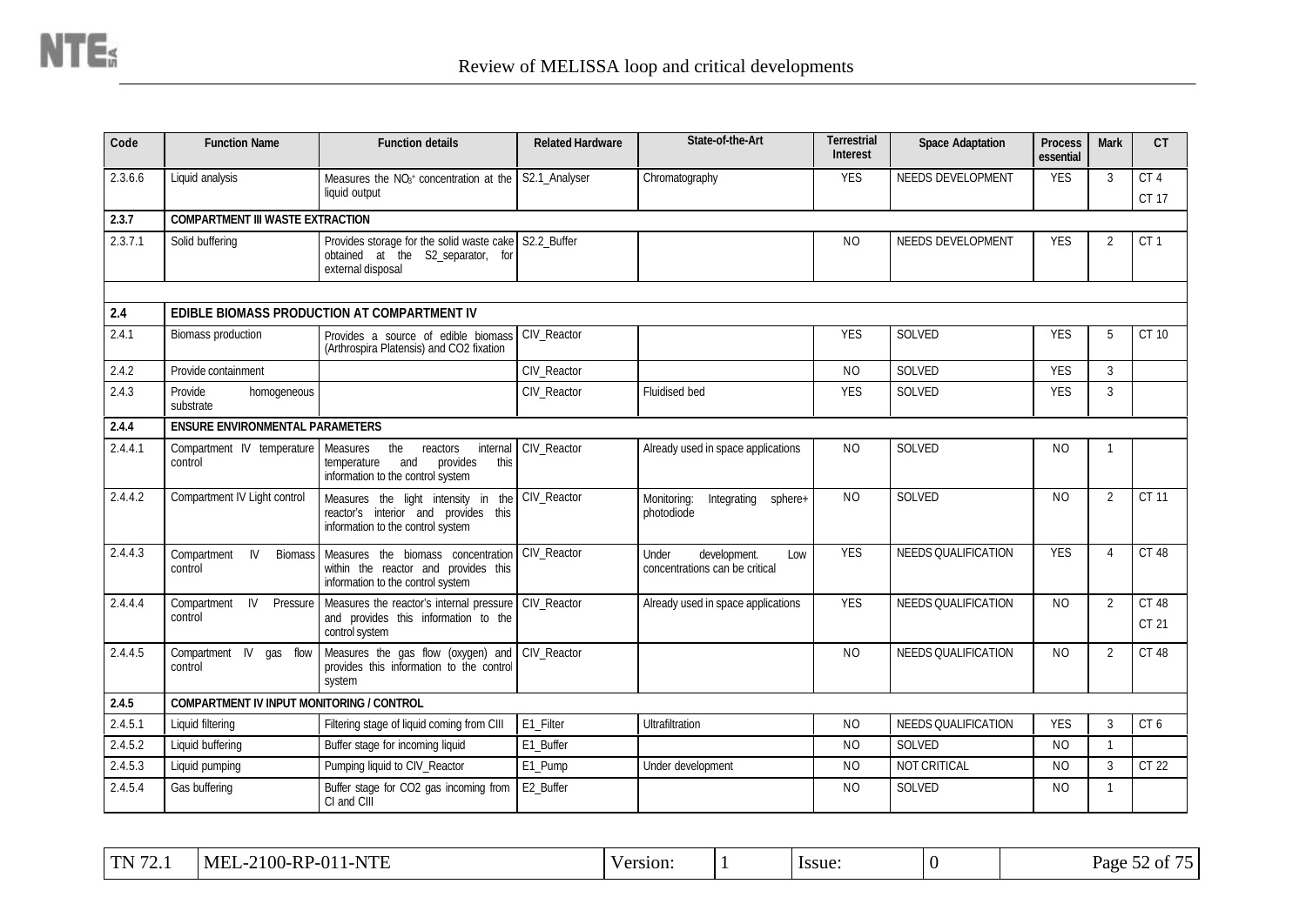| Code | Function Name | Function details | Related Hardware | State-of-the-Art | Terrestrial Interest | Space Adaptation | Process essential | Mark | CT |
|---|---|---|---|---|---|---|---|---|---|
| 2.3.6.6 | Liquid analysis | Measures the $NO_3^-$ concentration at the liquid output | S2.1_Analyser | Chromatography | YES | NEEDS DEVELOPMENT | YES | 3 | CT 4 CT 17 |
| **2.3.7** | **COMPARTMENT III WASTE EXTRACTION** | | | | | | | | |
| 2.3.7.1 | Solid buffering | Provides storage for the solid waste cake obtained at the S2_separator, for external disposal | S2.2_Buffer | | NO | NEEDS DEVELOPMENT | YES | 2 | CT 1 |
| | | | | | | | | | |
| **2.4** | **EDIBLE BIOMASS PRODUCTION AT COMPARTMENT IV** | | | | | | | | |
| 2.4.1 | Biomass production | Provides a source of edible biomass (Arthrospira Platensis) and CO2 fixation | CIV_Reactor | | YES | SOLVED | YES | 5 | CT 10 |
| 2.4.2 | Provide containment | | CIV_Reactor | | NO | SOLVED | YES | 3 | |
| 2.4.3 | Provide homogeneous substrate | | CIV_Reactor | Fluidised bed | YES | SOLVED | YES | 3 | |
| **2.4.4** | **ENSURE ENVIRONMENTAL PARAMETERS** | | | | | | | | |
| 2.4.4.1 | Compartment IV temperature control | Measures the reactors internal temperature and provides this information to the control system | CIV_Reactor | Already used in space applications | NO | SOLVED | NO | 1 | |
| 2.4.4.2 | Compartment IV Light control | Measures the light intensity in the reactor's interior and provides this information to the control system | CIV_Reactor | Monitoring: Integrating sphere+ photodiode | NO | SOLVED | NO | 2 | CT 11 |
| 2.4.4.3 | Compartment IV Biomass control | Measures the biomass concentration within the reactor and provides this information to the control system | CIV_Reactor | Under development. Low concentrations can be critical | YES | NEEDS QUALIFICATION | YES | 4 | CT 48 |
| 2.4.4.4 | Compartment IV Pressure control | Measures the reactor's internal pressure and provides this information to the control system | CIV_Reactor | Already used in space applications | YES | NEEDS QUALIFICATION | NO | 2 | CT 48 CT 21 |
| 2.4.4.5 | Compartment IV gas flow control | Measures the gas flow (oxygen) and provides this information to the control system | CIV_Reactor | | NO | NEEDS QUALIFICATION | NO | 2 | CT 48 |
| **2.4.5** | **COMPARTMENT IV INPUT MONITORING / CONTROL** | | | | | | | | |
| 2.4.5.1 | Liquid filtering | Filtering stage of liquid coming from CIII | E1_Filter | Ultrafiltration | NO | NEEDS QUALIFICATION | YES | 3 | CT 6 |
| 2.4.5.2 | Liquid buffering | Buffer stage for incoming liquid | E1_Buffer | | NO | SOLVED | NO | 1 | |
| 2.4.5.3 | Liquid pumping | Pumping liquid to CIV_Reactor | E1_Pump | Under development | NO | NOT CRITICAL | NO | 3 | CT 22 |
| 2.4.5.4 | Gas buffering | Buffer stage for CO2 gas incoming from CI and CIII | E2_Buffer | | NO | SOLVED | NO | 1 | |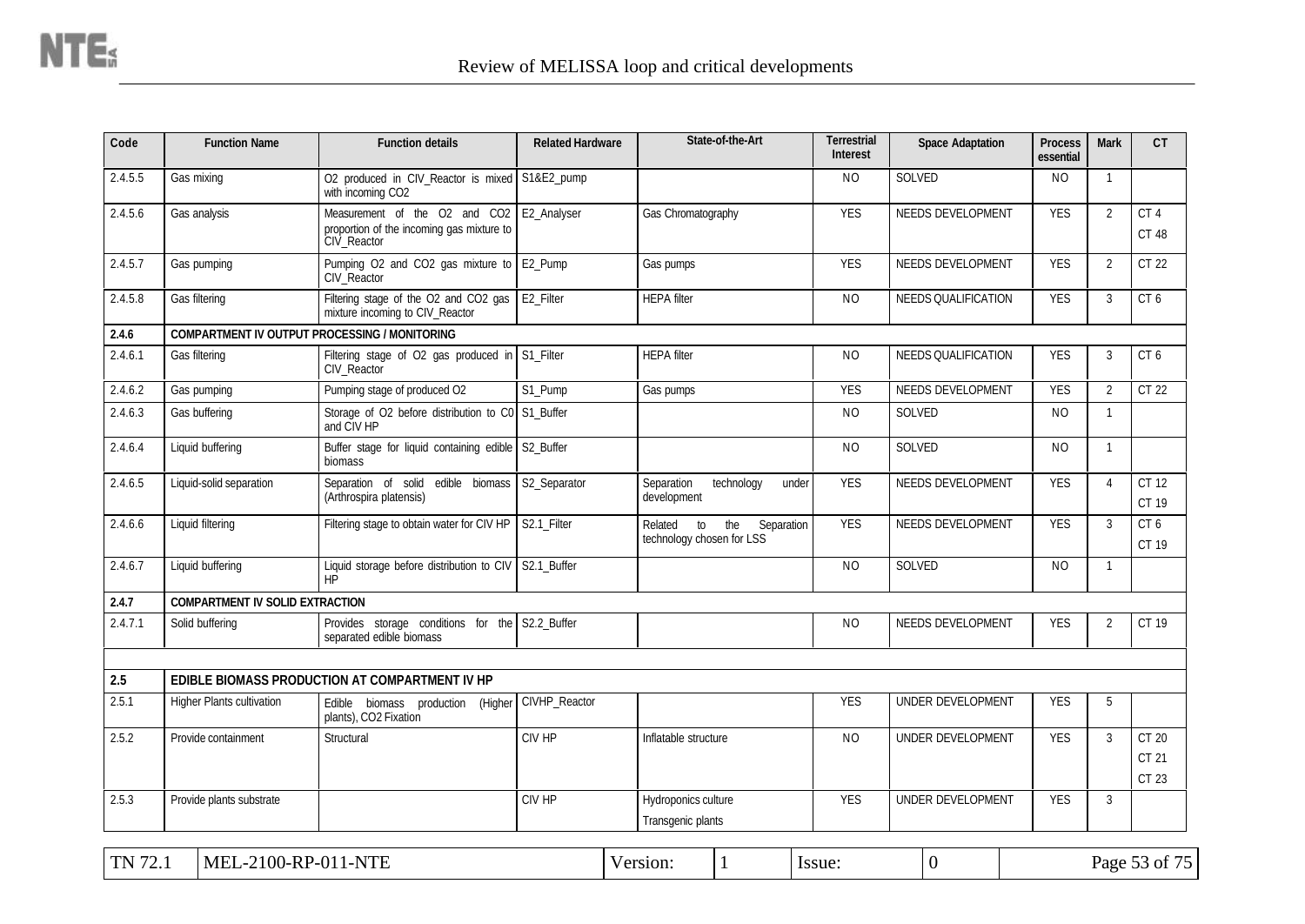| Code | Function Name | Function details | Related Hardware | State-of-the-Art | Terrestrial Interest | Space Adaptation | Process essential | Mark | CT |
|---|---|---|---|---|---|---|---|---|---|
| 2.4.5.5 | Gas mixing | $O_2$ produced in CIV_Reactor is mixed with incoming $CO_2$ | S1&E2_pump | | NO | SOLVED | NO | 1 | |
| 2.4.5.6 | Gas analysis | Measurement of the $O_2$ and $CO_2$ proportion of the incoming gas mixture to CIV_Reactor | E2_Analyser | Gas Chromatography | YES | NEEDS DEVELOPMENT | YES | 2 | CT 4<br>CT 48 |
| 2.4.5.7 | Gas pumping | Pumping $O_2$ and $CO_2$ gas mixture to CIV_Reactor | E2_Pump | Gas pumps | YES | NEEDS DEVELOPMENT | YES | 2 | CT 22 |
| 2.4.5.8 | Gas filtering | Filtering stage of the $O_2$ and $CO_2$ gas mixture incoming to CIV_Reactor | E2_Filter | HEPA filter | NO | NEEDS QUALIFICATION | YES | 3 | CT 6 |
| **2.4.6** | **COMPARTMENT IV OUTPUT PROCESSING / MONITORING** | | | | | | | | |
| 2.4.6.1 | Gas filtering | Filtering stage of $O_2$ gas produced in CIV_Reactor | S1_Filter | HEPA filter | NO | NEEDS QUALIFICATION | YES | 3 | CT 6 |
| 2.4.6.2 | Gas pumping | Pumping stage of produced $O_2$ | S1_Pump | Gas pumps | YES | NEEDS DEVELOPMENT | YES | 2 | CT 22 |
| 2.4.6.3 | Gas buffering | Storage of $O_2$ before distribution to C0 and CIV HP | S1_Buffer | | NO | SOLVED | NO | 1 | |
| 2.4.6.4 | Liquid buffering | Buffer stage for liquid containing edible biomass | S2_Buffer | | NO | SOLVED | NO | 1 | |
| 2.4.6.5 | Liquid-solid separation | Separation of solid edible biomass (Arthrospira platensis) | S2_Separator | Separation technology under development | YES | NEEDS DEVELOPMENT | YES | 4 | CT 12<br>CT 19 |
| 2.4.6.6 | Liquid filtering | Filtering stage to obtain water for CIV HP | S2.1_Filter | Related to the Separation technology chosen for LSS | YES | NEEDS DEVELOPMENT | YES | 3 | CT 6<br>CT 19 |
| 2.4.6.7 | Liquid buffering | Liquid storage before distribution to CIV HP | S2.1_Buffer | | NO | SOLVED | NO | 1 | |
| **2.4.7** | **COMPARTMENT IV SOLID EXTRACTION** | | | | | | | | |
| 2.4.7.1 | Solid buffering | Provides storage conditions for the separated edible biomass | S2.2_Buffer | | NO | NEEDS DEVELOPMENT | YES | 2 | CT 19 |
| | | | | | | | | | |
| **2.5** | **EDIBLE BIOMASS PRODUCTION AT COMPARTMENT IV HP** | | | | | | | | |
| 2.5.1 | Higher Plants cultivation | Edible biomass production (Higher plants), $CO_2$ Fixation | CIVHP_Reactor | | YES | UNDER DEVELOPMENT | YES | 5 | |
| 2.5.2 | Provide containment | Structural | CIV HP | Inflatable structure | NO | UNDER DEVELOPMENT | YES | 3 | CT 20<br>CT 21<br>CT 23 |
| 2.5.3 | Provide plants substrate | | CIV HP | Hydroponics culture<br>Transgenic plants | YES | UNDER DEVELOPMENT | YES | 3 | |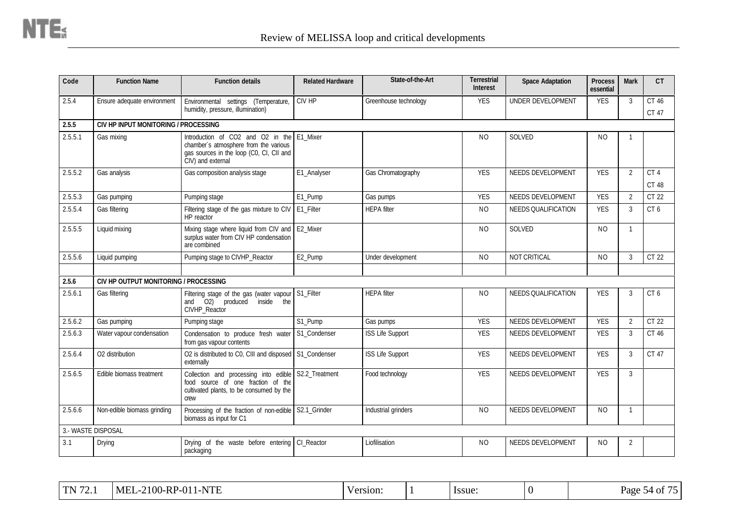| Code | Function Name | Function details | Related Hardware | State-of-the-Art | Terrestrial Interest | Space Adaptation | Process essential | Mark | CT |
|---|---|---|---|---|---|---|---|---|---|
| 2.5.4 | Ensure adequate environment | Environmental settings (Temperature, humidity, pressure, illumination) | CIV HP | Greenhouse technology | YES | UNDER DEVELOPMENT | YES | 3 | CT 46<br>CT 47 |
| **2.5.5** | **CIV HP INPUT MONITORING / PROCESSING** | | | | | | | | |
| 2.5.5.1 | Gas mixing | Introduction of $CO_2$ and $O_2$ in the chamber´s atmosphere from the various gas sources in the loop (C0, CI, CII and CIV) and external | E1_Mixer | | NO | SOLVED | NO | 1 | |
| 2.5.5.2 | Gas analysis | Gas composition analysis stage | E1_Analyser | Gas Chromatography | YES | NEEDS DEVELOPMENT | YES | 2 | CT 4<br>CT 48 |
| 2.5.5.3 | Gas pumping | Pumping stage | E1_Pump | Gas pumps | YES | NEEDS DEVELOPMENT | YES | 2 | CT 22 |
| 2.5.5.4 | Gas filtering | Filtering stage of the gas mixture to CIV HP reactor | E1_Filter | HEPA filter | NO | NEEDS QUALIFICATION | YES | 3 | CT 6 |
| 2.5.5.5 | Liquid mixing | Mixing stage where liquid from CIV and surplus water from CIV HP condensation are combined | E2_Mixer | | NO | SOLVED | NO | 1 | |
| 2.5.5.6 | Liquid pumping | Pumping stage to CIVHP_Reactor | E2_Pump | Under development | NO | NOT CRITICAL | NO | 3 | CT 22 |
| | | | | | | | | | |
| **2.5.6** | **CIV HP OUTPUT MONITORING / PROCESSING** | | | | | | | | |
| 2.5.6.1 | Gas filtering | Filtering stage of the gas (water vapour and $O_2$) produced inside the CIVHP_Reactor | S1_Filter | HEPA filter | NO | NEEDS QUALIFICATION | YES | 3 | CT 6 |
| 2.5.6.2 | Gas pumping | Pumping stage | S1_Pump | Gas pumps | YES | NEEDS DEVELOPMENT | YES | 2 | CT 22 |
| 2.5.6.3 | Water vapour condensation | Condensation to produce fresh water from gas vapour contents | S1_Condenser | ISS Life Support | YES | NEEDS DEVELOPMENT | YES | 3 | CT 46 |
| 2.5.6.4 | $O_2$ distribution | $O_2$ is distributed to C0, CIII and disposed externally | S1_Condenser | ISS Life Support | YES | NEEDS DEVELOPMENT | YES | 3 | CT 47 |
| 2.5.6.5 | Edible biomass treatment | Collection and processing into edible food source of one fraction of the cultivated plants, to be consumed by the crew | S2.2_Treatment | Food technology | YES | NEEDS DEVELOPMENT | YES | 3 | |
| 2.5.6.6 | Non-edible biomass grinding | Processing of the fraction of non-edible biomass as input for C1 | S2.1_Grinder | Industrial grinders | NO | NEEDS DEVELOPMENT | NO | 1 | |
| 3.- WASTE DISPOSAL | | | | | | | | | |
| 3.1 | Drying | Drying of the waste before entering packaging | CI_Reactor | Liofilisation | NO | NEEDS DEVELOPMENT | NO | 2 | |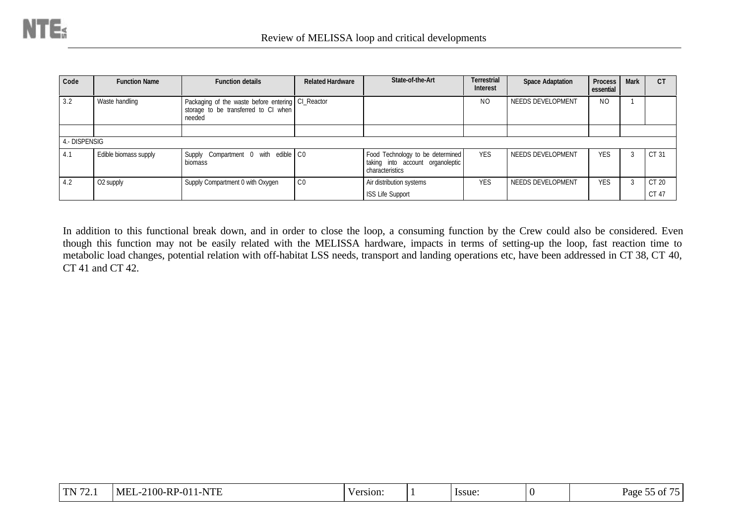| Code | Function Name | Function details | Related Hardware | State-of-the-Art | Terrestrial Interest | Space Adaptation | Process essential | Mark | CT |
|---|---|---|---|---|---|---|---|---|---|
| 3.2 | Waste handling | Packaging of the waste before entering storage to be transferred to CI when needed | CI_Reactor | | NO | NEEDS DEVELOPMENT | NO | 1 | |
| | | | | | | | | | |
| 4.- DISPENSIG | | | | | | | | | |
| 4.1 | Edible biomass supply | Supply Compartment 0 with edible biomass | C0 | Food Technology to be determined taking into account organoleptic characteristics | YES | NEEDS DEVELOPMENT | YES | 3 | CT 31 |
| 4.2 | O2 supply | Supply Compartment 0 with Oxygen | C0 | Air distribution systems<br>ISS Life Support | YES | NEEDS DEVELOPMENT | YES | 3 | CT 20<br>CT 47 |

In addition to this functional break down, and in order to close the loop, a consuming function by the Crew could also be considered. Even though this function may not be easily related with the MELISSA hardware, impacts in terms of setting-up the loop, fast reaction time to metabolic load changes, potential relation with off-habitat LSS needs, transport and landing operations etc, have been addressed in CT 38, CT 40, CT 41 and CT 42.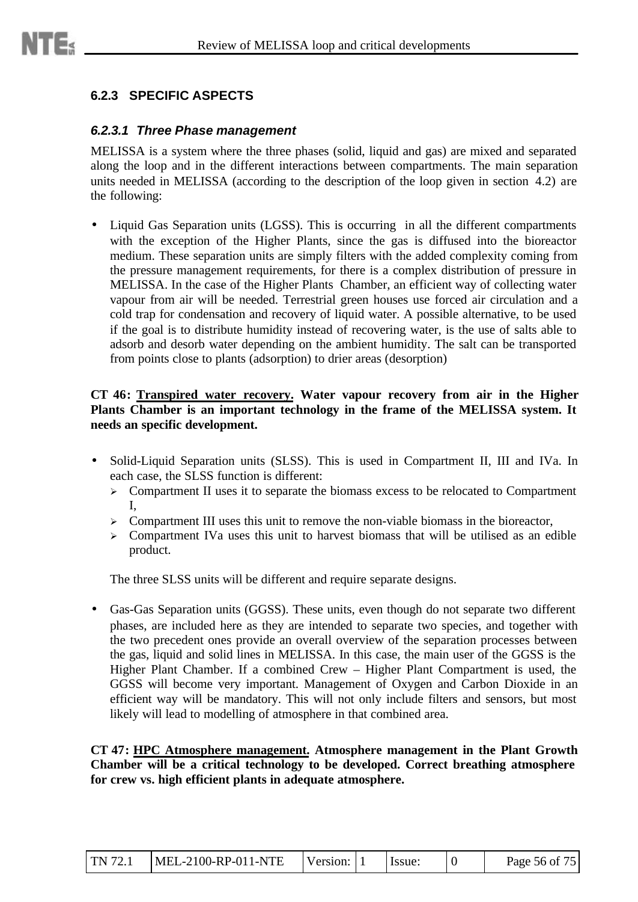### 6.2.3 SPECIFIC ASPECTS

#### 6.2.3.1 *Three Phase management*

MELISSA is a system where the three phases (solid, liquid and gas) are mixed and separated along the loop and in the different interactions between compartments. The main separation units needed in MELISSA (according to the description of the loop given in section 4.2) are the following:

- Liquid Gas Separation units (LGSS). This is occurring in all the different compartments with the exception of the Higher Plants, since the gas is diffused into the bioreactor medium. These separation units are simply filters with the added complexity coming from the pressure management requirements, for there is a complex distribution of pressure in MELISSA. In the case of the Higher Plants Chamber, an efficient way of collecting water vapour from air will be needed. Terrestrial green houses use forced air circulation and a cold trap for condensation and recovery of liquid water. A possible alternative, to be used if the goal is to distribute humidity instead of recovering water, is the use of salts able to adsorb and desorb water depending on the ambient humidity. The salt can be transported from points close to plants (adsorption) to drier areas (desorption)

**CT 46: <u>Transpired water recovery.</u> Water vapour recovery from air in the Higher Plants Chamber is an important technology in the frame of the MELISSA system. It needs an specific development.**

- Solid-Liquid Separation units (SLSS). This is used in Compartment II, III and IVa. In each case, the SLSS function is different:
  - Compartment II uses it to separate the biomass excess to be relocated to Compartment I,
  - Compartment III uses this unit to remove the non-viable biomass in the bioreactor,
  - Compartment IVa uses this unit to harvest biomass that will be utilised as an edible product.

  The three SLSS units will be different and require separate designs.

- Gas-Gas Separation units (GGSS). These units, even though do not separate two different phases, are included here as they are intended to separate two species, and together with the two precedent ones provide an overall overview of the separation processes between the gas, liquid and solid lines in MELISSA. In this case, the main user of the GGSS is the Higher Plant Chamber. If a combined Crew – Higher Plant Compartment is used, the GGSS will become very important. Management of Oxygen and Carbon Dioxide in an efficient way will be mandatory. This will not only include filters and sensors, but most likely will lead to modelling of atmosphere in that combined area.

**CT 47: <u>HPC Atmosphere management.</u> Atmosphere management in the Plant Growth Chamber will be a critical technology to be developed. Correct breathing atmosphere for crew vs. high efficient plants in adequate atmosphere.**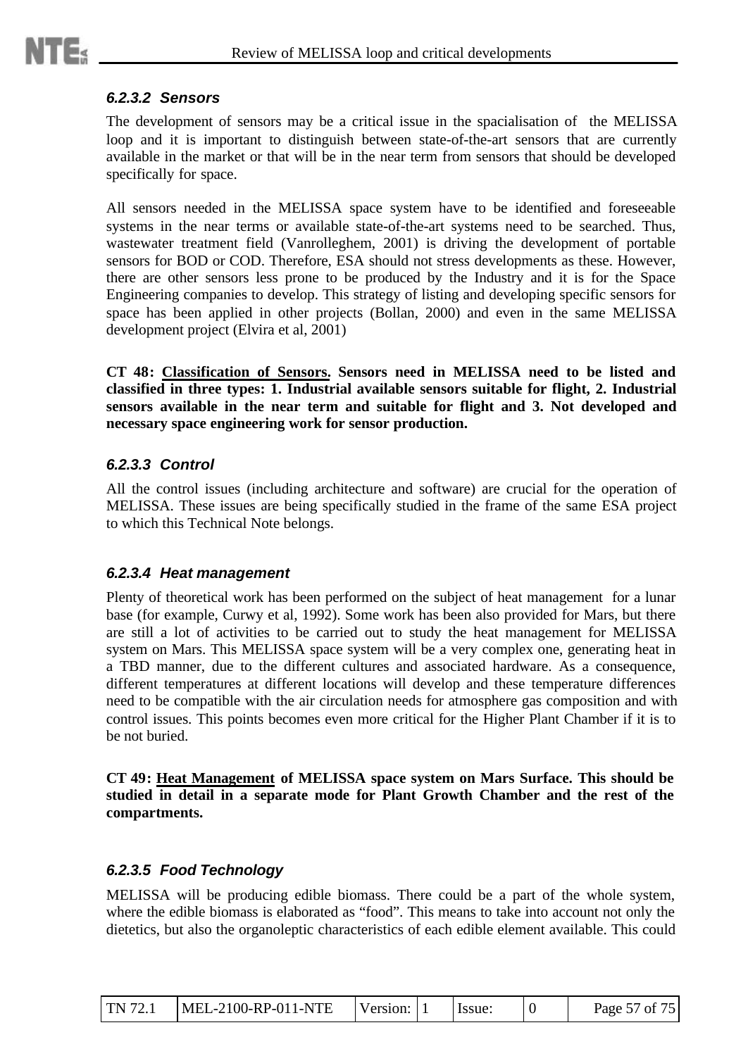#### *6.2.3.2 Sensors*

The development of sensors may be a critical issue in the spacialisation of the MELISSA loop and it is important to distinguish between state-of-the-art sensors that are currently available in the market or that will be in the near term from sensors that should be developed specifically for space.

All sensors needed in the MELISSA space system have to be identified and foreseeable systems in the near terms or available state-of-the-art systems need to be searched. Thus, wastewater treatment field (Vanrolleghem, 2001) is driving the development of portable sensors for BOD or COD. Therefore, ESA should not stress developments as these. However, there are other sensors less prone to be produced by the Industry and it is for the Space Engineering companies to develop. This strategy of listing and developing specific sensors for space has been applied in other projects (Bollan, 2000) and even in the same MELISSA development project (Elvira et al, 2001)

**CT 48: <u>Classification of Sensors.</u> Sensors need in MELISSA need to be listed and classified in three types: 1. Industrial available sensors suitable for flight, 2. Industrial sensors available in the near term and suitable for flight and 3. Not developed and necessary space engineering work for sensor production.**

#### *6.2.3.3 Control*

All the control issues (including architecture and software) are crucial for the operation of MELISSA. These issues are being specifically studied in the frame of the same ESA project to which this Technical Note belongs.

#### *6.2.3.4 Heat management*

Plenty of theoretical work has been performed on the subject of heat management for a lunar base (for example, Curwy et al, 1992). Some work has been also provided for Mars, but there are still a lot of activities to be carried out to study the heat management for MELISSA system on Mars. This MELISSA space system will be a very complex one, generating heat in a TBD manner, due to the different cultures and associated hardware. As a consequence, different temperatures at different locations will develop and these temperature differences need to be compatible with the air circulation needs for atmosphere gas composition and with control issues. This points becomes even more critical for the Higher Plant Chamber if it is to be not buried.

**CT 49: <u>Heat Management</u> of MELISSA space system on Mars Surface. This should be studied in detail in a separate mode for Plant Growth Chamber and the rest of the compartments.**

#### *6.2.3.5 Food Technology*

MELISSA will be producing edible biomass. There could be a part of the whole system, where the edible biomass is elaborated as "food". This means to take into account not only the dietetics, but also the organoleptic characteristics of each edible element available. This could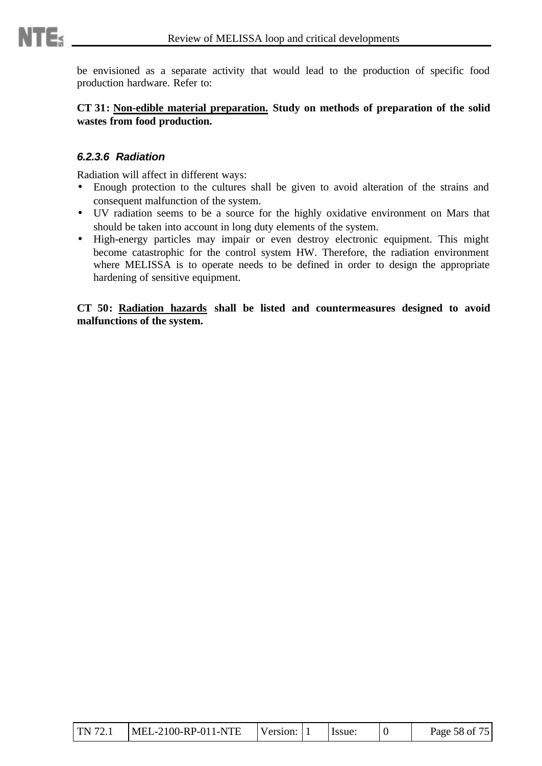be envisioned as a separate activity that would lead to the production of specific food production hardware. Refer to:

**CT 31: <u>Non-edible material preparation.</u> Study on methods of preparation of the solid wastes from food production.**

#### *6.2.3.6 Radiation*

Radiation will affect in different ways:

- Enough protection to the cultures shall be given to avoid alteration of the strains and consequent malfunction of the system.
- UV radiation seems to be a source for the highly oxidative environment on Mars that should be taken into account in long duty elements of the system.
- High-energy particles may impair or even destroy electronic equipment. This might become catastrophic for the control system HW. Therefore, the radiation environment where MELISSA is to operate needs to be defined in order to design the appropriate hardening of sensitive equipment.

**CT 50: <u>Radiation hazards</u> shall be listed and countermeasures designed to avoid malfunctions of the system.**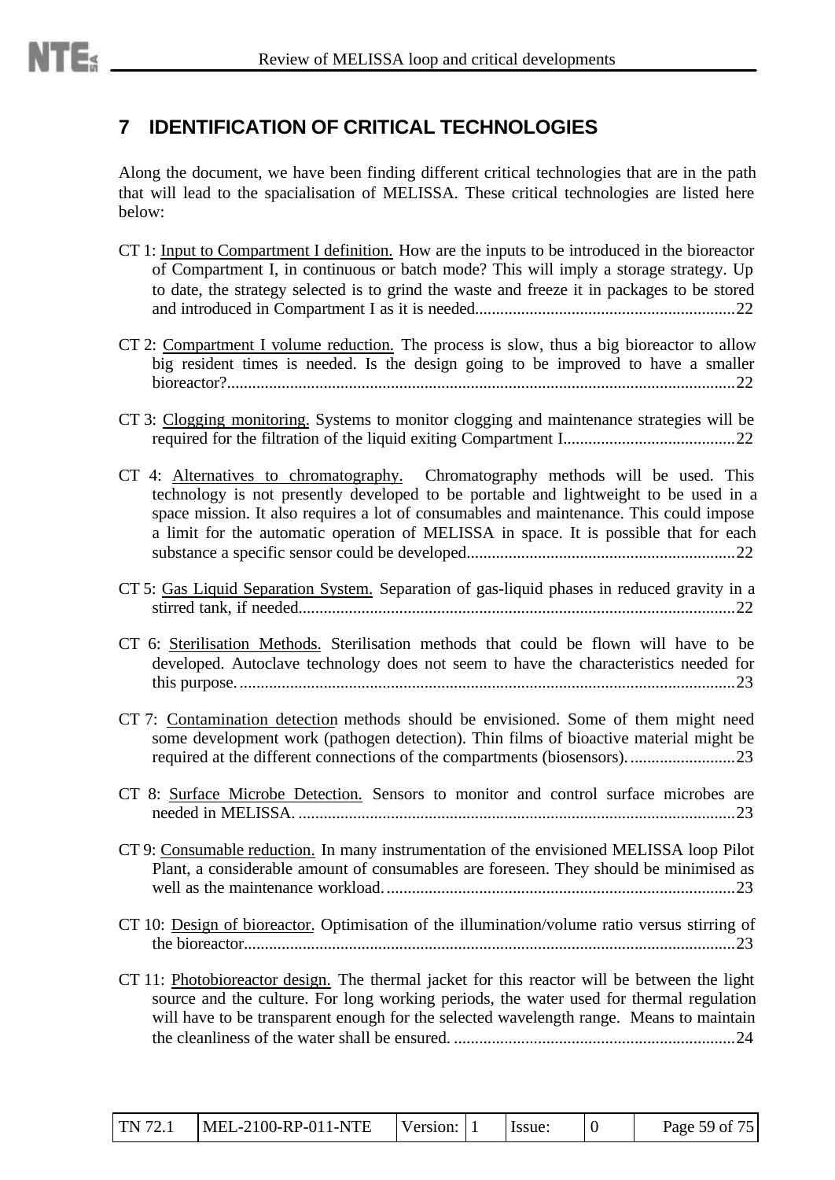# 7 IDENTIFICATION OF CRITICAL TECHNOLOGIES

Along the document, we have been finding different critical technologies that are in the path that will lead to the spacialisation of MELISSA. These critical technologies are listed here below:

CT 1: Input to Compartment I definition. How are the inputs to be introduced in the bioreactor of Compartment I, in continuous or batch mode? This will imply a storage strategy. Up to date, the strategy selected is to grind the waste and freeze it in packages to be stored and introduced in Compartment I as it is needed.............................................................22

CT 2: Compartment I volume reduction. The process is slow, thus a big bioreactor to allow big resident times is needed. Is the design going to be improved to have a smaller bioreactor?........................................................................................................................22

CT 3: Clogging monitoring. Systems to monitor clogging and maintenance strategies will be required for the filtration of the liquid exiting Compartment I.........................................22

CT 4: Alternatives to chromatography. Chromatography methods will be used. This technology is not presently developed to be portable and lightweight to be used in a space mission. It also requires a lot of consumables and maintenance. This could impose a limit for the automatic operation of MELISSA in space. It is possible that for each substance a specific sensor could be developed................................................................22

CT 5: Gas Liquid Separation System. Separation of gas-liquid phases in reduced gravity in a stirred tank, if needed.......................................................................................................22

CT 6: Sterilisation Methods. Sterilisation methods that could be flown will have to be developed. Autoclave technology does not seem to have the characteristics needed for this purpose......................................................................................................................23

CT 7: Contamination detection methods should be envisioned. Some of them might need some development work (pathogen detection). Thin films of bioactive material might be required at the different connections of the compartments (biosensors).........................23

CT 8: Surface Microbe Detection. Sensors to monitor and control surface microbes are needed in MELISSA. .......................................................................................................23

CT 9: Consumable reduction. In many instrumentation of the envisioned MELISSA loop Pilot Plant, a considerable amount of consumables are foreseen. They should be minimised as well as the maintenance workload...................................................................................23

CT 10: Design of bioreactor. Optimisation of the illumination/volume ratio versus stirring of the bioreactor.....................................................................................................................23

CT 11: Photobioreactor design. The thermal jacket for this reactor will be between the light source and the culture. For long working periods, the water used for thermal regulation will have to be transparent enough for the selected wavelength range. Means to maintain the cleanliness of the water shall be ensured. ...................................................................24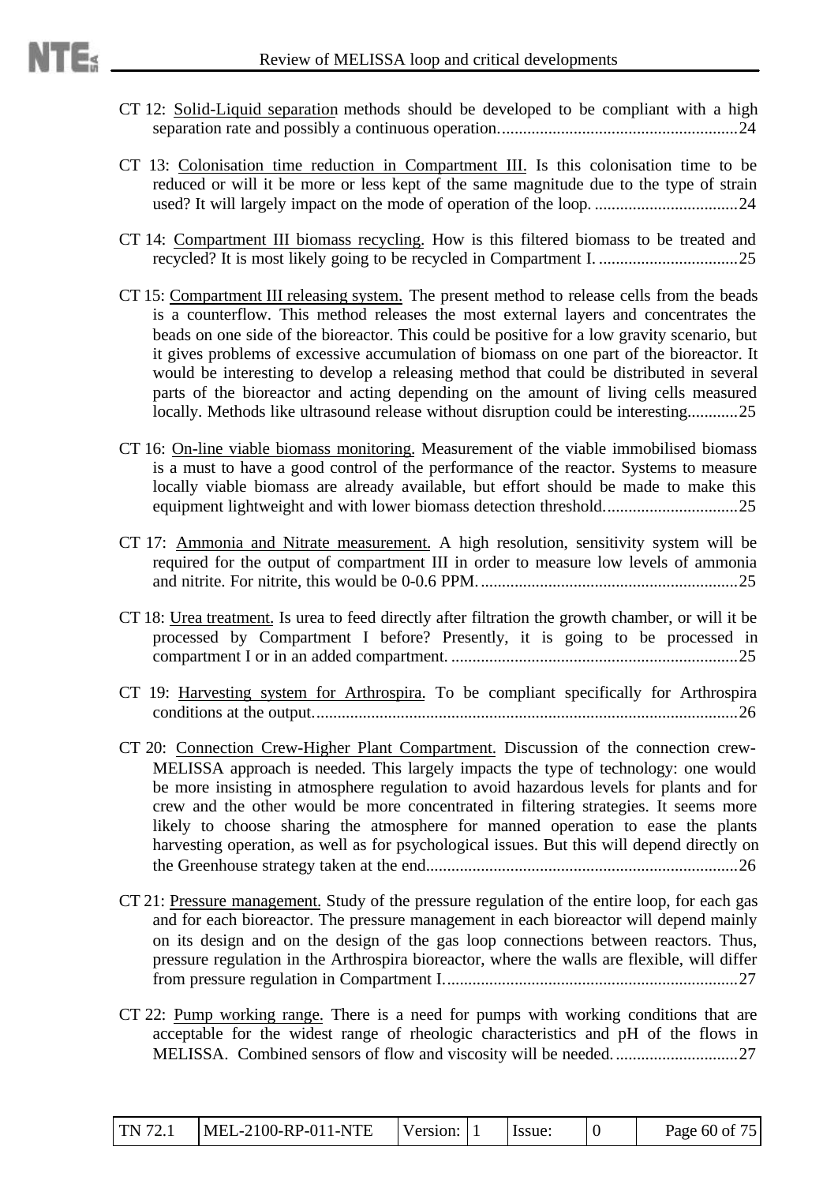CT 12: Solid-Liquid separation methods should be developed to be compliant with a high separation rate and possibly a continuous operation........................................................24

CT 13: Colonisation time reduction in Compartment III. Is this colonisation time to be reduced or will it be more or less kept of the same magnitude due to the type of strain used? It will largely impact on the mode of operation of the loop. ..................................24

CT 14: Compartment III biomass recycling. How is this filtered biomass to be treated and recycled? It is most likely going to be recycled in Compartment I. .................................25

CT 15: Compartment III releasing system. The present method to release cells from the beads is a counterflow. This method releases the most external layers and concentrates the beads on one side of the bioreactor. This could be positive for a low gravity scenario, but it gives problems of excessive accumulation of biomass on one part of the bioreactor. It would be interesting to develop a releasing method that could be distributed in several parts of the bioreactor and acting depending on the amount of living cells measured locally. Methods like ultrasound release without disruption could be interesting...........25

CT 16: On-line viable biomass monitoring. Measurement of the viable immobilised biomass is a must to have a good control of the performance of the reactor. Systems to measure locally viable biomass are already available, but effort should be made to make this equipment lightweight and with lower biomass detection threshold...............................25

CT 17: Ammonia and Nitrate measurement. A high resolution, sensitivity system will be required for the output of compartment III in order to measure low levels of ammonia and nitrite. For nitrite, this would be 0-0.6 PPM. .............................................................25

CT 18: Urea treatment. Is urea to feed directly after filtration the growth chamber, or will it be processed by Compartment I before? Presently, it is going to be processed in compartment I or in an added compartment. ....................................................................25

CT 19: Harvesting system for Arthrospira. To be compliant specifically for Arthrospira conditions at the output....................................................................................................26

CT 20: Connection Crew-Higher Plant Compartment. Discussion of the connection crew-MELISSA approach is needed. This largely impacts the type of technology: one would be more insisting in atmosphere regulation to avoid hazardous levels for plants and for crew and the other would be more concentrated in filtering strategies. It seems more likely to choose sharing the atmosphere for manned operation to ease the plants harvesting operation, as well as for psychological issues. But this will depend directly on the Greenhouse strategy taken at the end.........................................................................26

CT 21: Pressure management. Study of the pressure regulation of the entire loop, for each gas and for each bioreactor. The pressure management in each bioreactor will depend mainly on its design and on the design of the gas loop connections between reactors. Thus, pressure regulation in the Arthrospira bioreactor, where the walls are flexible, will differ from pressure regulation in Compartment I......................................................................27

CT 22: Pump working range. There is a need for pumps with working conditions that are acceptable for the widest range of rheologic characteristics and pH of the flows in MELISSA. Combined sensors of flow and viscosity will be needed. .............................27

| TN 72.1 | MEL-2100-RP-011-NTE | Version: | 1 | Issue: | 0 |
|---|---|---|---|---|---|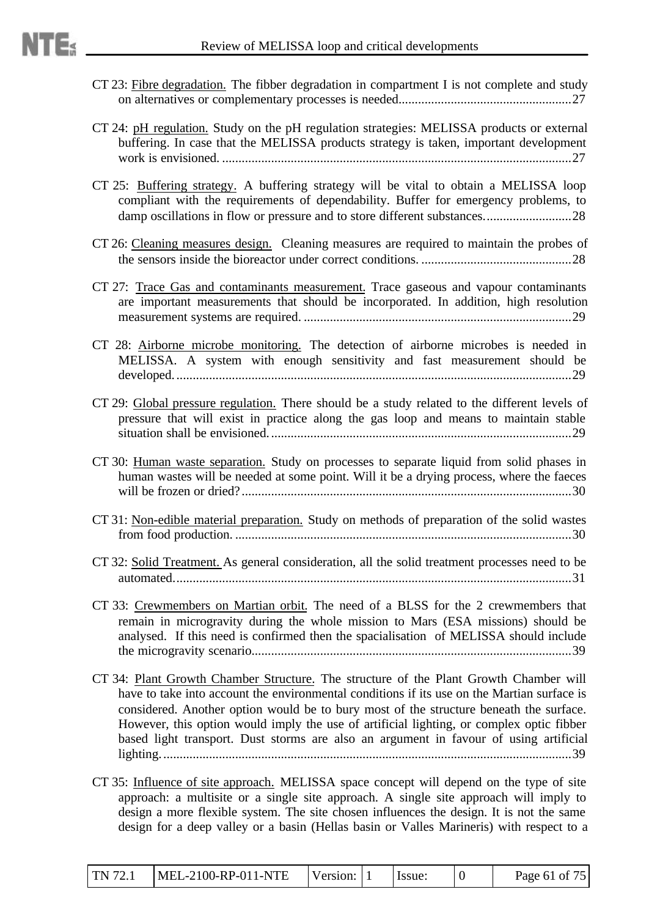CT 23: Fibre degradation. The fibber degradation in compartment I is not complete and study on alternatives or complementary processes is needed......................................................27

CT 24: pH regulation. Study on the pH regulation strategies: MELISSA products or external buffering. In case that the MELISSA products strategy is taken, important development work is envisioned. ............................................................................................................27

CT 25: Buffering strategy. A buffering strategy will be vital to obtain a MELISSA loop compliant with the requirements of dependability. Buffer for emergency problems, to damp oscillations in flow or pressure and to store different substances...........................28

CT 26: Cleaning measures design. Cleaning measures are required to maintain the probes of the sensors inside the bioreactor under correct conditions. ..............................................28

CT 27: Trace Gas and contaminants measurement. Trace gaseous and vapour contaminants are important measurements that should be incorporated. In addition, high resolution measurement systems are required. ..................................................................................29

CT 28: Airborne microbe monitoring. The detection of airborne microbes is needed in MELISSA. A system with enough sensitivity and fast measurement should be developed. ..........................................................................................................................29

CT 29: Global pressure regulation. There should be a study related to the different levels of pressure that will exist in practice along the gas loop and means to maintain stable situation shall be envisioned. ............................................................................................29

CT 30: Human waste separation. Study on processes to separate liquid from solid phases in human wastes will be needed at some point. Will it be a drying process, where the faeces will be frozen or dried? .....................................................................................................30

CT 31: Non-edible material preparation. Study on methods of preparation of the solid wastes from food production. .......................................................................................................30

CT 32: Solid Treatment. As general consideration, all the solid treatment processes need to be automated. ..........................................................................................................................31

CT 33: Crewmembers on Martian orbit. The need of a BLSS for the 2 crewmembers that remain in microgravity during the whole mission to Mars (ESA missions) should be analysed. If this need is confirmed then the spacialisation of MELISSA should include the microgravity scenario.................................................................................................39

CT 34: Plant Growth Chamber Structure. The structure of the Plant Growth Chamber will have to take into account the environmental conditions if its use on the Martian surface is considered. Another option would be to bury most of the structure beneath the surface. However, this option would imply the use of artificial lighting, or complex optic fibber based light transport. Dust storms are also an argument in favour of using artificial lighting. ............................................................................................................................39

CT 35: Influence of site approach. MELISSA space concept will depend on the type of site approach: a multisite or a single site approach. A single site approach will imply to design a more flexible system. The site chosen influences the design. It is not the same design for a deep valley or a basin (Hellas basin or Valles Marineris) with respect to a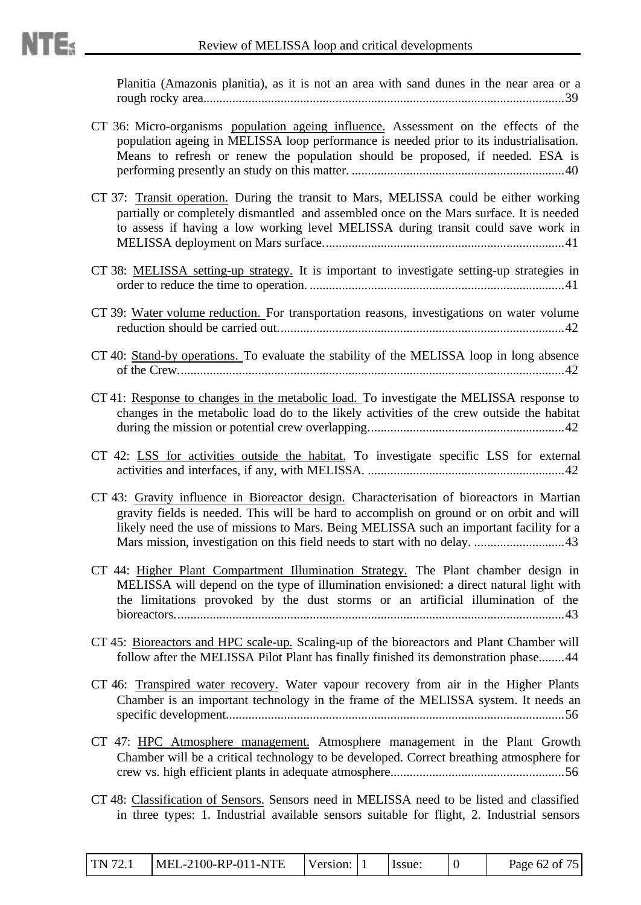Planitia (Amazonis planitia), as it is not an area with sand dunes in the near area or a rough rocky area.......................................................................................................39

CT 36: Micro-organisms population ageing influence. Assessment on the effects of the population ageing in MELISSA loop performance is needed prior to its industrialisation. Means to refresh or renew the population should be proposed, if needed. ESA is performing presently an study on this matter. ..................................................................40

CT 37: Transit operation. During the transit to Mars, MELISSA could be either working partially or completely dismantled and assembled once on the Mars surface. It is needed to assess if having a low working level MELISSA during transit could save work in MELISSA deployment on Mars surface..........................................................................41

CT 38: MELISSA setting-up strategy. It is important to investigate setting-up strategies in order to reduce the time to operation. ...............................................................................41

CT 39: Water volume reduction. For transportation reasons, investigations on water volume reduction should be carried out........................................................................................42

CT 40: Stand-by operations. To evaluate the stability of the MELISSA loop in long absence of the Crew.......................................................................................................................42

CT 41: Response to changes in the metabolic load. To investigate the MELISSA response to changes in the metabolic load do to the likely activities of the crew outside the habitat during the mission or potential crew overlapping............................................................42

CT 42: LSS for activities outside the habitat. To investigate specific LSS for external activities and interfaces, if any, with MELISSA. .............................................................42

CT 43: Gravity influence in Bioreactor design. Characterisation of bioreactors in Martian gravity fields is needed. This will be hard to accomplish on ground or on orbit and will likely need the use of missions to Mars. Being MELISSA such an important facility for a Mars mission, investigation on this field needs to start with no delay. ............................43

CT 44: Higher Plant Compartment Illumination Strategy. The Plant chamber design in MELISSA will depend on the type of illumination envisioned: a direct natural light with the limitations provoked by the dust storms or an artificial illumination of the bioreactors........................................................................................................................43

CT 45: Bioreactors and HPC scale-up. Scaling-up of the bioreactors and Plant Chamber will follow after the MELISSA Pilot Plant has finally finished its demonstration phase........44

CT 46: Transpired water recovery. Water vapour recovery from air in the Higher Plants Chamber is an important technology in the frame of the MELISSA system. It needs an specific development........................................................................................................56

CT 47: HPC Atmosphere management. Atmosphere management in the Plant Growth Chamber will be a critical technology to be developed. Correct breathing atmosphere for crew vs. high efficient plants in adequate atmosphere......................................................56

CT 48: Classification of Sensors. Sensors need in MELISSA need to be listed and classified in three types: 1. Industrial available sensors suitable for flight, 2. Industrial sensors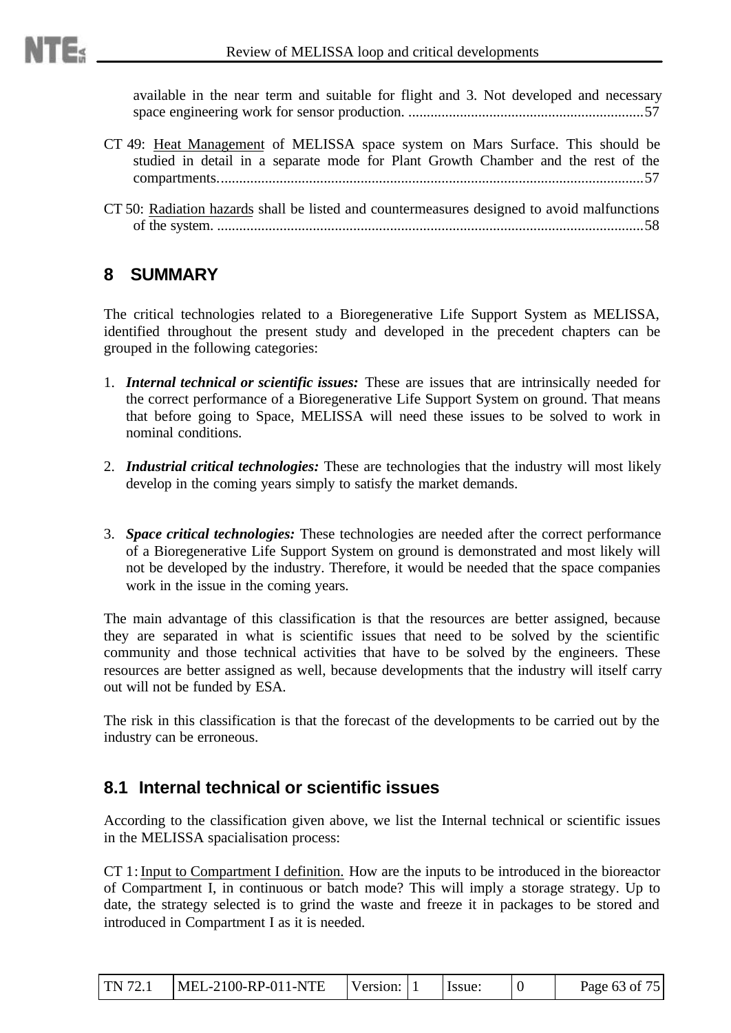available in the near term and suitable for flight and 3. Not developed and necessary space engineering work for sensor production. ................................................................57

CT 49: Heat Management of MELISSA space system on Mars Surface. This should be studied in detail in a separate mode for Plant Growth Chamber and the rest of the compartments....................................................................................................................57

CT 50: Radiation hazards shall be listed and countermeasures designed to avoid malfunctions of the system. ....................................................................................................................58

# 8 SUMMARY

The critical technologies related to a Bioregenerative Life Support System as MELISSA, identified throughout the present study and developed in the precedent chapters can be grouped in the following categories:

1. ***Internal technical or scientific issues:*** These are issues that are intrinsically needed for the correct performance of a Bioregenerative Life Support System on ground. That means that before going to Space, MELISSA will need these issues to be solved to work in nominal conditions.

2. ***Industrial critical technologies:*** These are technologies that the industry will most likely develop in the coming years simply to satisfy the market demands.

3. ***Space critical technologies:*** These technologies are needed after the correct performance of a Bioregenerative Life Support System on ground is demonstrated and most likely will not be developed by the industry. Therefore, it would be needed that the space companies work in the issue in the coming years.

The main advantage of this classification is that the resources are better assigned, because they are separated in what is scientific issues that need to be solved by the scientific community and those technical activities that have to be solved by the engineers. These resources are better assigned as well, because developments that the industry will itself carry out will not be funded by ESA.

The risk in this classification is that the forecast of the developments to be carried out by the industry can be erroneous.

## 8.1 Internal technical or scientific issues

According to the classification given above, we list the Internal technical or scientific issues in the MELISSA spacialisation process:

CT 1: Input to Compartment I definition. How are the inputs to be introduced in the bioreactor of Compartment I, in continuous or batch mode? This will imply a storage strategy. Up to date, the strategy selected is to grind the waste and freeze it in packages to be stored and introduced in Compartment I as it is needed.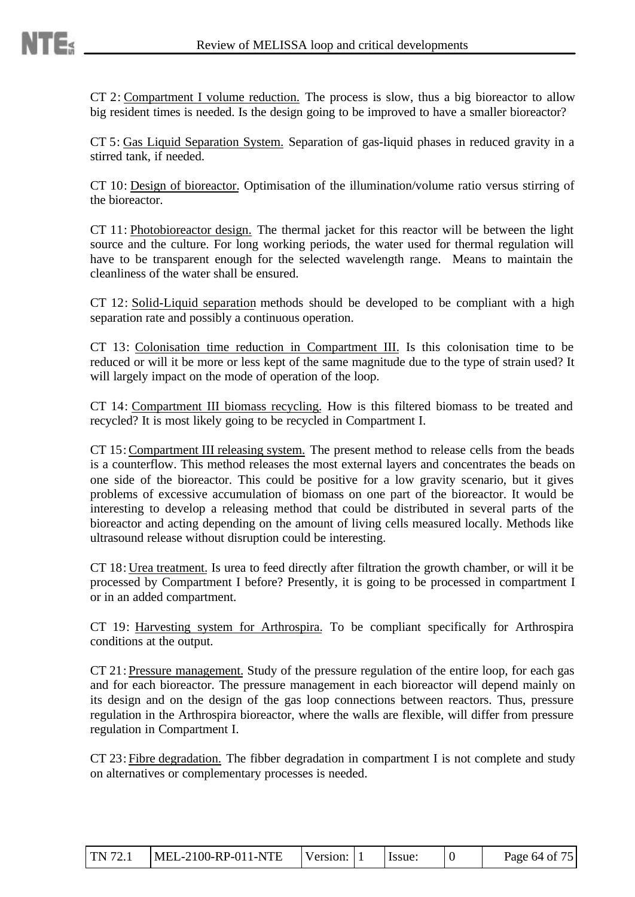CT 2: Compartment I volume reduction. The process is slow, thus a big bioreactor to allow big resident times is needed. Is the design going to be improved to have a smaller bioreactor?

CT 5: Gas Liquid Separation System. Separation of gas-liquid phases in reduced gravity in a stirred tank, if needed.

CT 10: Design of bioreactor. Optimisation of the illumination/volume ratio versus stirring of the bioreactor.

CT 11: Photobioreactor design. The thermal jacket for this reactor will be between the light source and the culture. For long working periods, the water used for thermal regulation will have to be transparent enough for the selected wavelength range. Means to maintain the cleanliness of the water shall be ensured.

CT 12: Solid-Liquid separation methods should be developed to be compliant with a high separation rate and possibly a continuous operation.

CT 13: Colonisation time reduction in Compartment III. Is this colonisation time to be reduced or will it be more or less kept of the same magnitude due to the type of strain used? It will largely impact on the mode of operation of the loop.

CT 14: Compartment III biomass recycling. How is this filtered biomass to be treated and recycled? It is most likely going to be recycled in Compartment I.

CT 15: Compartment III releasing system. The present method to release cells from the beads is a counterflow. This method releases the most external layers and concentrates the beads on one side of the bioreactor. This could be positive for a low gravity scenario, but it gives problems of excessive accumulation of biomass on one part of the bioreactor. It would be interesting to develop a releasing method that could be distributed in several parts of the bioreactor and acting depending on the amount of living cells measured locally. Methods like ultrasound release without disruption could be interesting.

CT 18: Urea treatment. Is urea to feed directly after filtration the growth chamber, or will it be processed by Compartment I before? Presently, it is going to be processed in compartment I or in an added compartment.

CT 19: Harvesting system for Arthrospira. To be compliant specifically for Arthrospira conditions at the output.

CT 21: Pressure management. Study of the pressure regulation of the entire loop, for each gas and for each bioreactor. The pressure management in each bioreactor will depend mainly on its design and on the design of the gas loop connections between reactors. Thus, pressure regulation in the Arthrospira bioreactor, where the walls are flexible, will differ from pressure regulation in Compartment I.

CT 23: Fibre degradation. The fibber degradation in compartment I is not complete and study on alternatives or complementary processes is needed.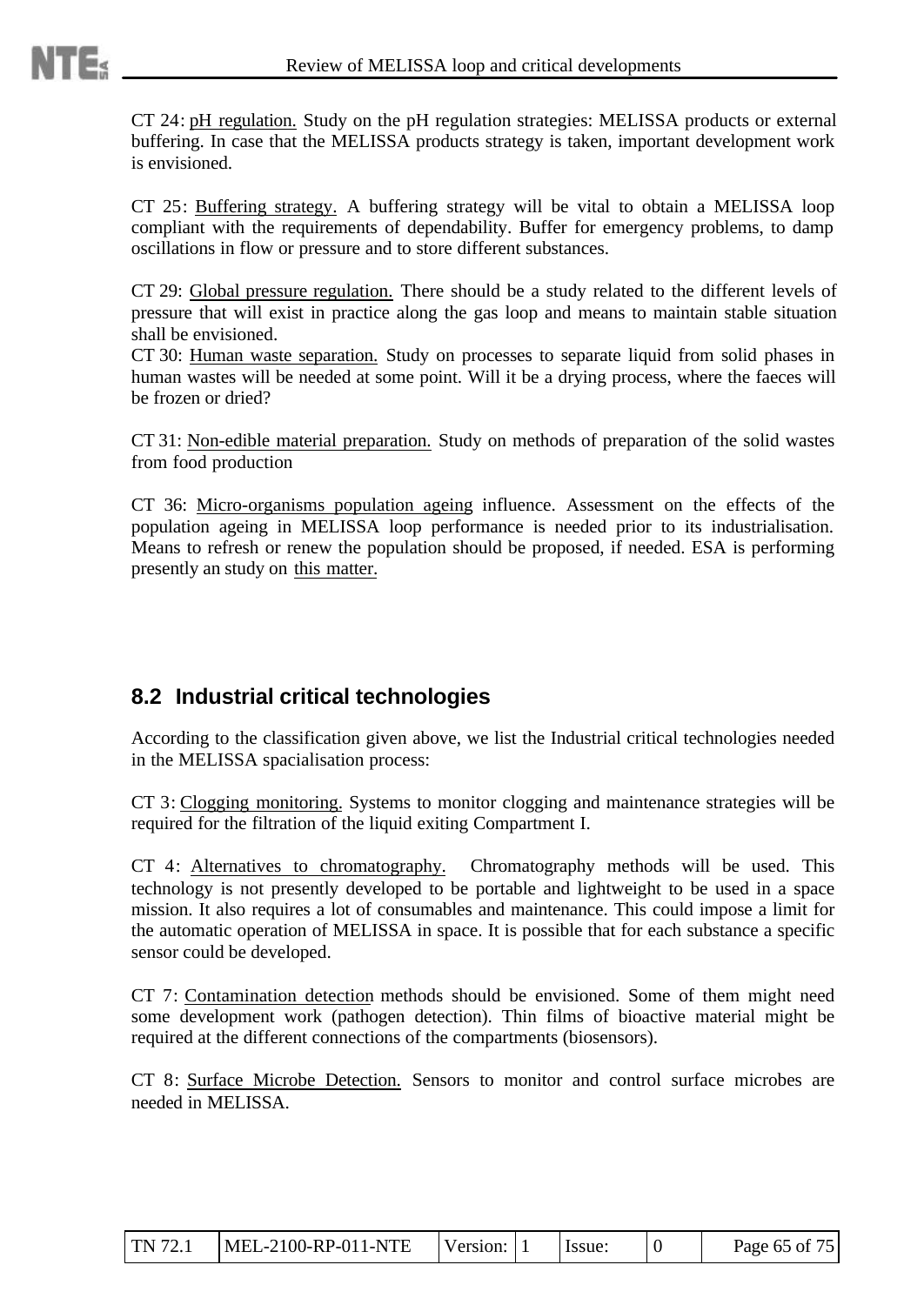CT 24: pH regulation. Study on the pH regulation strategies: MELISSA products or external buffering. In case that the MELISSA products strategy is taken, important development work is envisioned.

CT 25: Buffering strategy. A buffering strategy will be vital to obtain a MELISSA loop compliant with the requirements of dependability. Buffer for emergency problems, to damp oscillations in flow or pressure and to store different substances.

CT 29: Global pressure regulation. There should be a study related to the different levels of pressure that will exist in practice along the gas loop and means to maintain stable situation shall be envisioned.

CT 30: Human waste separation. Study on processes to separate liquid from solid phases in human wastes will be needed at some point. Will it be a drying process, where the faeces will be frozen or dried?

CT 31: Non-edible material preparation. Study on methods of preparation of the solid wastes from food production

CT 36: Micro-organisms population ageing influence. Assessment on the effects of the population ageing in MELISSA loop performance is needed prior to its industrialisation. Means to refresh or renew the population should be proposed, if needed. ESA is performing presently an study on this matter.

## 8.2 Industrial critical technologies

According to the classification given above, we list the Industrial critical technologies needed in the MELISSA spacialisation process:

CT 3: Clogging monitoring. Systems to monitor clogging and maintenance strategies will be required for the filtration of the liquid exiting Compartment I.

CT 4: Alternatives to chromatography. Chromatography methods will be used. This technology is not presently developed to be portable and lightweight to be used in a space mission. It also requires a lot of consumables and maintenance. This could impose a limit for the automatic operation of MELISSA in space. It is possible that for each substance a specific sensor could be developed.

CT 7: Contamination detection methods should be envisioned. Some of them might need some development work (pathogen detection). Thin films of bioactive material might be required at the different connections of the compartments (biosensors).

CT 8: Surface Microbe Detection. Sensors to monitor and control surface microbes are needed in MELISSA.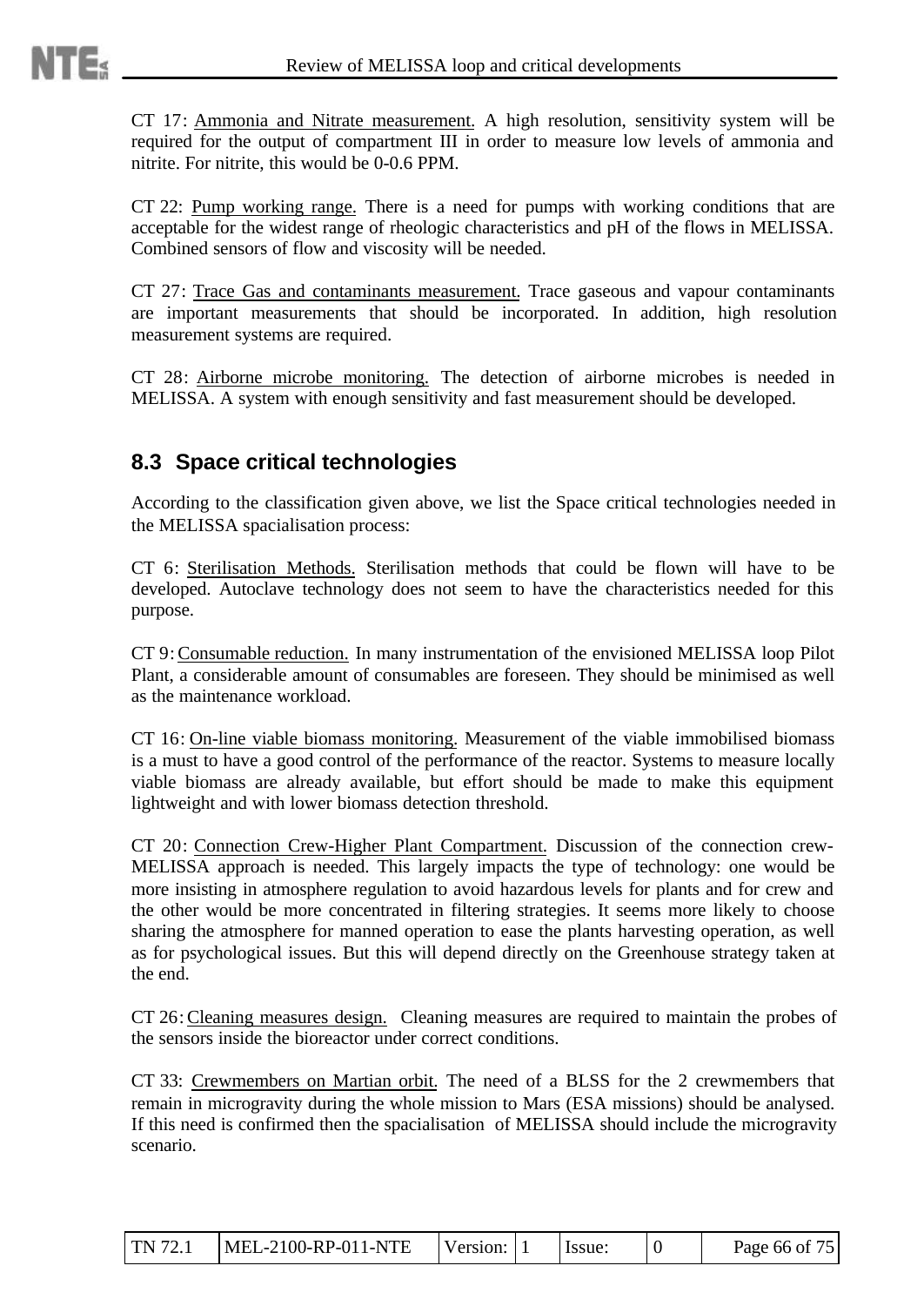CT 17: Ammonia and Nitrate measurement. A high resolution, sensitivity system will be required for the output of compartment III in order to measure low levels of ammonia and nitrite. For nitrite, this would be 0-0.6 PPM.

CT 22: Pump working range. There is a need for pumps with working conditions that are acceptable for the widest range of rheologic characteristics and pH of the flows in MELISSA. Combined sensors of flow and viscosity will be needed.

CT 27: Trace Gas and contaminants measurement. Trace gaseous and vapour contaminants are important measurements that should be incorporated. In addition, high resolution measurement systems are required.

CT 28: Airborne microbe monitoring. The detection of airborne microbes is needed in MELISSA. A system with enough sensitivity and fast measurement should be developed.

## 8.3 Space critical technologies

According to the classification given above, we list the Space critical technologies needed in the MELISSA spacialisation process:

CT 6: Sterilisation Methods. Sterilisation methods that could be flown will have to be developed. Autoclave technology does not seem to have the characteristics needed for this purpose.

CT 9: Consumable reduction. In many instrumentation of the envisioned MELISSA loop Pilot Plant, a considerable amount of consumables are foreseen. They should be minimised as well as the maintenance workload.

CT 16: On-line viable biomass monitoring. Measurement of the viable immobilised biomass is a must to have a good control of the performance of the reactor. Systems to measure locally viable biomass are already available, but effort should be made to make this equipment lightweight and with lower biomass detection threshold.

CT 20: Connection Crew-Higher Plant Compartment. Discussion of the connection crew-MELISSA approach is needed. This largely impacts the type of technology: one would be more insisting in atmosphere regulation to avoid hazardous levels for plants and for crew and the other would be more concentrated in filtering strategies. It seems more likely to choose sharing the atmosphere for manned operation to ease the plants harvesting operation, as well as for psychological issues. But this will depend directly on the Greenhouse strategy taken at the end.

CT 26: Cleaning measures design. Cleaning measures are required to maintain the probes of the sensors inside the bioreactor under correct conditions.

CT 33: Crewmembers on Martian orbit. The need of a BLSS for the 2 crewmembers that remain in microgravity during the whole mission to Mars (ESA missions) should be analysed. If this need is confirmed then the spacialisation of MELISSA should include the microgravity scenario.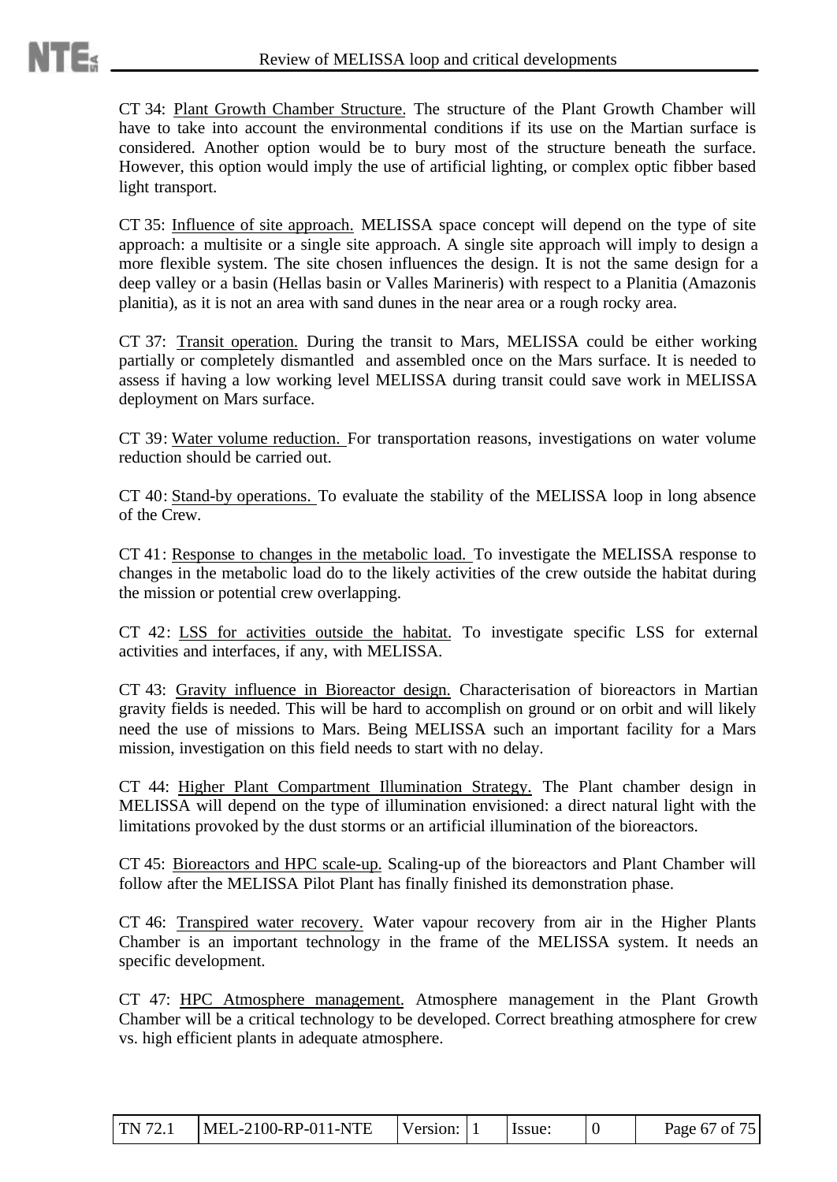CT 34: <u>Plant Growth Chamber Structure</u>. The structure of the Plant Growth Chamber will have to take into account the environmental conditions if its use on the Martian surface is considered. Another option would be to bury most of the structure beneath the surface. However, this option would imply the use of artificial lighting, or complex optic fibber based light transport.

CT 35: <u>Influence of site approach.</u> MELISSA space concept will depend on the type of site approach: a multisite or a single site approach. A single site approach will imply to design a more flexible system. The site chosen influences the design. It is not the same design for a deep valley or a basin (Hellas basin or Valles Marineris) with respect to a Planitia (Amazonis planitia), as it is not an area with sand dunes in the near area or a rough rocky area.

CT 37: <u>Transit operation.</u> During the transit to Mars, MELISSA could be either working partially or completely dismantled and assembled once on the Mars surface. It is needed to assess if having a low working level MELISSA during transit could save work in MELISSA deployment on Mars surface.

CT 39: <u>Water volume reduction.</u> For transportation reasons, investigations on water volume reduction should be carried out.

CT 40: <u>Stand-by operations.</u> To evaluate the stability of the MELISSA loop in long absence of the Crew.

CT 41: <u>Response to changes in the metabolic load.</u> To investigate the MELISSA response to changes in the metabolic load do to the likely activities of the crew outside the habitat during the mission or potential crew overlapping.

CT 42: <u>LSS for activities outside the habitat.</u> To investigate specific LSS for external activities and interfaces, if any, with MELISSA.

CT 43: <u>Gravity influence in Bioreactor design.</u> Characterisation of bioreactors in Martian gravity fields is needed. This will be hard to accomplish on ground or on orbit and will likely need the use of missions to Mars. Being MELISSA such an important facility for a Mars mission, investigation on this field needs to start with no delay.

CT 44: <u>Higher Plant Compartment Illumination Strategy.</u> The Plant chamber design in MELISSA will depend on the type of illumination envisioned: a direct natural light with the limitations provoked by the dust storms or an artificial illumination of the bioreactors.

CT 45: <u>Bioreactors and HPC scale-up.</u> Scaling-up of the bioreactors and Plant Chamber will follow after the MELISSA Pilot Plant has finally finished its demonstration phase.

CT 46: <u>Transpired water recovery.</u> Water vapour recovery from air in the Higher Plants Chamber is an important technology in the frame of the MELISSA system. It needs an specific development.

CT 47: <u>HPC Atmosphere management.</u> Atmosphere management in the Plant Growth Chamber will be a critical technology to be developed. Correct breathing atmosphere for crew vs. high efficient plants in adequate atmosphere.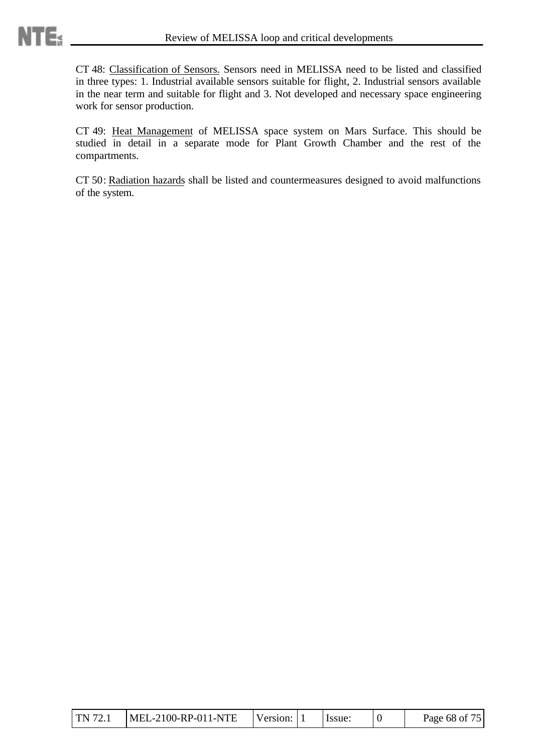CT 48: <u>Classification of Sensors.</u> Sensors need in MELISSA need to be listed and classified in three types: 1. Industrial available sensors suitable for flight, 2. Industrial sensors available in the near term and suitable for flight and 3. Not developed and necessary space engineering work for sensor production.

CT 49: <u>Heat Management</u> of MELISSA space system on Mars Surface. This should be studied in detail in a separate mode for Plant Growth Chamber and the rest of the compartments.

CT 50: <u>Radiation hazards</u> shall be listed and countermeasures designed to avoid malfunctions of the system.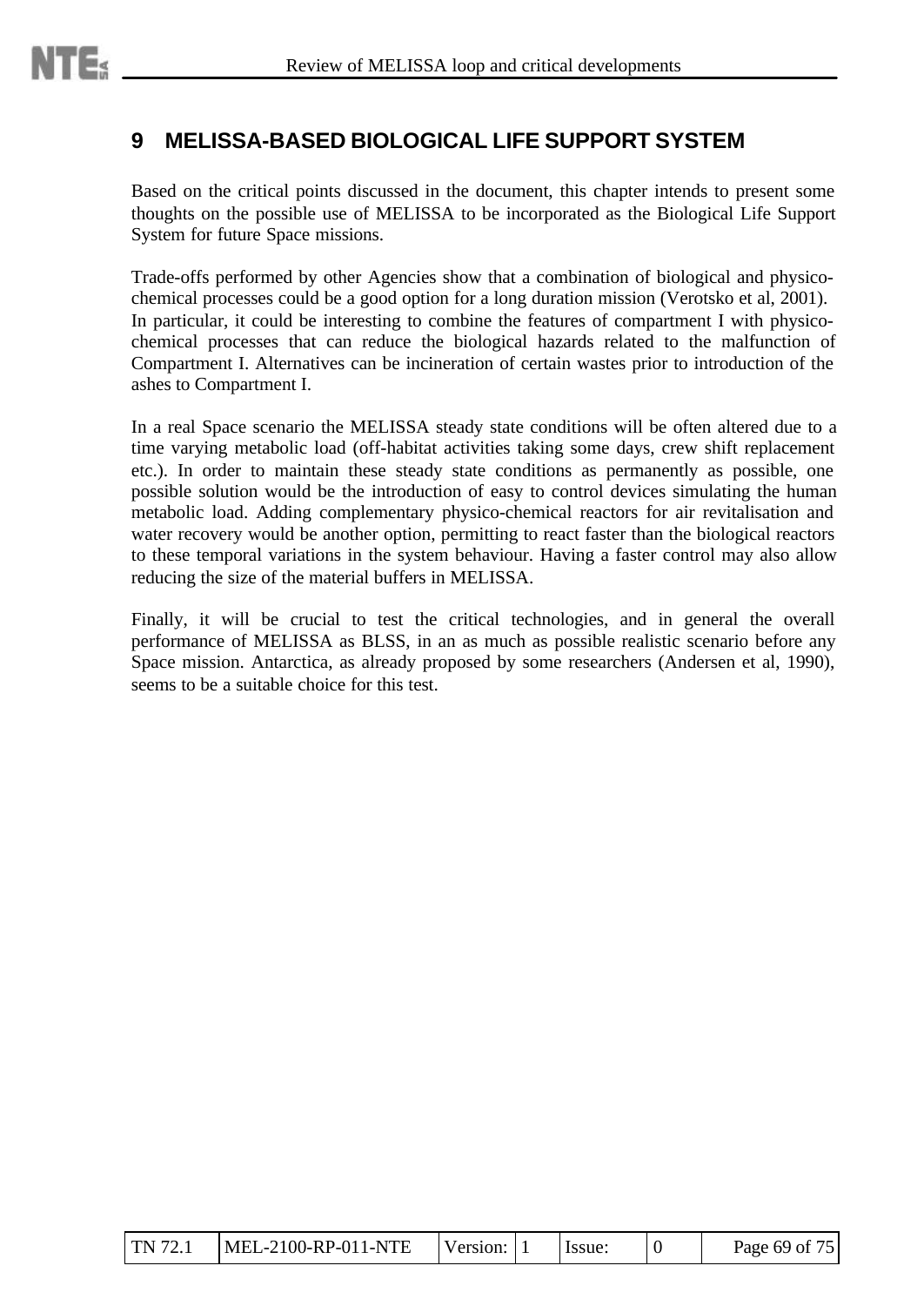# 9 MELISSA-BASED BIOLOGICAL LIFE SUPPORT SYSTEM

Based on the critical points discussed in the document, this chapter intends to present some thoughts on the possible use of MELISSA to be incorporated as the Biological Life Support System for future Space missions.

Trade-offs performed by other Agencies show that a combination of biological and physico-chemical processes could be a good option for a long duration mission (Verotsko et al, 2001). In particular, it could be interesting to combine the features of compartment I with physico-chemical processes that can reduce the biological hazards related to the malfunction of Compartment I. Alternatives can be incineration of certain wastes prior to introduction of the ashes to Compartment I.

In a real Space scenario the MELISSA steady state conditions will be often altered due to a time varying metabolic load (off-habitat activities taking some days, crew shift replacement etc.). In order to maintain these steady state conditions as permanently as possible, one possible solution would be the introduction of easy to control devices simulating the human metabolic load. Adding complementary physico-chemical reactors for air revitalisation and water recovery would be another option, permitting to react faster than the biological reactors to these temporal variations in the system behaviour. Having a faster control may also allow reducing the size of the material buffers in MELISSA.

Finally, it will be crucial to test the critical technologies, and in general the overall performance of MELISSA as BLSS, in an as much as possible realistic scenario before any Space mission. Antarctica, as already proposed by some researchers (Andersen et al, 1990), seems to be a suitable choice for this test.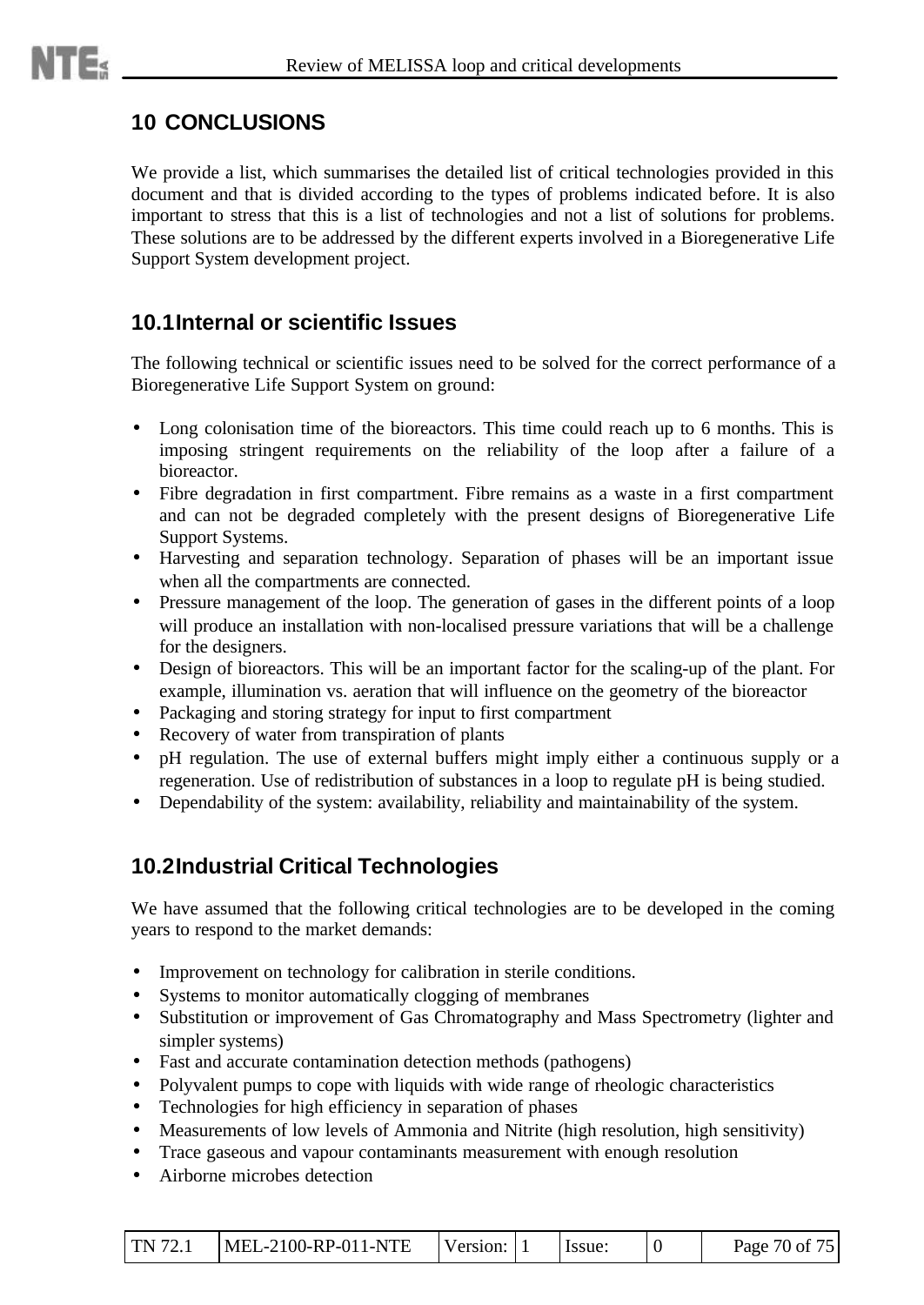# 10 CONCLUSIONS

We provide a list, which summarises the detailed list of critical technologies provided in this document and that is divided according to the types of problems indicated before. It is also important to stress that this is a list of technologies and not a list of solutions for problems. These solutions are to be addressed by the different experts involved in a Bioregenerative Life Support System development project.

## 10.1 Internal or scientific Issues

The following technical or scientific issues need to be solved for the correct performance of a Bioregenerative Life Support System on ground:

- Long colonisation time of the bioreactors. This time could reach up to 6 months. This is imposing stringent requirements on the reliability of the loop after a failure of a bioreactor.
- Fibre degradation in first compartment. Fibre remains as a waste in a first compartment and can not be degraded completely with the present designs of Bioregenerative Life Support Systems.
- Harvesting and separation technology. Separation of phases will be an important issue when all the compartments are connected.
- Pressure management of the loop. The generation of gases in the different points of a loop will produce an installation with non-localised pressure variations that will be a challenge for the designers.
- Design of bioreactors. This will be an important factor for the scaling-up of the plant. For example, illumination vs. aeration that will influence on the geometry of the bioreactor
- Packaging and storing strategy for input to first compartment
- Recovery of water from transpiration of plants
- pH regulation. The use of external buffers might imply either a continuous supply or a regeneration. Use of redistribution of substances in a loop to regulate pH is being studied.
- Dependability of the system: availability, reliability and maintainability of the system.

## 10.2 Industrial Critical Technologies

We have assumed that the following critical technologies are to be developed in the coming years to respond to the market demands:

- Improvement on technology for calibration in sterile conditions.
- Systems to monitor automatically clogging of membranes
- Substitution or improvement of Gas Chromatography and Mass Spectrometry (lighter and simpler systems)
- Fast and accurate contamination detection methods (pathogens)
- Polyvalent pumps to cope with liquids with wide range of rheologic characteristics
- Technologies for high efficiency in separation of phases
- Measurements of low levels of Ammonia and Nitrite (high resolution, high sensitivity)
- Trace gaseous and vapour contaminants measurement with enough resolution
- Airborne microbes detection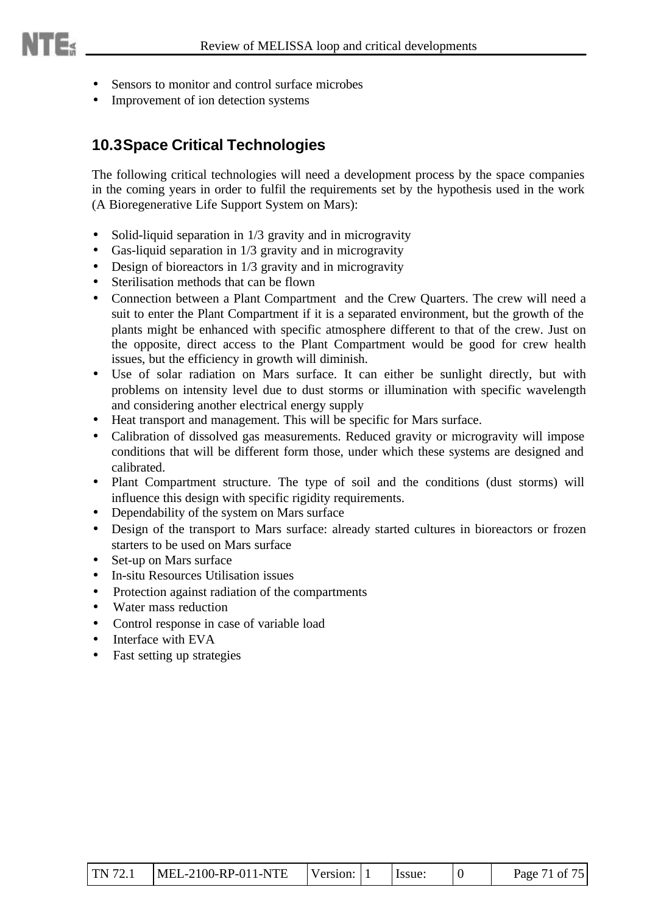- Sensors to monitor and control surface microbes
- Improvement of ion detection systems

## 10.3 Space Critical Technologies

The following critical technologies will need a development process by the space companies in the coming years in order to fulfil the requirements set by the hypothesis used in the work (A Bioregenerative Life Support System on Mars):

- Solid-liquid separation in 1/3 gravity and in microgravity
- Gas-liquid separation in 1/3 gravity and in microgravity
- Design of bioreactors in 1/3 gravity and in microgravity
- Sterilisation methods that can be flown
- Connection between a Plant Compartment and the Crew Quarters. The crew will need a suit to enter the Plant Compartment if it is a separated environment, but the growth of the plants might be enhanced with specific atmosphere different to that of the crew. Just on the opposite, direct access to the Plant Compartment would be good for crew health issues, but the efficiency in growth will diminish.
- Use of solar radiation on Mars surface. It can either be sunlight directly, but with problems on intensity level due to dust storms or illumination with specific wavelength and considering another electrical energy supply
- Heat transport and management. This will be specific for Mars surface.
- Calibration of dissolved gas measurements. Reduced gravity or microgravity will impose conditions that will be different form those, under which these systems are designed and calibrated.
- Plant Compartment structure. The type of soil and the conditions (dust storms) will influence this design with specific rigidity requirements.
- Dependability of the system on Mars surface
- Design of the transport to Mars surface: already started cultures in bioreactors or frozen starters to be used on Mars surface
- Set-up on Mars surface
- In-situ Resources Utilisation issues
- Protection against radiation of the compartments
- Water mass reduction
- Control response in case of variable load
- Interface with EVA
- Fast setting up strategies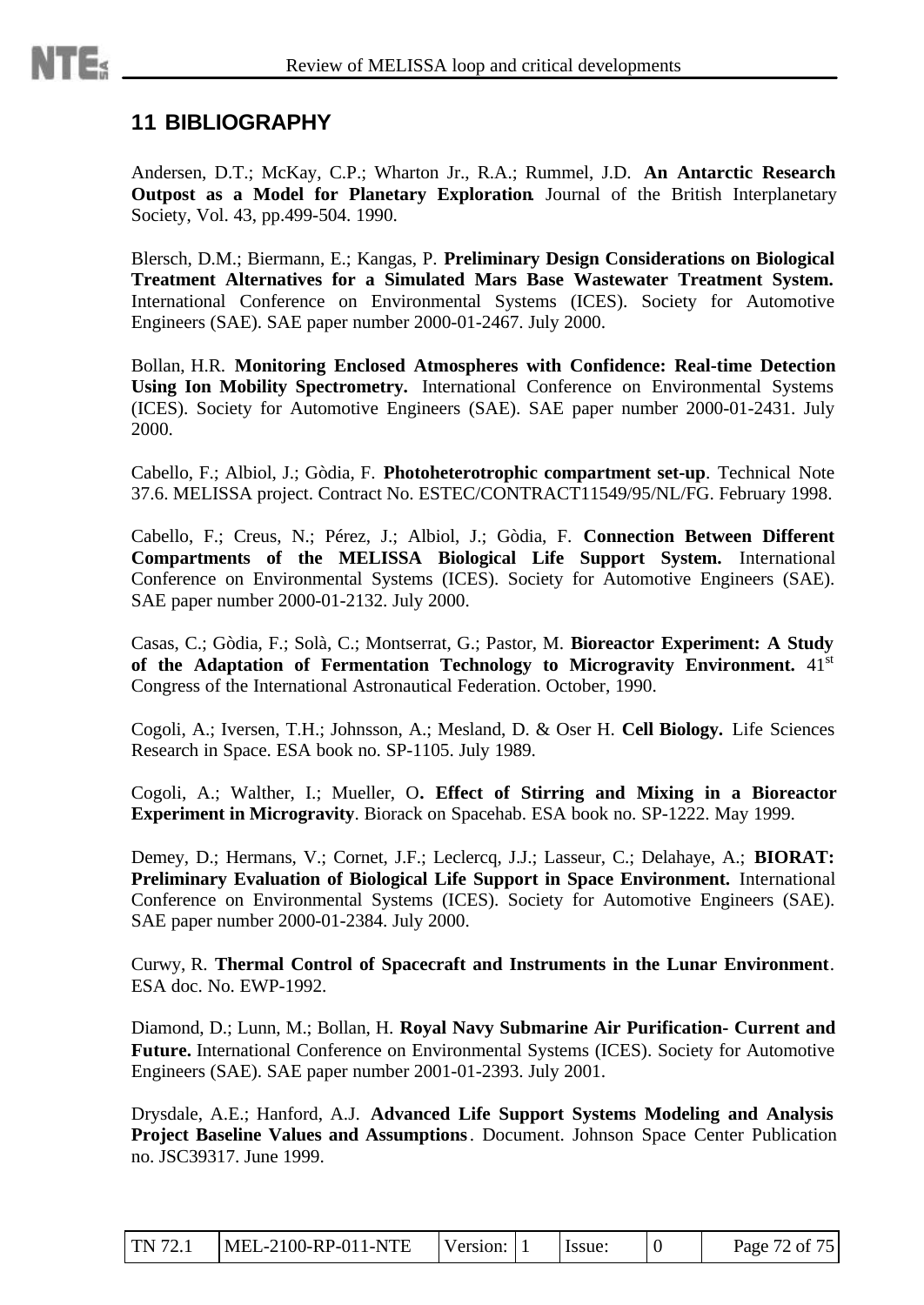# 11 BIBLIOGRAPHY

Andersen, D.T.; McKay, C.P.; Wharton Jr., R.A.; Rummel, J.D. **An Antarctic Research Outpost as a Model for Planetary Exploration**. Journal of the British Interplanetary Society, Vol. 43, pp.499-504. 1990.

Blersch, D.M.; Biermann, E.; Kangas, P. **Preliminary Design Considerations on Biological Treatment Alternatives for a Simulated Mars Base Wastewater Treatment System.** International Conference on Environmental Systems (ICES). Society for Automotive Engineers (SAE). SAE paper number 2000-01-2467. July 2000.

Bollan, H.R. **Monitoring Enclosed Atmospheres with Confidence: Real-time Detection Using Ion Mobility Spectrometry.** International Conference on Environmental Systems (ICES). Society for Automotive Engineers (SAE). SAE paper number 2000-01-2431. July 2000.

Cabello, F.; Albiol, J.; Gòdia, F. **Photoheterotrophic compartment set-up**. Technical Note 37.6. MELISSA project. Contract No. ESTEC/CONTRACT11549/95/NL/FG. February 1998.

Cabello, F.; Creus, N.; Pérez, J.; Albiol, J.; Gòdia, F. **Connection Between Different Compartments of the MELISSA Biological Life Support System.** International Conference on Environmental Systems (ICES). Society for Automotive Engineers (SAE). SAE paper number 2000-01-2132. July 2000.

Casas, C.; Gòdia, F.; Solà, C.; Montserrat, G.; Pastor, M. **Bioreactor Experiment: A Study of the Adaptation of Fermentation Technology to Microgravity Environment.** 41st Congress of the International Astronautical Federation. October, 1990.

Cogoli, A.; Iversen, T.H.; Johnsson, A.; Mesland, D. & Oser H. **Cell Biology.** Life Sciences Research in Space. ESA book no. SP-1105. July 1989.

Cogoli, A.; Walther, I.; Mueller, O**. Effect of Stirring and Mixing in a Bioreactor Experiment in Microgravity**. Biorack on Spacehab. ESA book no. SP-1222. May 1999.

Demey, D.; Hermans, V.; Cornet, J.F.; Leclercq, J.J.; Lasseur, C.; Delahaye, A.; **BIORAT: Preliminary Evaluation of Biological Life Support in Space Environment.** International Conference on Environmental Systems (ICES). Society for Automotive Engineers (SAE). SAE paper number 2000-01-2384. July 2000.

Curwy, R. **Thermal Control of Spacecraft and Instruments in the Lunar Environment**. ESA doc. No. EWP-1992.

Diamond, D.; Lunn, M.; Bollan, H. **Royal Navy Submarine Air Purification- Current and Future.** International Conference on Environmental Systems (ICES). Society for Automotive Engineers (SAE). SAE paper number 2001-01-2393. July 2001.

Drysdale, A.E.; Hanford, A.J. **Advanced Life Support Systems Modeling and Analysis Project Baseline Values and Assumptions**. Document. Johnson Space Center Publication no. JSC39317. June 1999.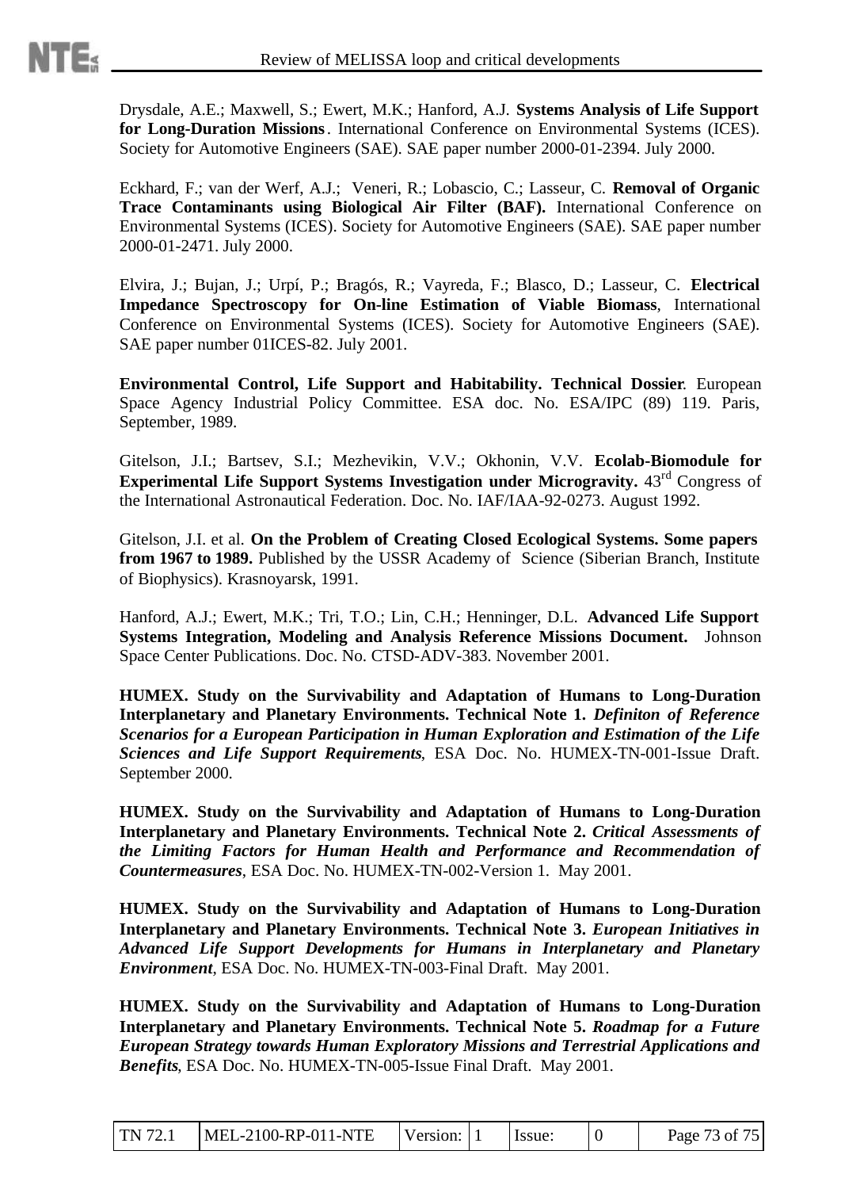Drysdale, A.E.; Maxwell, S.; Ewert, M.K.; Hanford, A.J. **Systems Analysis of Life Support for Long-Duration Missions**. International Conference on Environmental Systems (ICES). Society for Automotive Engineers (SAE). SAE paper number 2000-01-2394. July 2000.

Eckhard, F.; van der Werf, A.J.; Veneri, R.; Lobascio, C.; Lasseur, C. **Removal of Organic Trace Contaminants using Biological Air Filter (BAF).** International Conference on Environmental Systems (ICES). Society for Automotive Engineers (SAE). SAE paper number 2000-01-2471. July 2000.

Elvira, J.; Bujan, J.; Urpí, P.; Bragós, R.; Vayreda, F.; Blasco, D.; Lasseur, C. **Electrical Impedance Spectroscopy for On-line Estimation of Viable Biomass**, International Conference on Environmental Systems (ICES). Society for Automotive Engineers (SAE). SAE paper number 01ICES-82. July 2001.

**Environmental Control, Life Support and Habitability. Technical Dossier**. European Space Agency Industrial Policy Committee. ESA doc. No. ESA/IPC (89) 119. Paris, September, 1989.

Gitelson, J.I.; Bartsev, S.I.; Mezhevikin, V.V.; Okhonin, V.V. **Ecolab-Biomodule for Experimental Life Support Systems Investigation under Microgravity.** 43rd Congress of the International Astronautical Federation. Doc. No. IAF/IAA-92-0273. August 1992.

Gitelson, J.I. et al. **On the Problem of Creating Closed Ecological Systems. Some papers from 1967 to 1989.** Published by the USSR Academy of Science (Siberian Branch, Institute of Biophysics). Krasnoyarsk, 1991.

Hanford, A.J.; Ewert, M.K.; Tri, T.O.; Lin, C.H.; Henninger, D.L. **Advanced Life Support Systems Integration, Modeling and Analysis Reference Missions Document.** Johnson Space Center Publications. Doc. No. CTSD-ADV-383. November 2001.

**HUMEX. Study on the Survivability and Adaptation of Humans to Long-Duration Interplanetary and Planetary Environments. Technical Note 1.** ***Definiton of Reference Scenarios for a European Participation in Human Exploration and Estimation of the Life Sciences and Life Support Requirements***, ESA Doc. No. HUMEX-TN-001-Issue Draft. September 2000.

**HUMEX. Study on the Survivability and Adaptation of Humans to Long-Duration Interplanetary and Planetary Environments. Technical Note 2.** ***Critical Assessments of the Limiting Factors for Human Health and Performance and Recommendation of Countermeasures***, ESA Doc. No. HUMEX-TN-002-Version 1. May 2001.

**HUMEX. Study on the Survivability and Adaptation of Humans to Long-Duration Interplanetary and Planetary Environments. Technical Note 3.** ***European Initiatives in Advanced Life Support Developments for Humans in Interplanetary and Planetary Environment***, ESA Doc. No. HUMEX-TN-003-Final Draft. May 2001.

**HUMEX. Study on the Survivability and Adaptation of Humans to Long-Duration Interplanetary and Planetary Environments. Technical Note 5.** ***Roadmap for a Future European Strategy towards Human Exploratory Missions and Terrestrial Applications and Benefits***, ESA Doc. No. HUMEX-TN-005-Issue Final Draft. May 2001.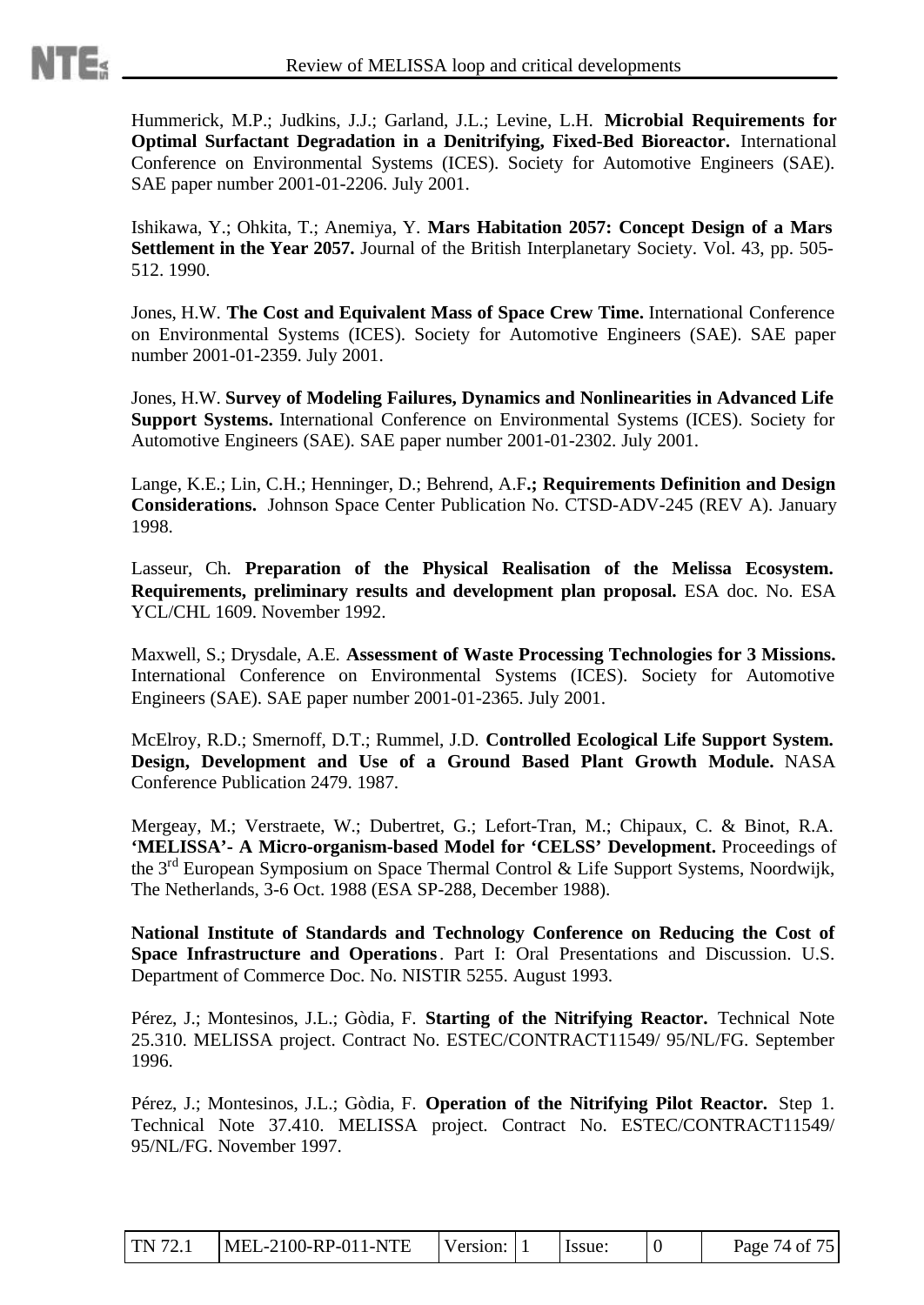Hummerick, M.P.; Judkins, J.J.; Garland, J.L.; Levine, L.H. **Microbial Requirements for Optimal Surfactant Degradation in a Denitrifying, Fixed-Bed Bioreactor.** International Conference on Environmental Systems (ICES). Society for Automotive Engineers (SAE). SAE paper number 2001-01-2206. July 2001.

Ishikawa, Y.; Ohkita, T.; Anemiya, Y. **Mars Habitation 2057: Concept Design of a Mars Settlement in the Year 2057.** Journal of the British Interplanetary Society. Vol. 43, pp. 505-512. 1990.

Jones, H.W. **The Cost and Equivalent Mass of Space Crew Time.** International Conference on Environmental Systems (ICES). Society for Automotive Engineers (SAE). SAE paper number 2001-01-2359. July 2001.

Jones, H.W. **Survey of Modeling Failures, Dynamics and Nonlinearities in Advanced Life Support Systems.** International Conference on Environmental Systems (ICES). Society for Automotive Engineers (SAE). SAE paper number 2001-01-2302. July 2001.

Lange, K.E.; Lin, C.H.; Henninger, D.; Behrend, A.F.**; Requirements Definition and Design Considerations.** Johnson Space Center Publication No. CTSD-ADV-245 (REV A). January 1998.

Lasseur, Ch. **Preparation of the Physical Realisation of the Melissa Ecosystem. Requirements, preliminary results and development plan proposal.** ESA doc. No. ESA YCL/CHL 1609. November 1992.

Maxwell, S.; Drysdale, A.E. **Assessment of Waste Processing Technologies for 3 Missions.** International Conference on Environmental Systems (ICES). Society for Automotive Engineers (SAE). SAE paper number 2001-01-2365. July 2001.

McElroy, R.D.; Smernoff, D.T.; Rummel, J.D. **Controlled Ecological Life Support System. Design, Development and Use of a Ground Based Plant Growth Module.** NASA Conference Publication 2479. 1987.

Mergeay, M.; Verstraete, W.; Dubertret, G.; Lefort-Tran, M.; Chipaux, C. & Binot, R.A. **'MELISSA'- A Micro-organism-based Model for 'CELSS' Development.** Proceedings of the 3rd European Symposium on Space Thermal Control & Life Support Systems, Noordwijk, The Netherlands, 3-6 Oct. 1988 (ESA SP-288, December 1988).

**National Institute of Standards and Technology Conference on Reducing the Cost of Space Infrastructure and Operations**. Part I: Oral Presentations and Discussion. U.S. Department of Commerce Doc. No. NISTIR 5255. August 1993.

Pérez, J.; Montesinos, J.L.; Gòdia, F. **Starting of the Nitrifying Reactor.** Technical Note 25.310. MELISSA project. Contract No. ESTEC/CONTRACT11549/ 95/NL/FG. September 1996.

Pérez, J.; Montesinos, J.L.; Gòdia, F. **Operation of the Nitrifying Pilot Reactor.** Step 1. Technical Note 37.410. MELISSA project. Contract No. ESTEC/CONTRACT11549/ 95/NL/FG. November 1997.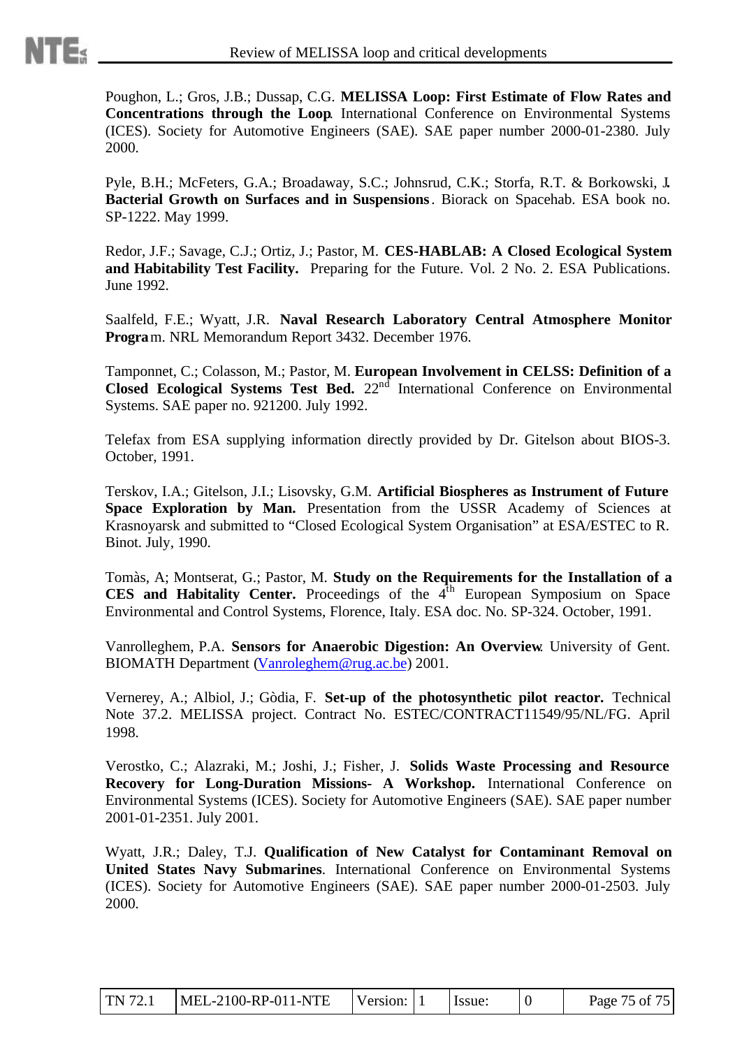Poughon, L.; Gros, J.B.; Dussap, C.G. **MELISSA Loop: First Estimate of Flow Rates and Concentrations through the Loop**. International Conference on Environmental Systems (ICES). Society for Automotive Engineers (SAE). SAE paper number 2000-01-2380. July 2000.

Pyle, B.H.; McFeters, G.A.; Broadaway, S.C.; Johnsrud, C.K.; Storfa, R.T. & Borkowski, J. **Bacterial Growth on Surfaces and in Suspensions**. Biorack on Spacehab. ESA book no. SP-1222. May 1999.

Redor, J.F.; Savage, C.J.; Ortiz, J.; Pastor, M. **CES-HABLAB: A Closed Ecological System and Habitability Test Facility.** Preparing for the Future. Vol. 2 No. 2. ESA Publications. June 1992.

Saalfeld, F.E.; Wyatt, J.R. **Naval Research Laboratory Central Atmosphere Monitor Program**. NRL Memorandum Report 3432. December 1976.

Tamponnet, C.; Colasson, M.; Pastor, M. **European Involvement in CELSS: Definition of a Closed Ecological Systems Test Bed.** 22nd International Conference on Environmental Systems. SAE paper no. 921200. July 1992.

Telefax from ESA supplying information directly provided by Dr. Gitelson about BIOS-3. October, 1991.

Terskov, I.A.; Gitelson, J.I.; Lisovsky, G.M. **Artificial Biospheres as Instrument of Future Space Exploration by Man.** Presentation from the USSR Academy of Sciences at Krasnoyarsk and submitted to "Closed Ecological System Organisation" at ESA/ESTEC to R. Binot. July, 1990.

Tomàs, A; Montserat, G.; Pastor, M. **Study on the Requirements for the Installation of a CES and Habitality Center.** Proceedings of the 4th European Symposium on Space Environmental and Control Systems, Florence, Italy. ESA doc. No. SP-324. October, 1991.

Vanrolleghem, P.A. **Sensors for Anaerobic Digestion: An Overview**. University of Gent. BIOMATH Department (Vanroleghem@rug.ac.be) 2001.

Vernerey, A.; Albiol, J.; Gòdia, F. **Set-up of the photosynthetic pilot reactor.** Technical Note 37.2. MELISSA project. Contract No. ESTEC/CONTRACT11549/95/NL/FG. April 1998.

Verostko, C.; Alazraki, M.; Joshi, J.; Fisher, J. **Solids Waste Processing and Resource Recovery for Long-Duration Missions- A Workshop.** International Conference on Environmental Systems (ICES). Society for Automotive Engineers (SAE). SAE paper number 2001-01-2351. July 2001.

Wyatt, J.R.; Daley, T.J. **Qualification of New Catalyst for Contaminant Removal on United States Navy Submarines**. International Conference on Environmental Systems (ICES). Society for Automotive Engineers (SAE). SAE paper number 2000-01-2503. July 2000.